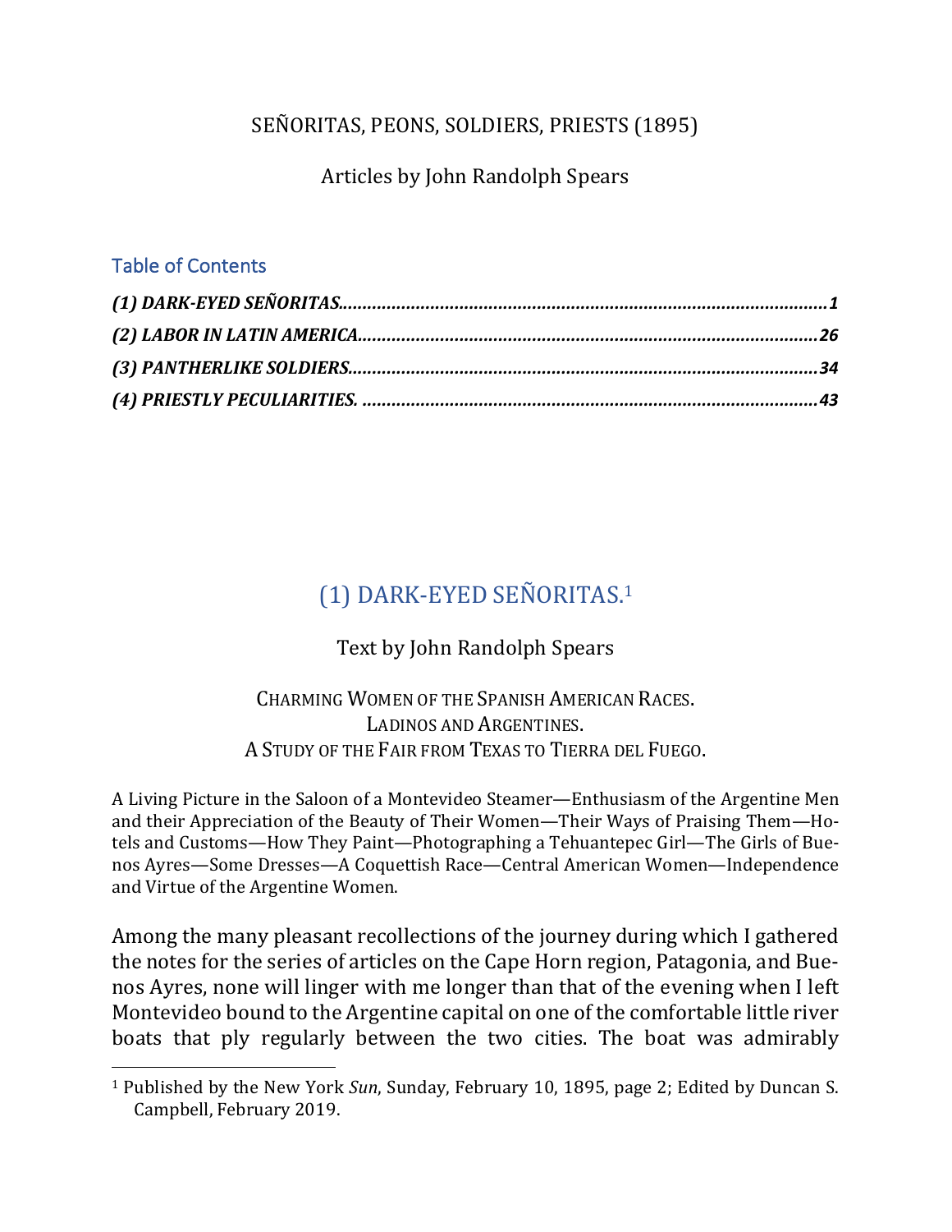# SEÑORITAS, PEONS, SOLDIERS, PRIESTS (1895)

Articles by John Randolph Spears

## Table of Contents

***(1) DARK-EYED SEÑORITAS.......................................................................................1***

***(2) LABOR IN LATIN AMERICA...............................................................................26***

***(3) PANTHERLIKE SOLDIERS..................................................................................34***

***(4) PRIESTLY PECULIARITIES. ..............................................................................43***

## (1) DARK-EYED SEÑORITAS.[1]

Text by John Randolph Spears

CHARMING WOMEN OF THE SPANISH AMERICAN RACES.
LADINOS AND ARGENTINES.
A STUDY OF THE FAIR FROM TEXAS TO TIERRA DEL FUEGO.

A Living Picture in the Saloon of a Montevideo Steamer—Enthusiasm of the Argentine Men and their Appreciation of the Beauty of Their Women—Their Ways of Praising Them—Hotels and Customs—How They Paint—Photographing a Tehuantepec Girl—The Girls of Buenos Ayres—Some Dresses—A Coquettish Race—Central American Women—Independence and Virtue of the Argentine Women.

Among the many pleasant recollections of the journey during which I gathered the notes for the series of articles on the Cape Horn region, Patagonia, and Buenos Ayres, none will linger with me longer than that of the evening when I left Montevideo bound to the Argentine capital on one of the comfortable little river boats that ply regularly between the two cities. The boat was admirably

[1] Published by the New York *Sun*, Sunday, February 10, 1895, page 2; Edited by Duncan S. Campbell, February 2019.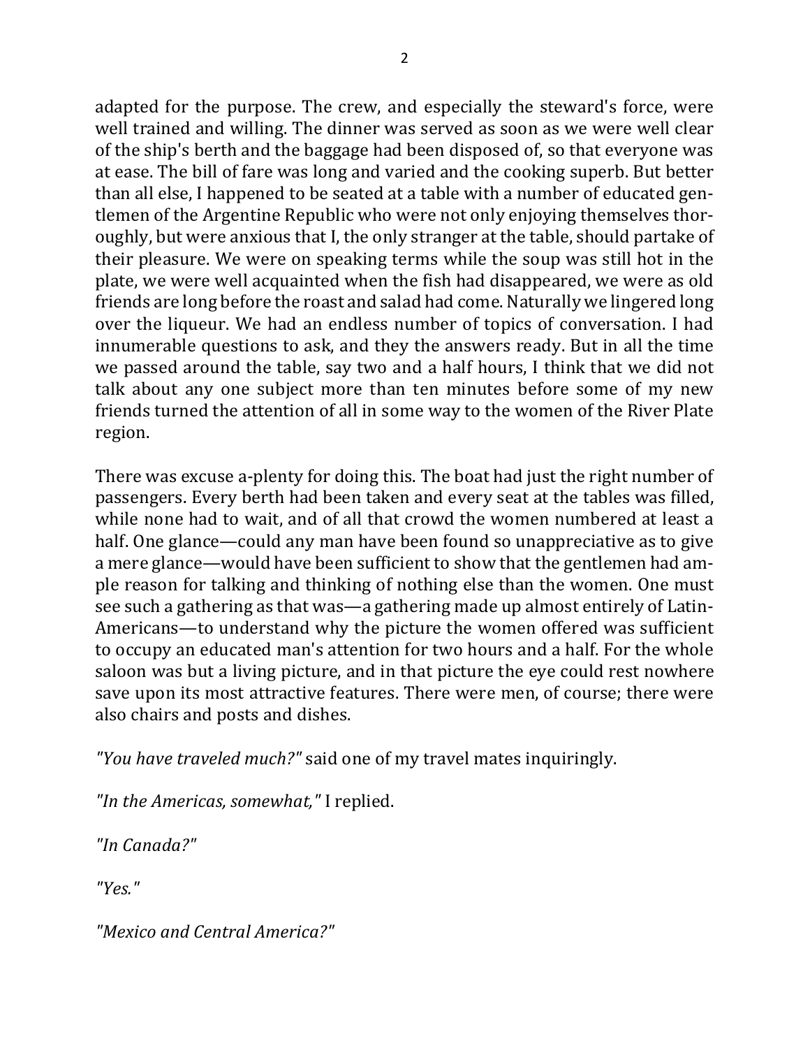adapted for the purpose. The crew, and especially the steward's force, were well trained and willing. The dinner was served as soon as we were well clear of the ship's berth and the baggage had been disposed of, so that everyone was at ease. The bill of fare was long and varied and the cooking superb. But better than all else, I happened to be seated at a table with a number of educated gentlemen of the Argentine Republic who were not only enjoying themselves thoroughly, but were anxious that I, the only stranger at the table, should partake of their pleasure. We were on speaking terms while the soup was still hot in the plate, we were well acquainted when the fish had disappeared, we were as old friends are long before the roast and salad had come. Naturally we lingered long over the liqueur. We had an endless number of topics of conversation. I had innumerable questions to ask, and they the answers ready. But in all the time we passed around the table, say two and a half hours, I think that we did not talk about any one subject more than ten minutes before some of my new friends turned the attention of all in some way to the women of the River Plate region.

There was excuse a-plenty for doing this. The boat had just the right number of passengers. Every berth had been taken and every seat at the tables was filled, while none had to wait, and of all that crowd the women numbered at least a half. One glance—could any man have been found so unappreciative as to give a mere glance—would have been sufficient to show that the gentlemen had ample reason for talking and thinking of nothing else than the women. One must see such a gathering as that was—a gathering made up almost entirely of Latin-Americans—to understand why the picture the women offered was sufficient to occupy an educated man's attention for two hours and a half. For the whole saloon was but a living picture, and in that picture the eye could rest nowhere save upon its most attractive features. There were men, of course; there were also chairs and posts and dishes.

*"You have traveled much?"* said one of my travel mates inquiringly.

*"In the Americas, somewhat,"* I replied.

*"In Canada?"*

*"Yes."*

*"Mexico and Central America?"*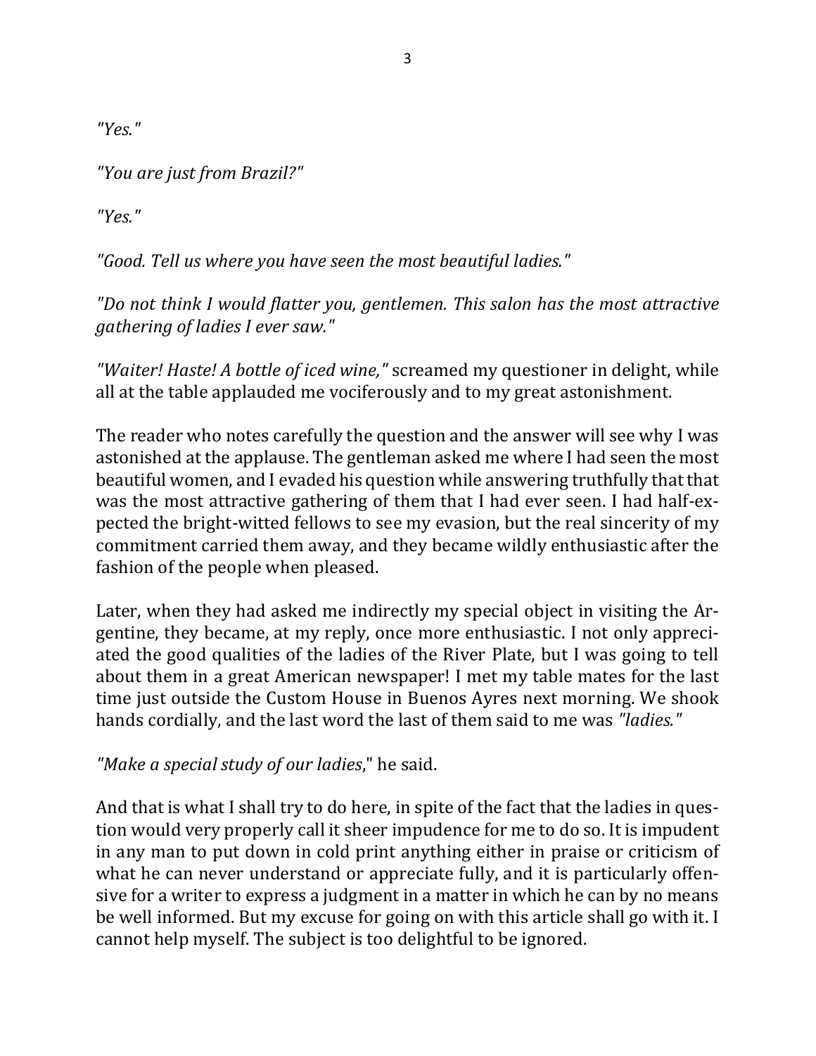*"Yes."*

*"You are just from Brazil?"*

*"Yes."*

*"Good. Tell us where you have seen the most beautiful ladies."*

*"Do not think I would flatter you, gentlemen. This salon has the most attractive gathering of ladies I ever saw."*

*"Waiter! Haste! A bottle of iced wine,"* screamed my questioner in delight, while all at the table applauded me vociferously and to my great astonishment.

The reader who notes carefully the question and the answer will see why I was astonished at the applause. The gentleman asked me where I had seen the most beautiful women, and I evaded his question while answering truthfully that that was the most attractive gathering of them that I had ever seen. I had half-expected the bright-witted fellows to see my evasion, but the real sincerity of my commitment carried them away, and they became wildly enthusiastic after the fashion of the people when pleased.

Later, when they had asked me indirectly my special object in visiting the Argentine, they became, at my reply, once more enthusiastic. I not only appreciated the good qualities of the ladies of the River Plate, but I was going to tell about them in a great American newspaper! I met my table mates for the last time just outside the Custom House in Buenos Ayres next morning. We shook hands cordially, and the last word the last of them said to me was *"ladies."*

*"Make a special study of our ladies*," he said.

And that is what I shall try to do here, in spite of the fact that the ladies in question would very properly call it sheer impudence for me to do so. It is impudent in any man to put down in cold print anything either in praise or criticism of what he can never understand or appreciate fully, and it is particularly offensive for a writer to express a judgment in a matter in which he can by no means be well informed. But my excuse for going on with this article shall go with it. I cannot help myself. The subject is too delightful to be ignored.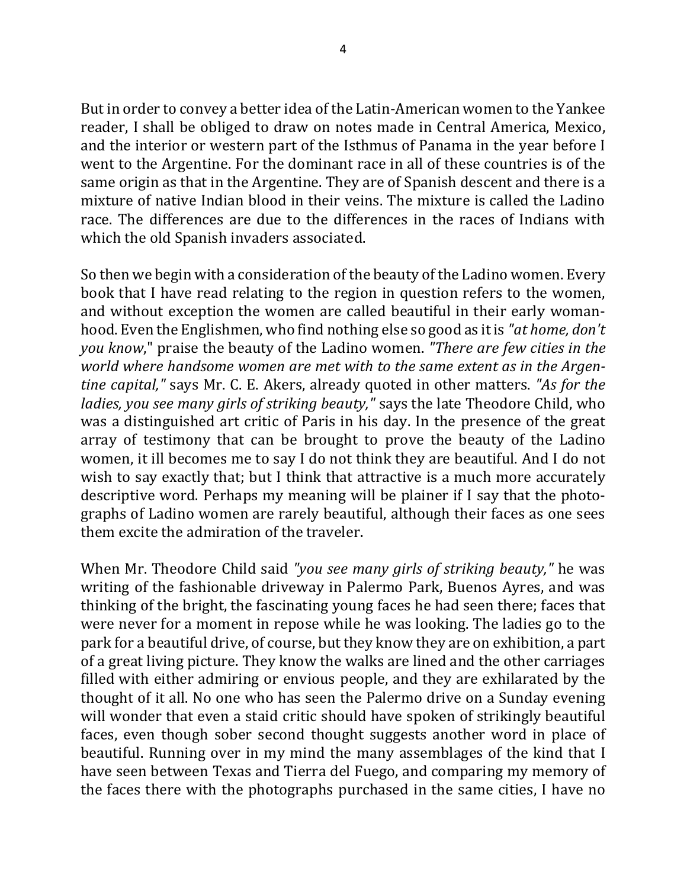But in order to convey a better idea of the Latin-American women to the Yankee reader, I shall be obliged to draw on notes made in Central America, Mexico, and the interior or western part of the Isthmus of Panama in the year before I went to the Argentine. For the dominant race in all of these countries is of the same origin as that in the Argentine. They are of Spanish descent and there is a mixture of native Indian blood in their veins. The mixture is called the Ladino race. The differences are due to the differences in the races of Indians with which the old Spanish invaders associated.

So then we begin with a consideration of the beauty of the Ladino women. Every book that I have read relating to the region in question refers to the women, and without exception the women are called beautiful in their early womanhood. Even the Englishmen, who find nothing else so good as it is *"at home, don't you know*," praise the beauty of the Ladino women. *"There are few cities in the world where handsome women are met with to the same extent as in the Argentine capital,"* says Mr. C. E. Akers, already quoted in other matters. *"As for the ladies, you see many girls of striking beauty,"* says the late Theodore Child, who was a distinguished art critic of Paris in his day. In the presence of the great array of testimony that can be brought to prove the beauty of the Ladino women, it ill becomes me to say I do not think they are beautiful. And I do not wish to say exactly that; but I think that attractive is a much more accurately descriptive word. Perhaps my meaning will be plainer if I say that the photographs of Ladino women are rarely beautiful, although their faces as one sees them excite the admiration of the traveler.

When Mr. Theodore Child said *"you see many girls of striking beauty,"* he was writing of the fashionable driveway in Palermo Park, Buenos Ayres, and was thinking of the bright, the fascinating young faces he had seen there; faces that were never for a moment in repose while he was looking. The ladies go to the park for a beautiful drive, of course, but they know they are on exhibition, a part of a great living picture. They know the walks are lined and the other carriages filled with either admiring or envious people, and they are exhilarated by the thought of it all. No one who has seen the Palermo drive on a Sunday evening will wonder that even a staid critic should have spoken of strikingly beautiful faces, even though sober second thought suggests another word in place of beautiful. Running over in my mind the many assemblages of the kind that I have seen between Texas and Tierra del Fuego, and comparing my memory of the faces there with the photographs purchased in the same cities, I have no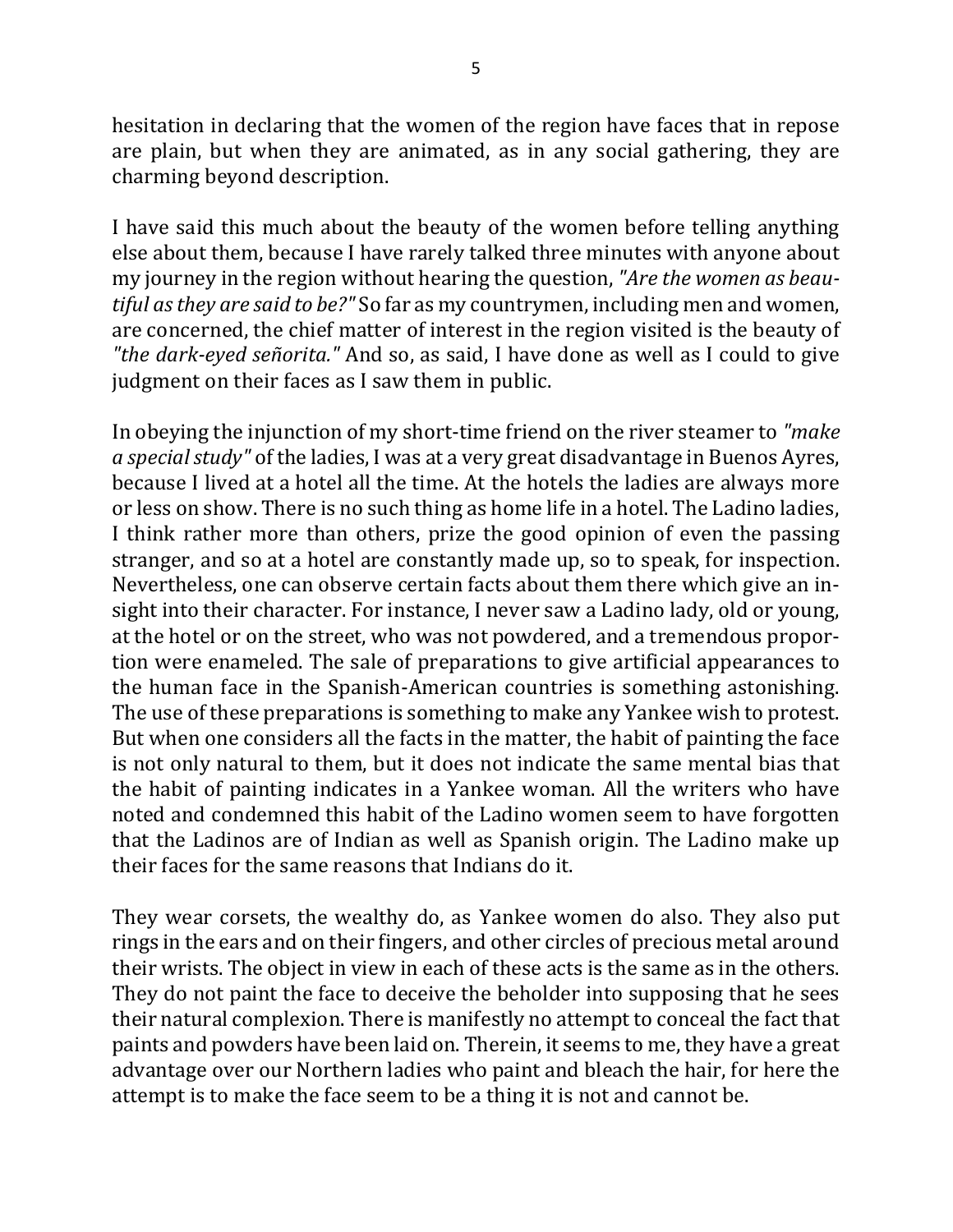hesitation in declaring that the women of the region have faces that in repose are plain, but when they are animated, as in any social gathering, they are charming beyond description.

I have said this much about the beauty of the women before telling anything else about them, because I have rarely talked three minutes with anyone about my journey in the region without hearing the question, *"Are the women as beautiful as they are said to be?"* So far as my countrymen, including men and women, are concerned, the chief matter of interest in the region visited is the beauty of *"the dark-eyed señorita."* And so, as said, I have done as well as I could to give judgment on their faces as I saw them in public.

In obeying the injunction of my short-time friend on the river steamer to *"make a special study"* of the ladies, I was at a very great disadvantage in Buenos Ayres, because I lived at a hotel all the time. At the hotels the ladies are always more or less on show. There is no such thing as home life in a hotel. The Ladino ladies, I think rather more than others, prize the good opinion of even the passing stranger, and so at a hotel are constantly made up, so to speak, for inspection. Nevertheless, one can observe certain facts about them there which give an insight into their character. For instance, I never saw a Ladino lady, old or young, at the hotel or on the street, who was not powdered, and a tremendous proportion were enameled. The sale of preparations to give artificial appearances to the human face in the Spanish-American countries is something astonishing. The use of these preparations is something to make any Yankee wish to protest. But when one considers all the facts in the matter, the habit of painting the face is not only natural to them, but it does not indicate the same mental bias that the habit of painting indicates in a Yankee woman. All the writers who have noted and condemned this habit of the Ladino women seem to have forgotten that the Ladinos are of Indian as well as Spanish origin. The Ladino make up their faces for the same reasons that Indians do it.

They wear corsets, the wealthy do, as Yankee women do also. They also put rings in the ears and on their fingers, and other circles of precious metal around their wrists. The object in view in each of these acts is the same as in the others. They do not paint the face to deceive the beholder into supposing that he sees their natural complexion. There is manifestly no attempt to conceal the fact that paints and powders have been laid on. Therein, it seems to me, they have a great advantage over our Northern ladies who paint and bleach the hair, for here the attempt is to make the face seem to be a thing it is not and cannot be.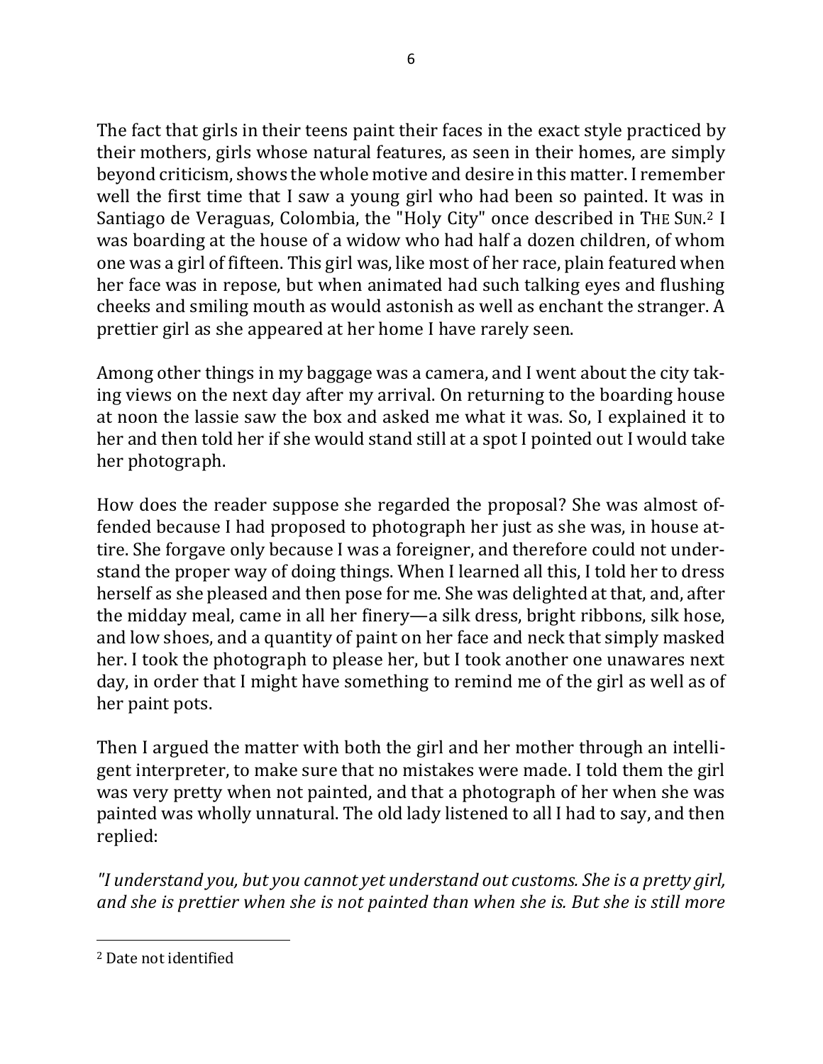The fact that girls in their teens paint their faces in the exact style practiced by their mothers, girls whose natural features, as seen in their homes, are simply beyond criticism, shows the whole motive and desire in this matter. I remember well the first time that I saw a young girl who had been so painted. It was in Santiago de Veraguas, Colombia, the "Holy City" once described in THE SUN.[2] I was boarding at the house of a widow who had half a dozen children, of whom one was a girl of fifteen. This girl was, like most of her race, plain featured when her face was in repose, but when animated had such talking eyes and flushing cheeks and smiling mouth as would astonish as well as enchant the stranger. A prettier girl as she appeared at her home I have rarely seen.

Among other things in my baggage was a camera, and I went about the city taking views on the next day after my arrival. On returning to the boarding house at noon the lassie saw the box and asked me what it was. So, I explained it to her and then told her if she would stand still at a spot I pointed out I would take her photograph.

How does the reader suppose she regarded the proposal? She was almost offended because I had proposed to photograph her just as she was, in house attire. She forgave only because I was a foreigner, and therefore could not understand the proper way of doing things. When I learned all this, I told her to dress herself as she pleased and then pose for me. She was delighted at that, and, after the midday meal, came in all her finery—a silk dress, bright ribbons, silk hose, and low shoes, and a quantity of paint on her face and neck that simply masked her. I took the photograph to please her, but I took another one unawares next day, in order that I might have something to remind me of the girl as well as of her paint pots.

Then I argued the matter with both the girl and her mother through an intelligent interpreter, to make sure that no mistakes were made. I told them the girl was very pretty when not painted, and that a photograph of her when she was painted was wholly unnatural. The old lady listened to all I had to say, and then replied:

*"I understand you, but you cannot yet understand out customs. She is a pretty girl, and she is prettier when she is not painted than when she is. But she is still more*

[2] Date not identified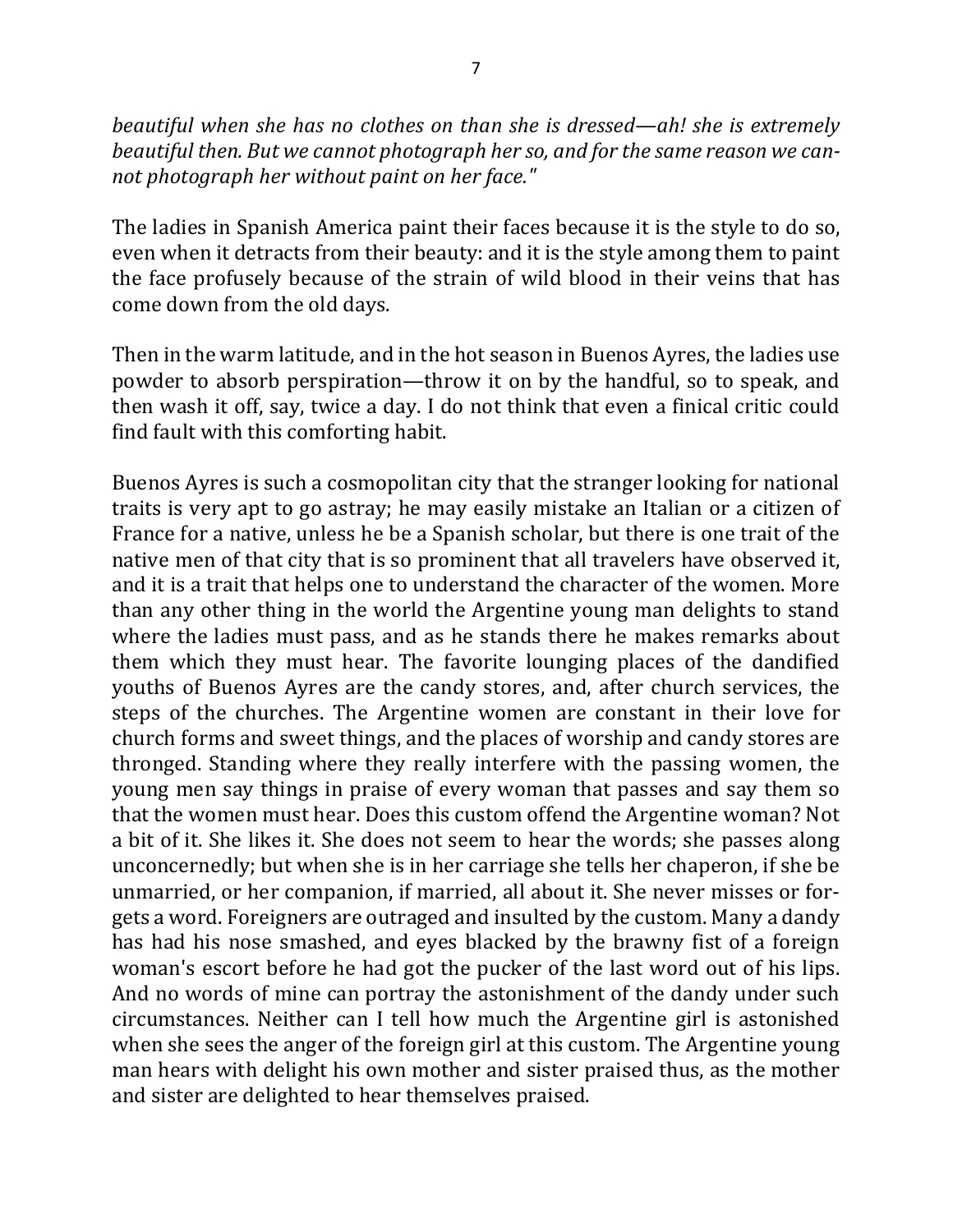*beautiful when she has no clothes on than she is dressed—ah! she is extremely beautiful then. But we cannot photograph her so, and for the same reason we cannot photograph her without paint on her face."*

The ladies in Spanish America paint their faces because it is the style to do so, even when it detracts from their beauty: and it is the style among them to paint the face profusely because of the strain of wild blood in their veins that has come down from the old days.

Then in the warm latitude, and in the hot season in Buenos Ayres, the ladies use powder to absorb perspiration—throw it on by the handful, so to speak, and then wash it off, say, twice a day. I do not think that even a finical critic could find fault with this comforting habit.

Buenos Ayres is such a cosmopolitan city that the stranger looking for national traits is very apt to go astray; he may easily mistake an Italian or a citizen of France for a native, unless he be a Spanish scholar, but there is one trait of the native men of that city that is so prominent that all travelers have observed it, and it is a trait that helps one to understand the character of the women. More than any other thing in the world the Argentine young man delights to stand where the ladies must pass, and as he stands there he makes remarks about them which they must hear. The favorite lounging places of the dandified youths of Buenos Ayres are the candy stores, and, after church services, the steps of the churches. The Argentine women are constant in their love for church forms and sweet things, and the places of worship and candy stores are thronged. Standing where they really interfere with the passing women, the young men say things in praise of every woman that passes and say them so that the women must hear. Does this custom offend the Argentine woman? Not a bit of it. She likes it. She does not seem to hear the words; she passes along unconcernedly; but when she is in her carriage she tells her chaperon, if she be unmarried, or her companion, if married, all about it. She never misses or forgets a word. Foreigners are outraged and insulted by the custom. Many a dandy has had his nose smashed, and eyes blacked by the brawny fist of a foreign woman's escort before he had got the pucker of the last word out of his lips. And no words of mine can portray the astonishment of the dandy under such circumstances. Neither can I tell how much the Argentine girl is astonished when she sees the anger of the foreign girl at this custom. The Argentine young man hears with delight his own mother and sister praised thus, as the mother and sister are delighted to hear themselves praised.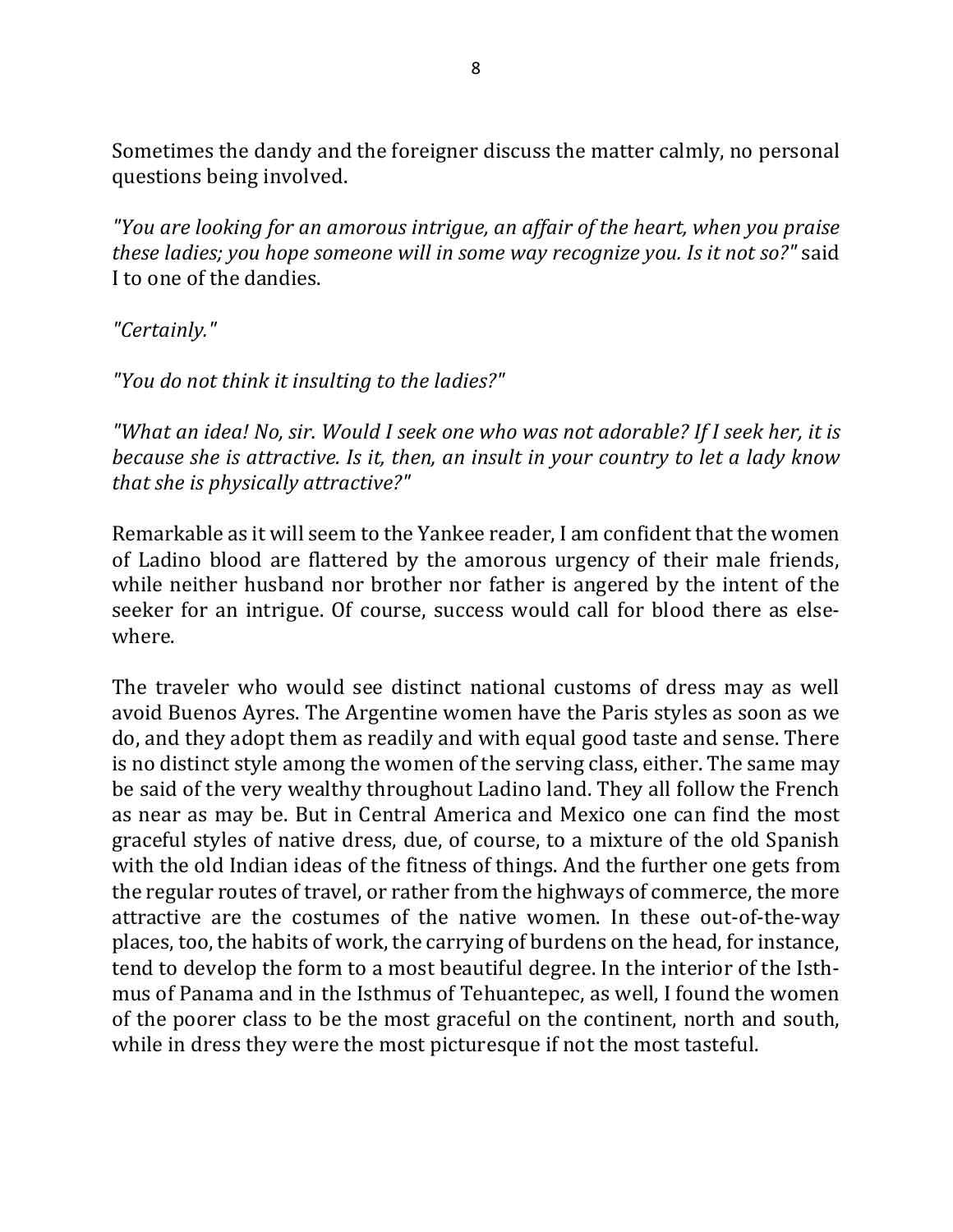Sometimes the dandy and the foreigner discuss the matter calmly, no personal questions being involved.

*"You are looking for an amorous intrigue, an affair of the heart, when you praise these ladies; you hope someone will in some way recognize you. Is it not so?"* said I to one of the dandies.

*"Certainly."*

*"You do not think it insulting to the ladies?"*

*"What an idea! No, sir. Would I seek one who was not adorable? If I seek her, it is because she is attractive. Is it, then, an insult in your country to let a lady know that she is physically attractive?"*

Remarkable as it will seem to the Yankee reader, I am confident that the women of Ladino blood are flattered by the amorous urgency of their male friends, while neither husband nor brother nor father is angered by the intent of the seeker for an intrigue. Of course, success would call for blood there as elsewhere.

The traveler who would see distinct national customs of dress may as well avoid Buenos Ayres. The Argentine women have the Paris styles as soon as we do, and they adopt them as readily and with equal good taste and sense. There is no distinct style among the women of the serving class, either. The same may be said of the very wealthy throughout Ladino land. They all follow the French as near as may be. But in Central America and Mexico one can find the most graceful styles of native dress, due, of course, to a mixture of the old Spanish with the old Indian ideas of the fitness of things. And the further one gets from the regular routes of travel, or rather from the highways of commerce, the more attractive are the costumes of the native women. In these out-of-the-way places, too, the habits of work, the carrying of burdens on the head, for instance, tend to develop the form to a most beautiful degree. In the interior of the Isthmus of Panama and in the Isthmus of Tehuantepec, as well, I found the women of the poorer class to be the most graceful on the continent, north and south, while in dress they were the most picturesque if not the most tasteful.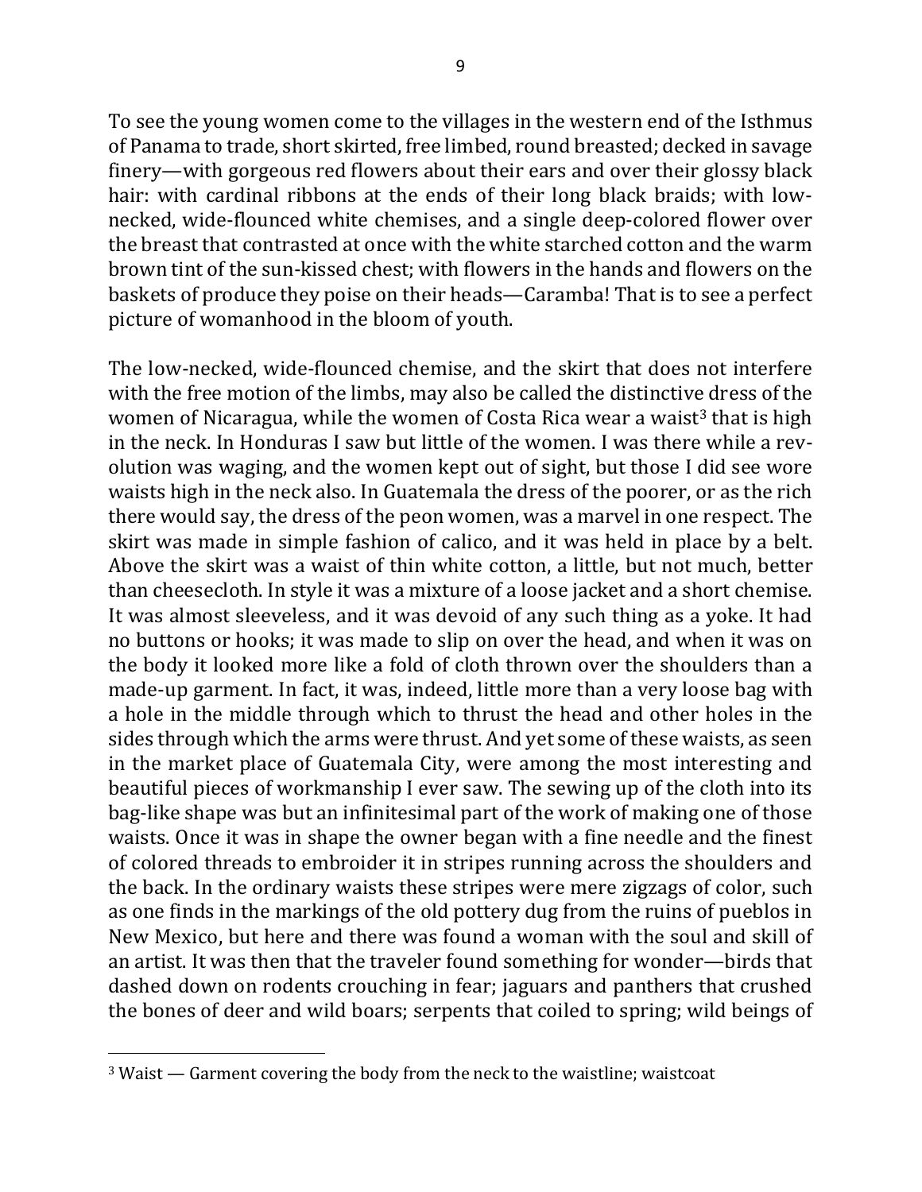To see the young women come to the villages in the western end of the Isthmus of Panama to trade, short skirted, free limbed, round breasted; decked in savage finery—with gorgeous red flowers about their ears and over their glossy black hair: with cardinal ribbons at the ends of their long black braids; with low-necked, wide-flounced white chemises, and a single deep-colored flower over the breast that contrasted at once with the white starched cotton and the warm brown tint of the sun-kissed chest; with flowers in the hands and flowers on the baskets of produce they poise on their heads—Caramba! That is to see a perfect picture of womanhood in the bloom of youth.

The low-necked, wide-flounced chemise, and the skirt that does not interfere with the free motion of the limbs, may also be called the distinctive dress of the women of Nicaragua, while the women of Costa Rica wear a waist[3] that is high in the neck. In Honduras I saw but little of the women. I was there while a revolution was waging, and the women kept out of sight, but those I did see wore waists high in the neck also. In Guatemala the dress of the poorer, or as the rich there would say, the dress of the peon women, was a marvel in one respect. The skirt was made in simple fashion of calico, and it was held in place by a belt. Above the skirt was a waist of thin white cotton, a little, but not much, better than cheesecloth. In style it was a mixture of a loose jacket and a short chemise. It was almost sleeveless, and it was devoid of any such thing as a yoke. It had no buttons or hooks; it was made to slip on over the head, and when it was on the body it looked more like a fold of cloth thrown over the shoulders than a made-up garment. In fact, it was, indeed, little more than a very loose bag with a hole in the middle through which to thrust the head and other holes in the sides through which the arms were thrust. And yet some of these waists, as seen in the market place of Guatemala City, were among the most interesting and beautiful pieces of workmanship I ever saw. The sewing up of the cloth into its bag-like shape was but an infinitesimal part of the work of making one of those waists. Once it was in shape the owner began with a fine needle and the finest of colored threads to embroider it in stripes running across the shoulders and the back. In the ordinary waists these stripes were mere zigzags of color, such as one finds in the markings of the old pottery dug from the ruins of pueblos in New Mexico, but here and there was found a woman with the soul and skill of an artist. It was then that the traveler found something for wonder—birds that dashed down on rodents crouching in fear; jaguars and panthers that crushed the bones of deer and wild boars; serpents that coiled to spring; wild beings of

[3] Waist — Garment covering the body from the neck to the waistline; waistcoat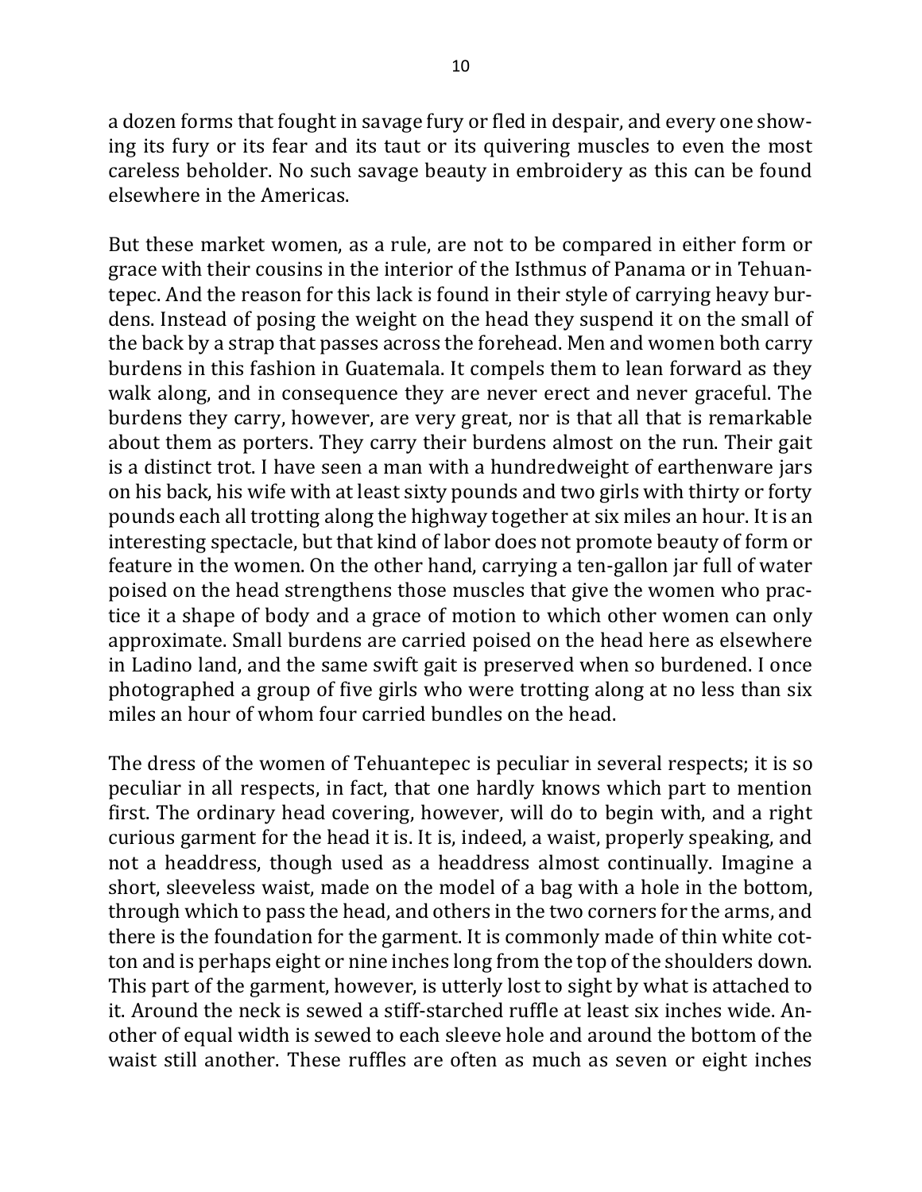a dozen forms that fought in savage fury or fled in despair, and every one showing its fury or its fear and its taut or its quivering muscles to even the most careless beholder. No such savage beauty in embroidery as this can be found elsewhere in the Americas.

But these market women, as a rule, are not to be compared in either form or grace with their cousins in the interior of the Isthmus of Panama or in Tehuantepec. And the reason for this lack is found in their style of carrying heavy burdens. Instead of posing the weight on the head they suspend it on the small of the back by a strap that passes across the forehead. Men and women both carry burdens in this fashion in Guatemala. It compels them to lean forward as they walk along, and in consequence they are never erect and never graceful. The burdens they carry, however, are very great, nor is that all that is remarkable about them as porters. They carry their burdens almost on the run. Their gait is a distinct trot. I have seen a man with a hundredweight of earthenware jars on his back, his wife with at least sixty pounds and two girls with thirty or forty pounds each all trotting along the highway together at six miles an hour. It is an interesting spectacle, but that kind of labor does not promote beauty of form or feature in the women. On the other hand, carrying a ten-gallon jar full of water poised on the head strengthens those muscles that give the women who practice it a shape of body and a grace of motion to which other women can only approximate. Small burdens are carried poised on the head here as elsewhere in Ladino land, and the same swift gait is preserved when so burdened. I once photographed a group of five girls who were trotting along at no less than six miles an hour of whom four carried bundles on the head.

The dress of the women of Tehuantepec is peculiar in several respects; it is so peculiar in all respects, in fact, that one hardly knows which part to mention first. The ordinary head covering, however, will do to begin with, and a right curious garment for the head it is. It is, indeed, a waist, properly speaking, and not a headdress, though used as a headdress almost continually. Imagine a short, sleeveless waist, made on the model of a bag with a hole in the bottom, through which to pass the head, and others in the two corners for the arms, and there is the foundation for the garment. It is commonly made of thin white cotton and is perhaps eight or nine inches long from the top of the shoulders down. This part of the garment, however, is utterly lost to sight by what is attached to it. Around the neck is sewed a stiff-starched ruffle at least six inches wide. Another of equal width is sewed to each sleeve hole and around the bottom of the waist still another. These ruffles are often as much as seven or eight inches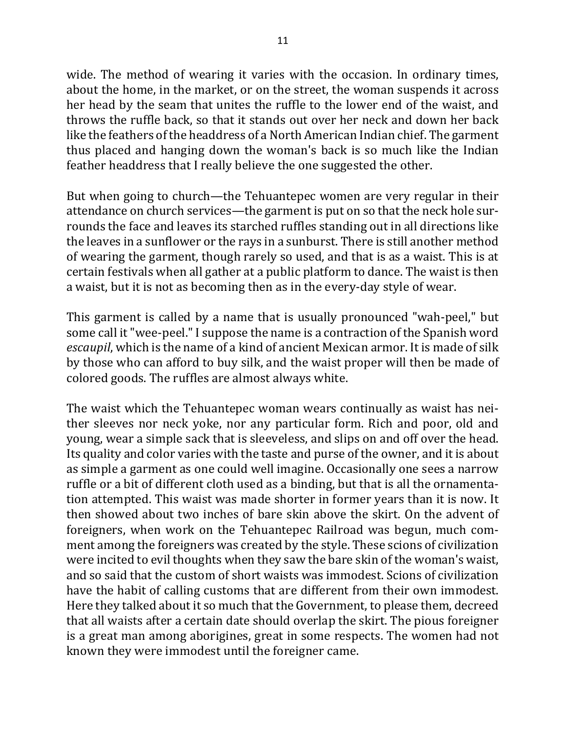wide. The method of wearing it varies with the occasion. In ordinary times, about the home, in the market, or on the street, the woman suspends it across her head by the seam that unites the ruffle to the lower end of the waist, and throws the ruffle back, so that it stands out over her neck and down her back like the feathers of the headdress of a North American Indian chief. The garment thus placed and hanging down the woman's back is so much like the Indian feather headdress that I really believe the one suggested the other.

But when going to church—the Tehuantepec women are very regular in their attendance on church services—the garment is put on so that the neck hole surrounds the face and leaves its starched ruffles standing out in all directions like the leaves in a sunflower or the rays in a sunburst. There is still another method of wearing the garment, though rarely so used, and that is as a waist. This is at certain festivals when all gather at a public platform to dance. The waist is then a waist, but it is not as becoming then as in the every-day style of wear.

This garment is called by a name that is usually pronounced "wah-peel," but some call it "wee-peel." I suppose the name is a contraction of the Spanish word *escaupil*, which is the name of a kind of ancient Mexican armor. It is made of silk by those who can afford to buy silk, and the waist proper will then be made of colored goods. The ruffles are almost always white.

The waist which the Tehuantepec woman wears continually as waist has neither sleeves nor neck yoke, nor any particular form. Rich and poor, old and young, wear a simple sack that is sleeveless, and slips on and off over the head. Its quality and color varies with the taste and purse of the owner, and it is about as simple a garment as one could well imagine. Occasionally one sees a narrow ruffle or a bit of different cloth used as a binding, but that is all the ornamentation attempted. This waist was made shorter in former years than it is now. It then showed about two inches of bare skin above the skirt. On the advent of foreigners, when work on the Tehuantepec Railroad was begun, much comment among the foreigners was created by the style. These scions of civilization were incited to evil thoughts when they saw the bare skin of the woman's waist, and so said that the custom of short waists was immodest. Scions of civilization have the habit of calling customs that are different from their own immodest. Here they talked about it so much that the Government, to please them, decreed that all waists after a certain date should overlap the skirt. The pious foreigner is a great man among aborigines, great in some respects. The women had not known they were immodest until the foreigner came.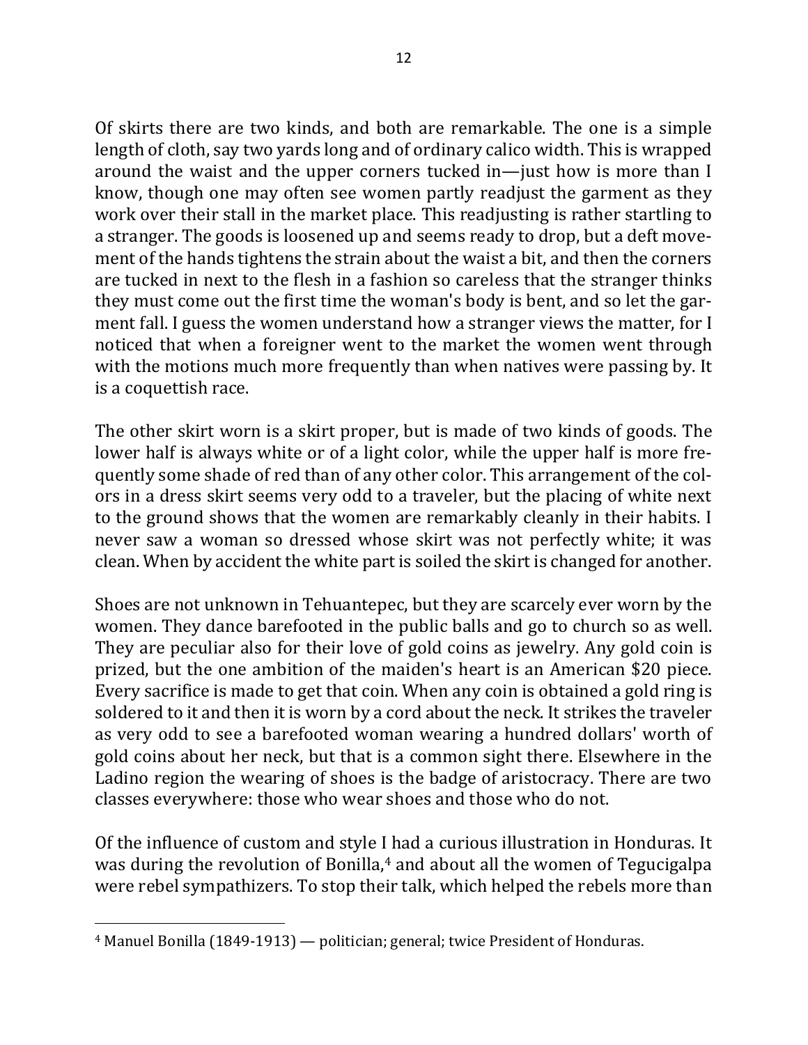Of skirts there are two kinds, and both are remarkable. The one is a simple length of cloth, say two yards long and of ordinary calico width. This is wrapped around the waist and the upper corners tucked in—just how is more than I know, though one may often see women partly readjust the garment as they work over their stall in the market place. This readjusting is rather startling to a stranger. The goods is loosened up and seems ready to drop, but a deft movement of the hands tightens the strain about the waist a bit, and then the corners are tucked in next to the flesh in a fashion so careless that the stranger thinks they must come out the first time the woman's body is bent, and so let the garment fall. I guess the women understand how a stranger views the matter, for I noticed that when a foreigner went to the market the women went through with the motions much more frequently than when natives were passing by. It is a coquettish race.

The other skirt worn is a skirt proper, but is made of two kinds of goods. The lower half is always white or of a light color, while the upper half is more frequently some shade of red than of any other color. This arrangement of the colors in a dress skirt seems very odd to a traveler, but the placing of white next to the ground shows that the women are remarkably cleanly in their habits. I never saw a woman so dressed whose skirt was not perfectly white; it was clean. When by accident the white part is soiled the skirt is changed for another.

Shoes are not unknown in Tehuantepec, but they are scarcely ever worn by the women. They dance barefooted in the public balls and go to church so as well. They are peculiar also for their love of gold coins as jewelry. Any gold coin is prized, but the one ambition of the maiden's heart is an American $20 piece. Every sacrifice is made to get that coin. When any coin is obtained a gold ring is soldered to it and then it is worn by a cord about the neck. It strikes the traveler as very odd to see a barefooted woman wearing a hundred dollars' worth of gold coins about her neck, but that is a common sight there. Elsewhere in the Ladino region the wearing of shoes is the badge of aristocracy. There are two classes everywhere: those who wear shoes and those who do not.

Of the influence of custom and style I had a curious illustration in Honduras. It was during the revolution of Bonilla,[4] and about all the women of Tegucigalpa were rebel sympathizers. To stop their talk, which helped the rebels more than

[4] Manuel Bonilla (1849-1913) — politician; general; twice President of Honduras.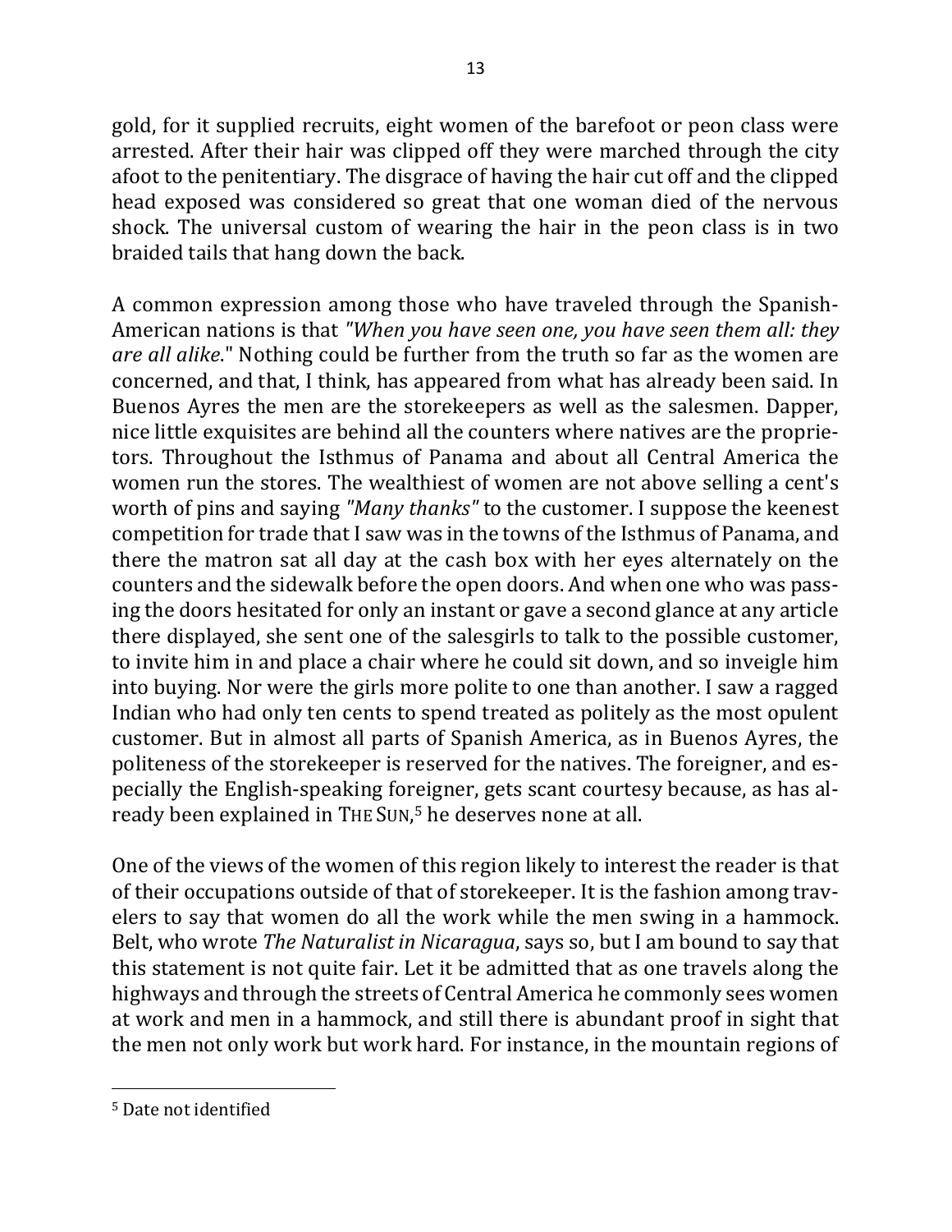gold, for it supplied recruits, eight women of the barefoot or peon class were arrested. After their hair was clipped off they were marched through the city afoot to the penitentiary. The disgrace of having the hair cut off and the clipped head exposed was considered so great that one woman died of the nervous shock. The universal custom of wearing the hair in the peon class is in two braided tails that hang down the back.

A common expression among those who have traveled through the Spanish-American nations is that *"When you have seen one, you have seen them all: they are all alike*." Nothing could be further from the truth so far as the women are concerned, and that, I think, has appeared from what has already been said. In Buenos Ayres the men are the storekeepers as well as the salesmen. Dapper, nice little exquisites are behind all the counters where natives are the proprietors. Throughout the Isthmus of Panama and about all Central America the women run the stores. The wealthiest of women are not above selling a cent's worth of pins and saying *"Many thanks"* to the customer. I suppose the keenest competition for trade that I saw was in the towns of the Isthmus of Panama, and there the matron sat all day at the cash box with her eyes alternately on the counters and the sidewalk before the open doors. And when one who was passing the doors hesitated for only an instant or gave a second glance at any article there displayed, she sent one of the salesgirls to talk to the possible customer, to invite him in and place a chair where he could sit down, and so inveigle him into buying. Nor were the girls more polite to one than another. I saw a ragged Indian who had only ten cents to spend treated as politely as the most opulent customer. But in almost all parts of Spanish America, as in Buenos Ayres, the politeness of the storekeeper is reserved for the natives. The foreigner, and especially the English-speaking foreigner, gets scant courtesy because, as has already been explained in THE SUN,[5] he deserves none at all.

One of the views of the women of this region likely to interest the reader is that of their occupations outside of that of storekeeper. It is the fashion among travelers to say that women do all the work while the men swing in a hammock. Belt, who wrote *The Naturalist in Nicaragua*, says so, but I am bound to say that this statement is not quite fair. Let it be admitted that as one travels along the highways and through the streets of Central America he commonly sees women at work and men in a hammock, and still there is abundant proof in sight that the men not only work but work hard. For instance, in the mountain regions of

[5] Date not identified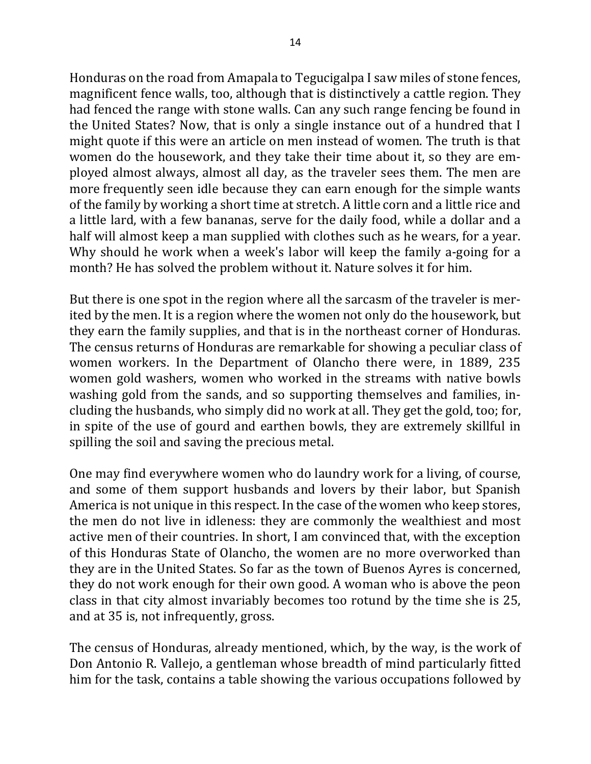Honduras on the road from Amapala to Tegucigalpa I saw miles of stone fences, magnificent fence walls, too, although that is distinctively a cattle region. They had fenced the range with stone walls. Can any such range fencing be found in the United States? Now, that is only a single instance out of a hundred that I might quote if this were an article on men instead of women. The truth is that women do the housework, and they take their time about it, so they are employed almost always, almost all day, as the traveler sees them. The men are more frequently seen idle because they can earn enough for the simple wants of the family by working a short time at stretch. A little corn and a little rice and a little lard, with a few bananas, serve for the daily food, while a dollar and a half will almost keep a man supplied with clothes such as he wears, for a year. Why should he work when a week's labor will keep the family a-going for a month? He has solved the problem without it. Nature solves it for him.

But there is one spot in the region where all the sarcasm of the traveler is merited by the men. It is a region where the women not only do the housework, but they earn the family supplies, and that is in the northeast corner of Honduras. The census returns of Honduras are remarkable for showing a peculiar class of women workers. In the Department of Olancho there were, in 1889, 235 women gold washers, women who worked in the streams with native bowls washing gold from the sands, and so supporting themselves and families, including the husbands, who simply did no work at all. They get the gold, too; for, in spite of the use of gourd and earthen bowls, they are extremely skillful in spilling the soil and saving the precious metal.

One may find everywhere women who do laundry work for a living, of course, and some of them support husbands and lovers by their labor, but Spanish America is not unique in this respect. In the case of the women who keep stores, the men do not live in idleness: they are commonly the wealthiest and most active men of their countries. In short, I am convinced that, with the exception of this Honduras State of Olancho, the women are no more overworked than they are in the United States. So far as the town of Buenos Ayres is concerned, they do not work enough for their own good. A woman who is above the peon class in that city almost invariably becomes too rotund by the time she is 25, and at 35 is, not infrequently, gross.

The census of Honduras, already mentioned, which, by the way, is the work of Don Antonio R. Vallejo, a gentleman whose breadth of mind particularly fitted him for the task, contains a table showing the various occupations followed by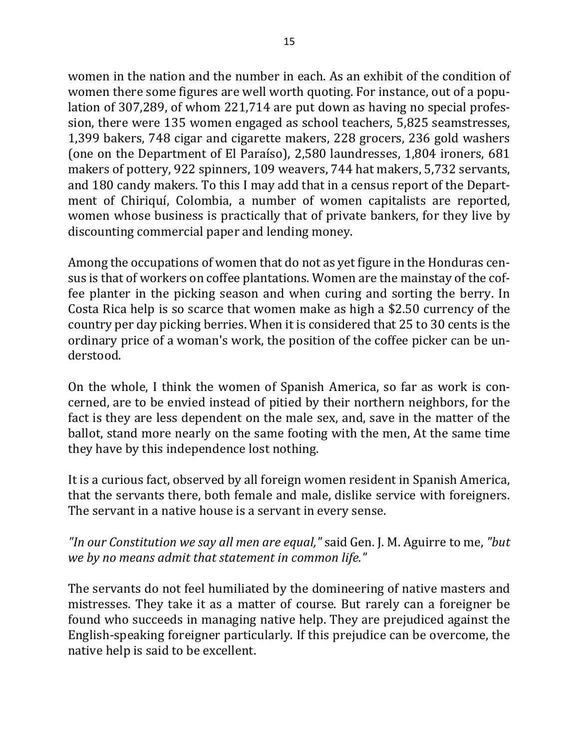women in the nation and the number in each. As an exhibit of the condition of women there some figures are well worth quoting. For instance, out of a population of 307,289, of whom 221,714 are put down as having no special profession, there were 135 women engaged as school teachers, 5,825 seamstresses, 1,399 bakers, 748 cigar and cigarette makers, 228 grocers, 236 gold washers (one on the Department of El Paraíso), 2,580 laundresses, 1,804 ironers, 681 makers of pottery, 922 spinners, 109 weavers, 744 hat makers, 5,732 servants, and 180 candy makers. To this I may add that in a census report of the Department of Chiriquí, Colombia, a number of women capitalists are reported, women whose business is practically that of private bankers, for they live by discounting commercial paper and lending money.

Among the occupations of women that do not as yet figure in the Honduras census is that of workers on coffee plantations. Women are the mainstay of the coffee planter in the picking season and when curing and sorting the berry. In Costa Rica help is so scarce that women make as high a $2.50 currency of the country per day picking berries. When it is considered that 25 to 30 cents is the ordinary price of a woman's work, the position of the coffee picker can be understood.

On the whole, I think the women of Spanish America, so far as work is concerned, are to be envied instead of pitied by their northern neighbors, for the fact is they are less dependent on the male sex, and, save in the matter of the ballot, stand more nearly on the same footing with the men, At the same time they have by this independence lost nothing.

It is a curious fact, observed by all foreign women resident in Spanish America, that the servants there, both female and male, dislike service with foreigners. The servant in a native house is a servant in every sense.

*"In our Constitution we say all men are equal,"* said Gen. J. M. Aguirre to me, *"but we by no means admit that statement in common life."*

The servants do not feel humiliated by the domineering of native masters and mistresses. They take it as a matter of course. But rarely can a foreigner be found who succeeds in managing native help. They are prejudiced against the English-speaking foreigner particularly. If this prejudice can be overcome, the native help is said to be excellent.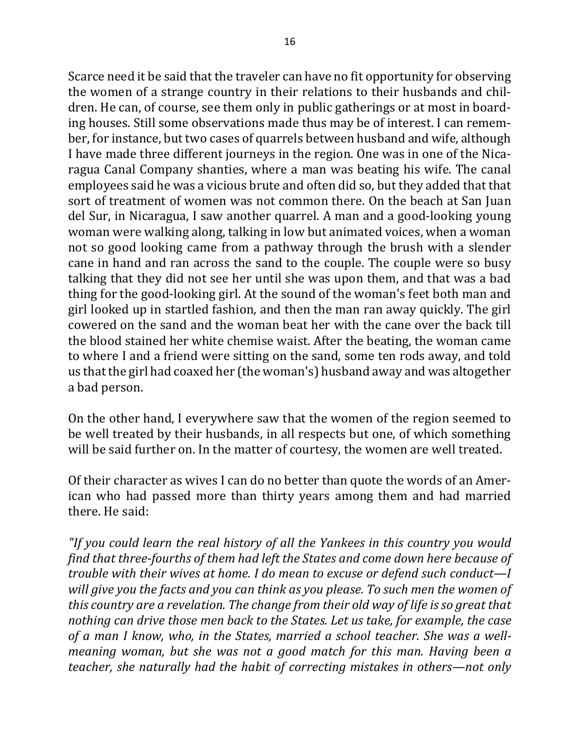Scarce need it be said that the traveler can have no fit opportunity for observing the women of a strange country in their relations to their husbands and children. He can, of course, see them only in public gatherings or at most in boarding houses. Still some observations made thus may be of interest. I can remember, for instance, but two cases of quarrels between husband and wife, although I have made three different journeys in the region. One was in one of the Nicaragua Canal Company shanties, where a man was beating his wife. The canal employees said he was a vicious brute and often did so, but they added that that sort of treatment of women was not common there. On the beach at San Juan del Sur, in Nicaragua, I saw another quarrel. A man and a good-looking young woman were walking along, talking in low but animated voices, when a woman not so good looking came from a pathway through the brush with a slender cane in hand and ran across the sand to the couple. The couple were so busy talking that they did not see her until she was upon them, and that was a bad thing for the good-looking girl. At the sound of the woman's feet both man and girl looked up in startled fashion, and then the man ran away quickly. The girl cowered on the sand and the woman beat her with the cane over the back till the blood stained her white chemise waist. After the beating, the woman came to where I and a friend were sitting on the sand, some ten rods away, and told us that the girl had coaxed her (the woman's) husband away and was altogether a bad person.

On the other hand, I everywhere saw that the women of the region seemed to be well treated by their husbands, in all respects but one, of which something will be said further on. In the matter of courtesy, the women are well treated.

Of their character as wives I can do no better than quote the words of an American who had passed more than thirty years among them and had married there. He said:

*"If you could learn the real history of all the Yankees in this country you would find that three-fourths of them had left the States and come down here because of trouble with their wives at home. I do mean to excuse or defend such conduct—I will give you the facts and you can think as you please. To such men the women of this country are a revelation. The change from their old way of life is so great that nothing can drive those men back to the States. Let us take, for example, the case of a man I know, who, in the States, married a school teacher. She was a well-meaning woman, but she was not a good match for this man. Having been a teacher, she naturally had the habit of correcting mistakes in others—not only*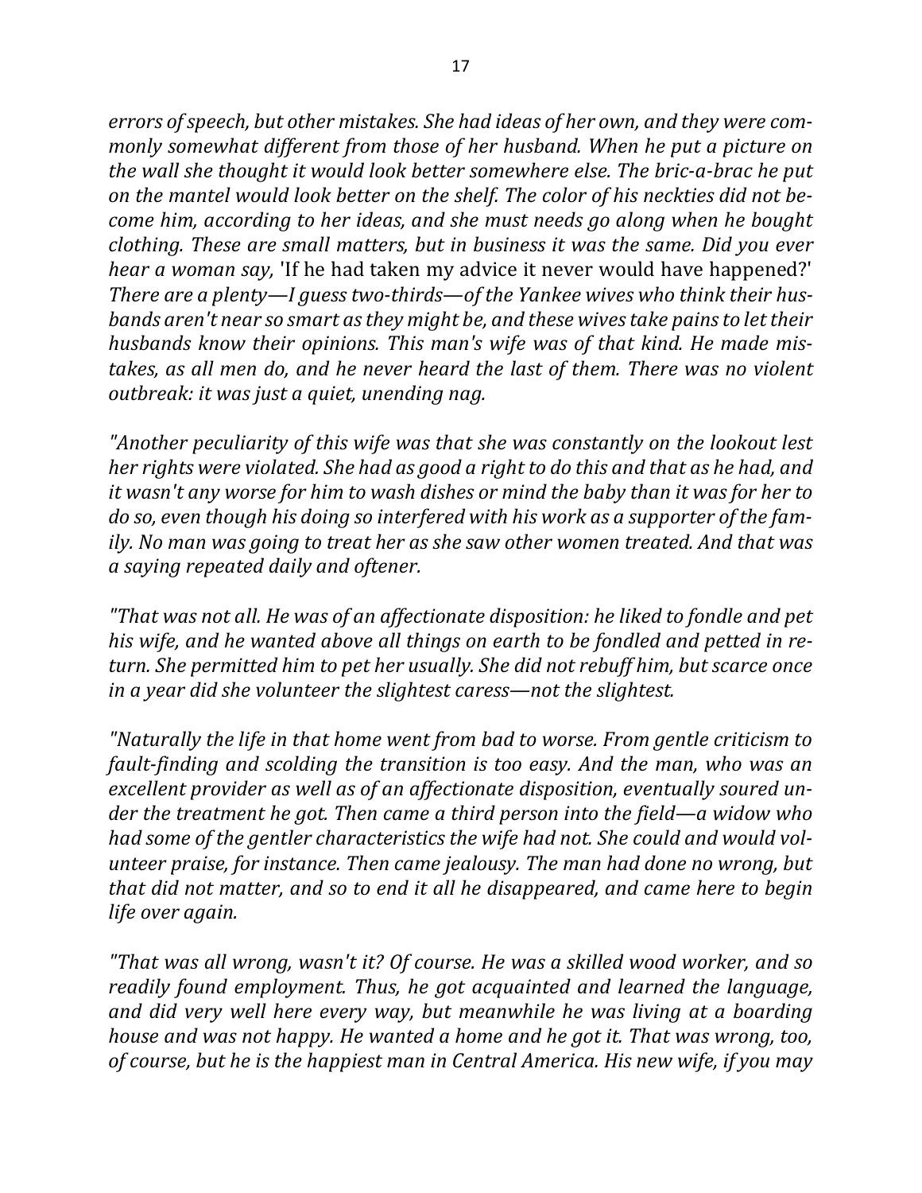*errors of speech, but other mistakes. She had ideas of her own, and they were commonly somewhat different from those of her husband. When he put a picture on the wall she thought it would look better somewhere else. The bric-a-brac he put on the mantel would look better on the shelf. The color of his neckties did not become him, according to her ideas, and she must needs go along when he bought clothing. These are small matters, but in business it was the same. Did you ever hear a woman say,* 'If he had taken my advice it never would have happened?' *There are a plenty—I guess two-thirds—of the Yankee wives who think their husbands aren't near so smart as they might be, and these wives take pains to let their husbands know their opinions. This man's wife was of that kind. He made mistakes, as all men do, and he never heard the last of them. There was no violent outbreak: it was just a quiet, unending nag.*

*"Another peculiarity of this wife was that she was constantly on the lookout lest her rights were violated. She had as good a right to do this and that as he had, and it wasn't any worse for him to wash dishes or mind the baby than it was for her to do so, even though his doing so interfered with his work as a supporter of the family. No man was going to treat her as she saw other women treated. And that was a saying repeated daily and oftener.*

*"That was not all. He was of an affectionate disposition: he liked to fondle and pet his wife, and he wanted above all things on earth to be fondled and petted in return. She permitted him to pet her usually. She did not rebuff him, but scarce once in a year did she volunteer the slightest caress—not the slightest.*

*"Naturally the life in that home went from bad to worse. From gentle criticism to fault-finding and scolding the transition is too easy. And the man, who was an excellent provider as well as of an affectionate disposition, eventually soured under the treatment he got. Then came a third person into the field—a widow who had some of the gentler characteristics the wife had not. She could and would volunteer praise, for instance. Then came jealousy. The man had done no wrong, but that did not matter, and so to end it all he disappeared, and came here to begin life over again.*

*"That was all wrong, wasn't it? Of course. He was a skilled wood worker, and so readily found employment. Thus, he got acquainted and learned the language, and did very well here every way, but meanwhile he was living at a boarding house and was not happy. He wanted a home and he got it. That was wrong, too, of course, but he is the happiest man in Central America. His new wife, if you may*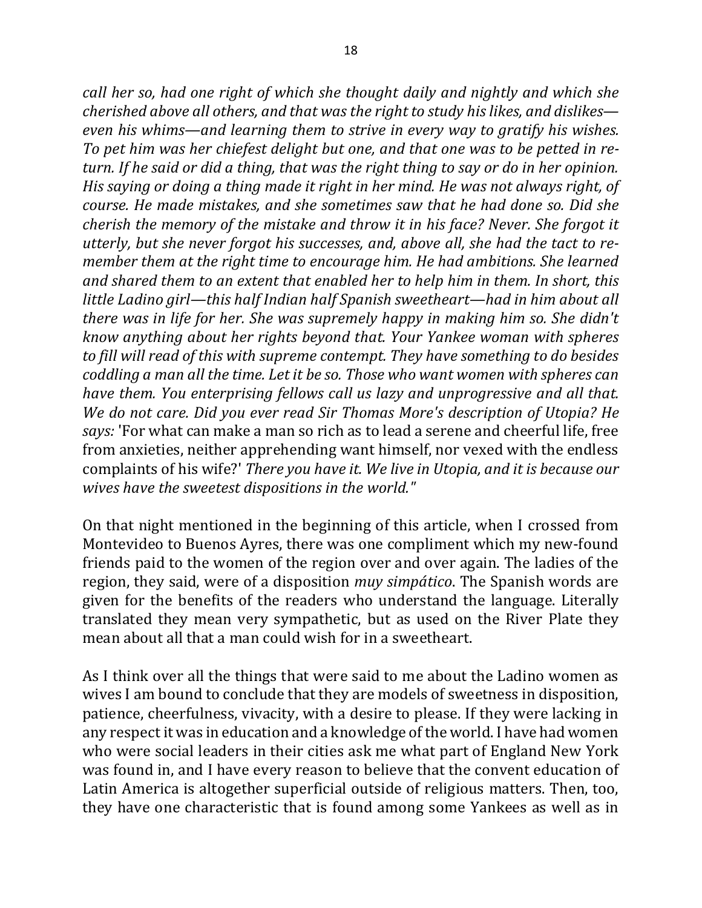*call her so, had one right of which she thought daily and nightly and which she cherished above all others, and that was the right to study his likes, and dislikes—even his whims—and learning them to strive in every way to gratify his wishes. To pet him was her chiefest delight but one, and that one was to be petted in return. If he said or did a thing, that was the right thing to say or do in her opinion. His saying or doing a thing made it right in her mind. He was not always right, of course. He made mistakes, and she sometimes saw that he had done so. Did she cherish the memory of the mistake and throw it in his face? Never. She forgot it utterly, but she never forgot his successes, and, above all, she had the tact to remember them at the right time to encourage him. He had ambitions. She learned and shared them to an extent that enabled her to help him in them. In short, this little Ladino girl—this half Indian half Spanish sweetheart—had in him about all there was in life for her. She was supremely happy in making him so. She didn't know anything about her rights beyond that. Your Yankee woman with spheres to fill will read of this with supreme contempt. They have something to do besides coddling a man all the time. Let it be so. Those who want women with spheres can have them. You enterprising fellows call us lazy and unprogressive and all that. We do not care. Did you ever read Sir Thomas More's description of Utopia? He says:* 'For what can make a man so rich as to lead a serene and cheerful life, free from anxieties, neither apprehending want himself, nor vexed with the endless complaints of his wife?' *There you have it. We live in Utopia, and it is because our wives have the sweetest dispositions in the world."*

On that night mentioned in the beginning of this article, when I crossed from Montevideo to Buenos Ayres, there was one compliment which my new-found friends paid to the women of the region over and over again. The ladies of the region, they said, were of a disposition *muy simpático*. The Spanish words are given for the benefits of the readers who understand the language. Literally translated they mean very sympathetic, but as used on the River Plate they mean about all that a man could wish for in a sweetheart.

As I think over all the things that were said to me about the Ladino women as wives I am bound to conclude that they are models of sweetness in disposition, patience, cheerfulness, vivacity, with a desire to please. If they were lacking in any respect it was in education and a knowledge of the world. I have had women who were social leaders in their cities ask me what part of England New York was found in, and I have every reason to believe that the convent education of Latin America is altogether superficial outside of religious matters. Then, too, they have one characteristic that is found among some Yankees as well as in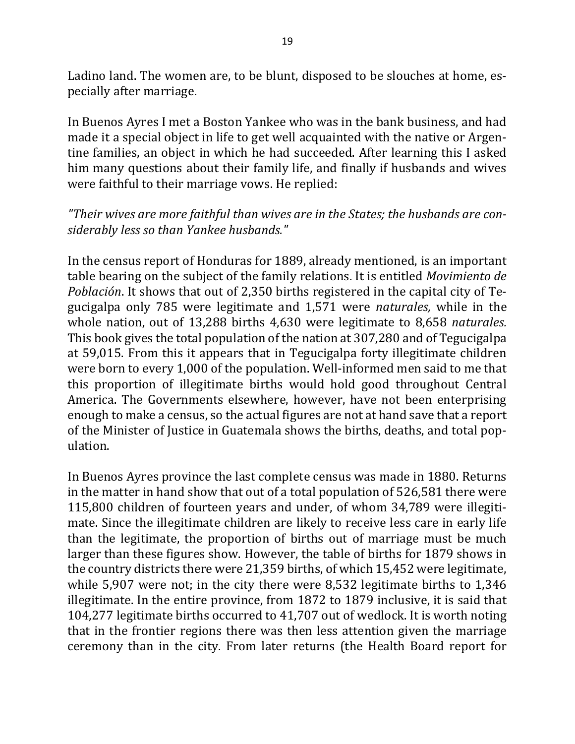Ladino land. The women are, to be blunt, disposed to be slouches at home, especially after marriage.

In Buenos Ayres I met a Boston Yankee who was in the bank business, and had made it a special object in life to get well acquainted with the native or Argentine families, an object in which he had succeeded. After learning this I asked him many questions about their family life, and finally if husbands and wives were faithful to their marriage vows. He replied:

*"Their wives are more faithful than wives are in the States; the husbands are considerably less so than Yankee husbands."*

In the census report of Honduras for 1889, already mentioned, is an important table bearing on the subject of the family relations. It is entitled *Movimiento de Población*. It shows that out of 2,350 births registered in the capital city of Tegucigalpa only 785 were legitimate and 1,571 were *naturales,* while in the whole nation, out of 13,288 births 4,630 were legitimate to 8,658 *naturales.* This book gives the total population of the nation at 307,280 and of Tegucigalpa at 59,015. From this it appears that in Tegucigalpa forty illegitimate children were born to every 1,000 of the population. Well-informed men said to me that this proportion of illegitimate births would hold good throughout Central America. The Governments elsewhere, however, have not been enterprising enough to make a census, so the actual figures are not at hand save that a report of the Minister of Justice in Guatemala shows the births, deaths, and total population.

In Buenos Ayres province the last complete census was made in 1880. Returns in the matter in hand show that out of a total population of 526,581 there were 115,800 children of fourteen years and under, of whom 34,789 were illegitimate. Since the illegitimate children are likely to receive less care in early life than the legitimate, the proportion of births out of marriage must be much larger than these figures show. However, the table of births for 1879 shows in the country districts there were 21,359 births, of which 15,452 were legitimate, while 5,907 were not; in the city there were 8,532 legitimate births to 1,346 illegitimate. In the entire province, from 1872 to 1879 inclusive, it is said that 104,277 legitimate births occurred to 41,707 out of wedlock. It is worth noting that in the frontier regions there was then less attention given the marriage ceremony than in the city. From later returns (the Health Board report for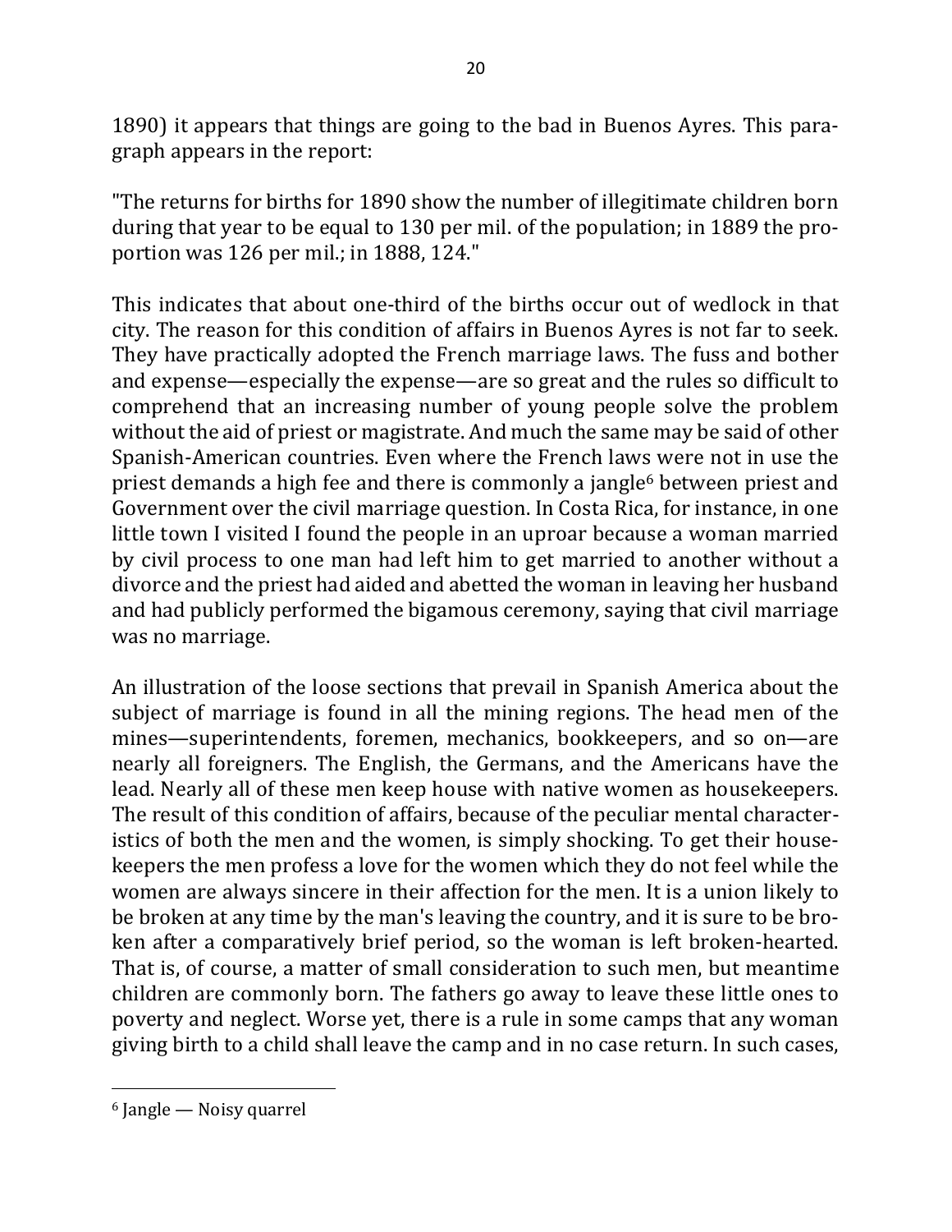1890) it appears that things are going to the bad in Buenos Ayres. This paragraph appears in the report:

"The returns for births for 1890 show the number of illegitimate children born during that year to be equal to 130 per mil. of the population; in 1889 the proportion was 126 per mil.; in 1888, 124."

This indicates that about one-third of the births occur out of wedlock in that city. The reason for this condition of affairs in Buenos Ayres is not far to seek. They have practically adopted the French marriage laws. The fuss and bother and expense—especially the expense—are so great and the rules so difficult to comprehend that an increasing number of young people solve the problem without the aid of priest or magistrate. And much the same may be said of other Spanish-American countries. Even where the French laws were not in use the priest demands a high fee and there is commonly a jangle[6] between priest and Government over the civil marriage question. In Costa Rica, for instance, in one little town I visited I found the people in an uproar because a woman married by civil process to one man had left him to get married to another without a divorce and the priest had aided and abetted the woman in leaving her husband and had publicly performed the bigamous ceremony, saying that civil marriage was no marriage.

An illustration of the loose sections that prevail in Spanish America about the subject of marriage is found in all the mining regions. The head men of the mines—superintendents, foremen, mechanics, bookkeepers, and so on—are nearly all foreigners. The English, the Germans, and the Americans have the lead. Nearly all of these men keep house with native women as housekeepers. The result of this condition of affairs, because of the peculiar mental characteristics of both the men and the women, is simply shocking. To get their housekeepers the men profess a love for the women which they do not feel while the women are always sincere in their affection for the men. It is a union likely to be broken at any time by the man's leaving the country, and it is sure to be broken after a comparatively brief period, so the woman is left broken-hearted. That is, of course, a matter of small consideration to such men, but meantime children are commonly born. The fathers go away to leave these little ones to poverty and neglect. Worse yet, there is a rule in some camps that any woman giving birth to a child shall leave the camp and in no case return. In such cases,

[6] Jangle — Noisy quarrel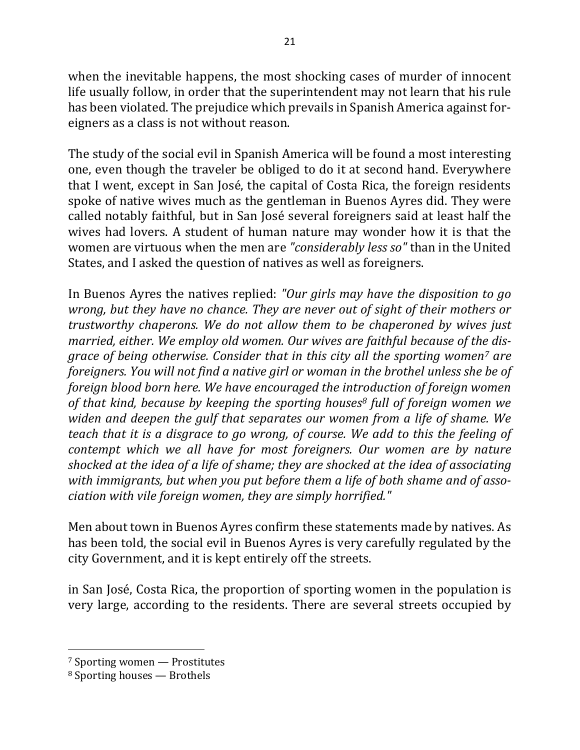when the inevitable happens, the most shocking cases of murder of innocent life usually follow, in order that the superintendent may not learn that his rule has been violated. The prejudice which prevails in Spanish America against foreigners as a class is not without reason.

The study of the social evil in Spanish America will be found a most interesting one, even though the traveler be obliged to do it at second hand. Everywhere that I went, except in San José, the capital of Costa Rica, the foreign residents spoke of native wives much as the gentleman in Buenos Ayres did. They were called notably faithful, but in San José several foreigners said at least half the wives had lovers. A student of human nature may wonder how it is that the women are virtuous when the men are *"considerably less so"* than in the United States, and I asked the question of natives as well as foreigners.

In Buenos Ayres the natives replied: *"Our girls may have the disposition to go wrong, but they have no chance. They are never out of sight of their mothers or trustworthy chaperons. We do not allow them to be chaperoned by wives just married, either. We employ old women. Our wives are faithful because of the disgrace of being otherwise. Consider that in this city all the sporting women*[7] *are foreigners. You will not find a native girl or woman in the brothel unless she be of foreign blood born here. We have encouraged the introduction of foreign women of that kind, because by keeping the sporting houses*[8] *full of foreign women we widen and deepen the gulf that separates our women from a life of shame. We teach that it is a disgrace to go wrong, of course. We add to this the feeling of contempt which we all have for most foreigners. Our women are by nature shocked at the idea of a life of shame; they are shocked at the idea of associating with immigrants, but when you put before them a life of both shame and of association with vile foreign women, they are simply horrified."*

Men about town in Buenos Ayres confirm these statements made by natives. As has been told, the social evil in Buenos Ayres is very carefully regulated by the city Government, and it is kept entirely off the streets.

in San José, Costa Rica, the proportion of sporting women in the population is very large, according to the residents. There are several streets occupied by

---

[7] Sporting women — Prostitutes

[8] Sporting houses — Brothels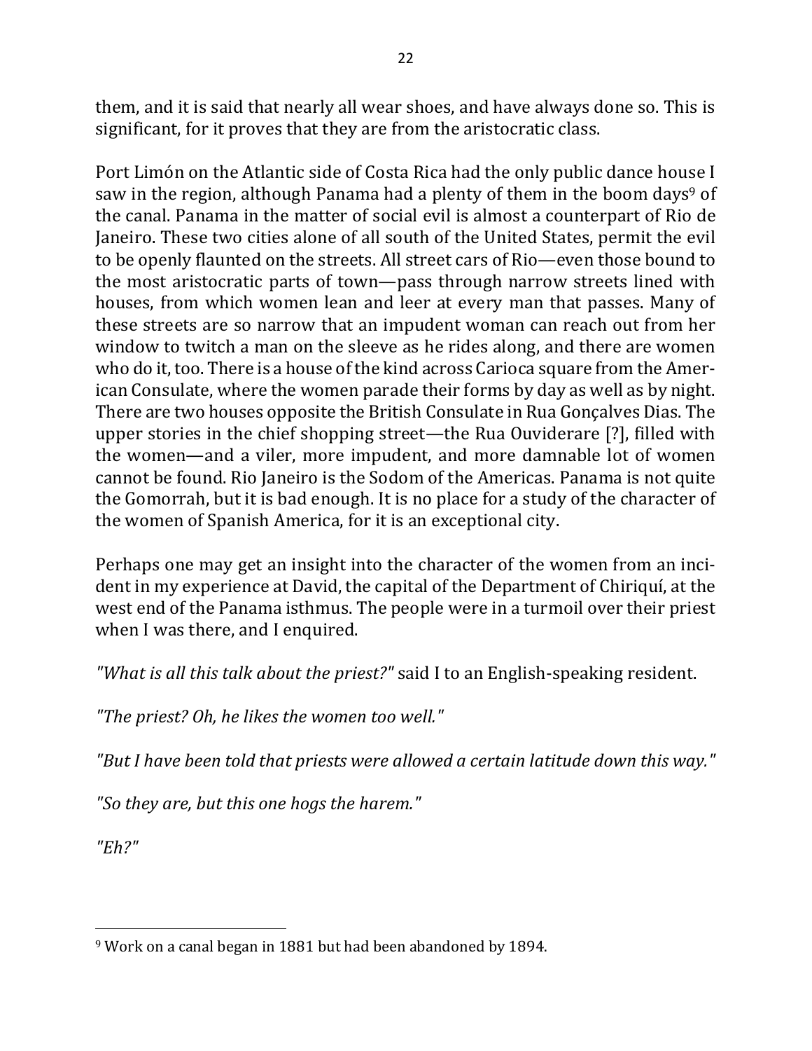them, and it is said that nearly all wear shoes, and have always done so. This is significant, for it proves that they are from the aristocratic class.

Port Limón on the Atlantic side of Costa Rica had the only public dance house I saw in the region, although Panama had a plenty of them in the boom days[9] of the canal. Panama in the matter of social evil is almost a counterpart of Rio de Janeiro. These two cities alone of all south of the United States, permit the evil to be openly flaunted on the streets. All street cars of Rio—even those bound to the most aristocratic parts of town—pass through narrow streets lined with houses, from which women lean and leer at every man that passes. Many of these streets are so narrow that an impudent woman can reach out from her window to twitch a man on the sleeve as he rides along, and there are women who do it, too. There is a house of the kind across Carioca square from the American Consulate, where the women parade their forms by day as well as by night. There are two houses opposite the British Consulate in Rua Gonçalves Dias. The upper stories in the chief shopping street—the Rua Ouviderare [?], filled with the women—and a viler, more impudent, and more damnable lot of women cannot be found. Rio Janeiro is the Sodom of the Americas. Panama is not quite the Gomorrah, but it is bad enough. It is no place for a study of the character of the women of Spanish America, for it is an exceptional city.

Perhaps one may get an insight into the character of the women from an incident in my experience at David, the capital of the Department of Chiriquí, at the west end of the Panama isthmus. The people were in a turmoil over their priest when I was there, and I enquired.

*"What is all this talk about the priest?"* said I to an English-speaking resident.

*"The priest? Oh, he likes the women too well."*

*"But I have been told that priests were allowed a certain latitude down this way."*

*"So they are, but this one hogs the harem."*

*"Eh?"*

---

[9] Work on a canal began in 1881 but had been abandoned by 1894.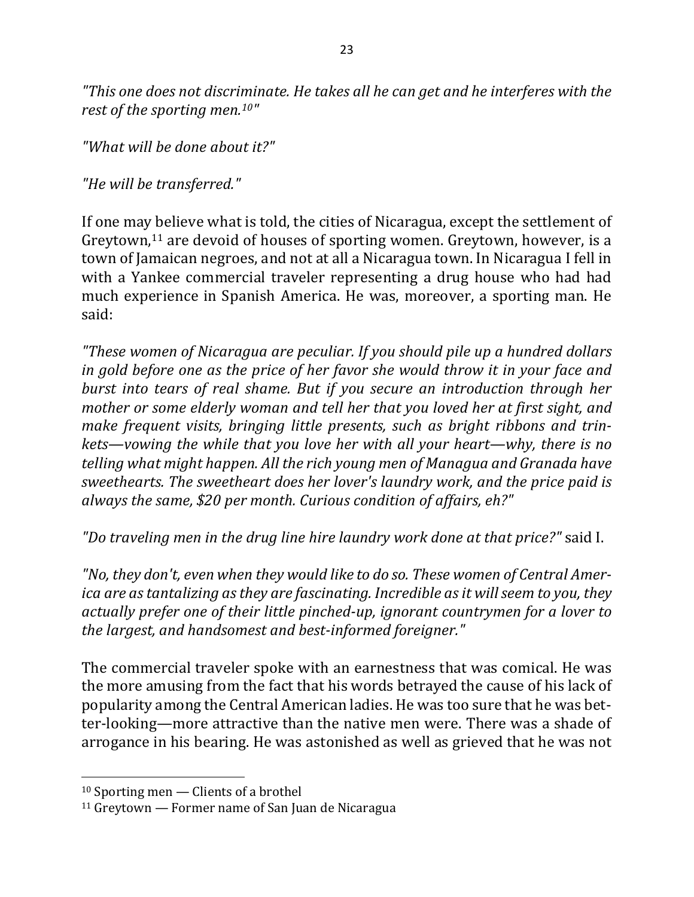*"This one does not discriminate. He takes all he can get and he interferes with the rest of the sporting men.[10]"*

*"What will be done about it?"*

*"He will be transferred."*

If one may believe what is told, the cities of Nicaragua, except the settlement of Greytown,[11] are devoid of houses of sporting women. Greytown, however, is a town of Jamaican negroes, and not at all a Nicaragua town. In Nicaragua I fell in with a Yankee commercial traveler representing a drug house who had had much experience in Spanish America. He was, moreover, a sporting man. He said:

*"These women of Nicaragua are peculiar. If you should pile up a hundred dollars in gold before one as the price of her favor she would throw it in your face and burst into tears of real shame. But if you secure an introduction through her mother or some elderly woman and tell her that you loved her at first sight, and make frequent visits, bringing little presents, such as bright ribbons and trinkets—vowing the while that you love her with all your heart—why, there is no telling what might happen. All the rich young men of Managua and Granada have sweethearts. The sweetheart does her lover's laundry work, and the price paid is always the same, $20 per month. Curious condition of affairs, eh?"*

*"Do traveling men in the drug line hire laundry work done at that price?"* said I.

*"No, they don't, even when they would like to do so. These women of Central America are as tantalizing as they are fascinating. Incredible as it will seem to you, they actually prefer one of their little pinched-up, ignorant countrymen for a lover to the largest, and handsomest and best-informed foreigner."*

The commercial traveler spoke with an earnestness that was comical. He was the more amusing from the fact that his words betrayed the cause of his lack of popularity among the Central American ladies. He was too sure that he was better-looking—more attractive than the native men were. There was a shade of arrogance in his bearing. He was astonished as well as grieved that he was not

---

[10] Sporting men — Clients of a brothel

[11] Greytown — Former name of San Juan de Nicaragua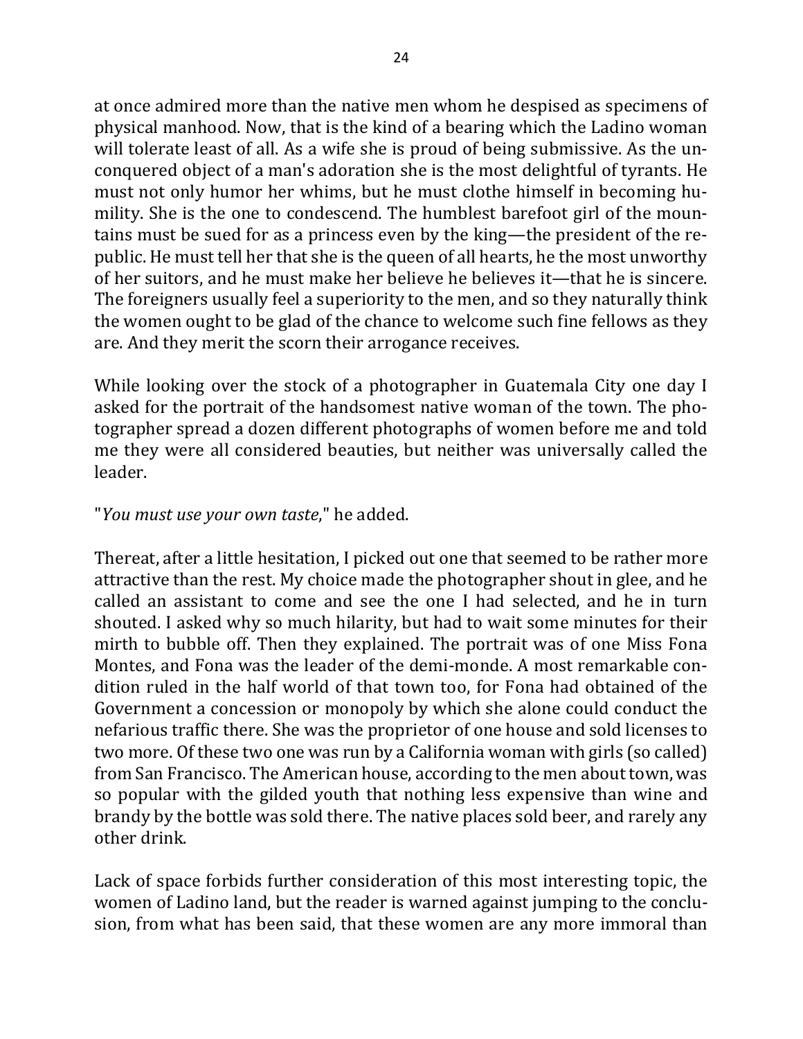at once admired more than the native men whom he despised as specimens of physical manhood. Now, that is the kind of a bearing which the Ladino woman will tolerate least of all. As a wife she is proud of being submissive. As the unconquered object of a man's adoration she is the most delightful of tyrants. He must not only humor her whims, but he must clothe himself in becoming humility. She is the one to condescend. The humblest barefoot girl of the mountains must be sued for as a princess even by the king—the president of the republic. He must tell her that she is the queen of all hearts, he the most unworthy of her suitors, and he must make her believe he believes it—that he is sincere. The foreigners usually feel a superiority to the men, and so they naturally think the women ought to be glad of the chance to welcome such fine fellows as they are. And they merit the scorn their arrogance receives.

While looking over the stock of a photographer in Guatemala City one day I asked for the portrait of the handsomest native woman of the town. The photographer spread a dozen different photographs of women before me and told me they were all considered beauties, but neither was universally called the leader.

"*You must use your own taste*," he added.

Thereat, after a little hesitation, I picked out one that seemed to be rather more attractive than the rest. My choice made the photographer shout in glee, and he called an assistant to come and see the one I had selected, and he in turn shouted. I asked why so much hilarity, but had to wait some minutes for their mirth to bubble off. Then they explained. The portrait was of one Miss Fona Montes, and Fona was the leader of the demi-monde. A most remarkable condition ruled in the half world of that town too, for Fona had obtained of the Government a concession or monopoly by which she alone could conduct the nefarious traffic there. She was the proprietor of one house and sold licenses to two more. Of these two one was run by a California woman with girls (so called) from San Francisco. The American house, according to the men about town, was so popular with the gilded youth that nothing less expensive than wine and brandy by the bottle was sold there. The native places sold beer, and rarely any other drink.

Lack of space forbids further consideration of this most interesting topic, the women of Ladino land, but the reader is warned against jumping to the conclusion, from what has been said, that these women are any more immoral than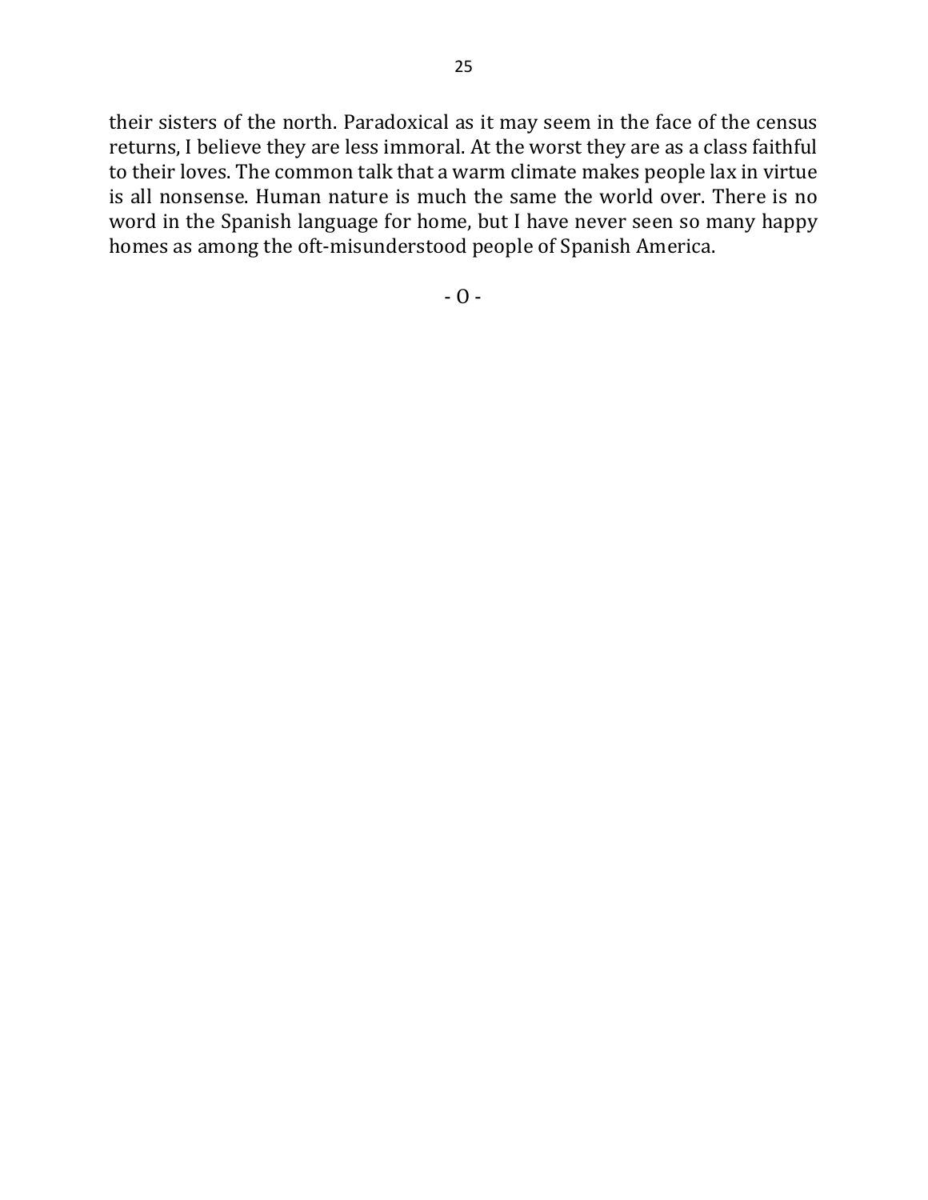their sisters of the north. Paradoxical as it may seem in the face of the census returns, I believe they are less immoral. At the worst they are as a class faithful to their loves. The common talk that a warm climate makes people lax in virtue is all nonsense. Human nature is much the same the world over. There is no word in the Spanish language for home, but I have never seen so many happy homes as among the oft-misunderstood people of Spanish America.

- 0 -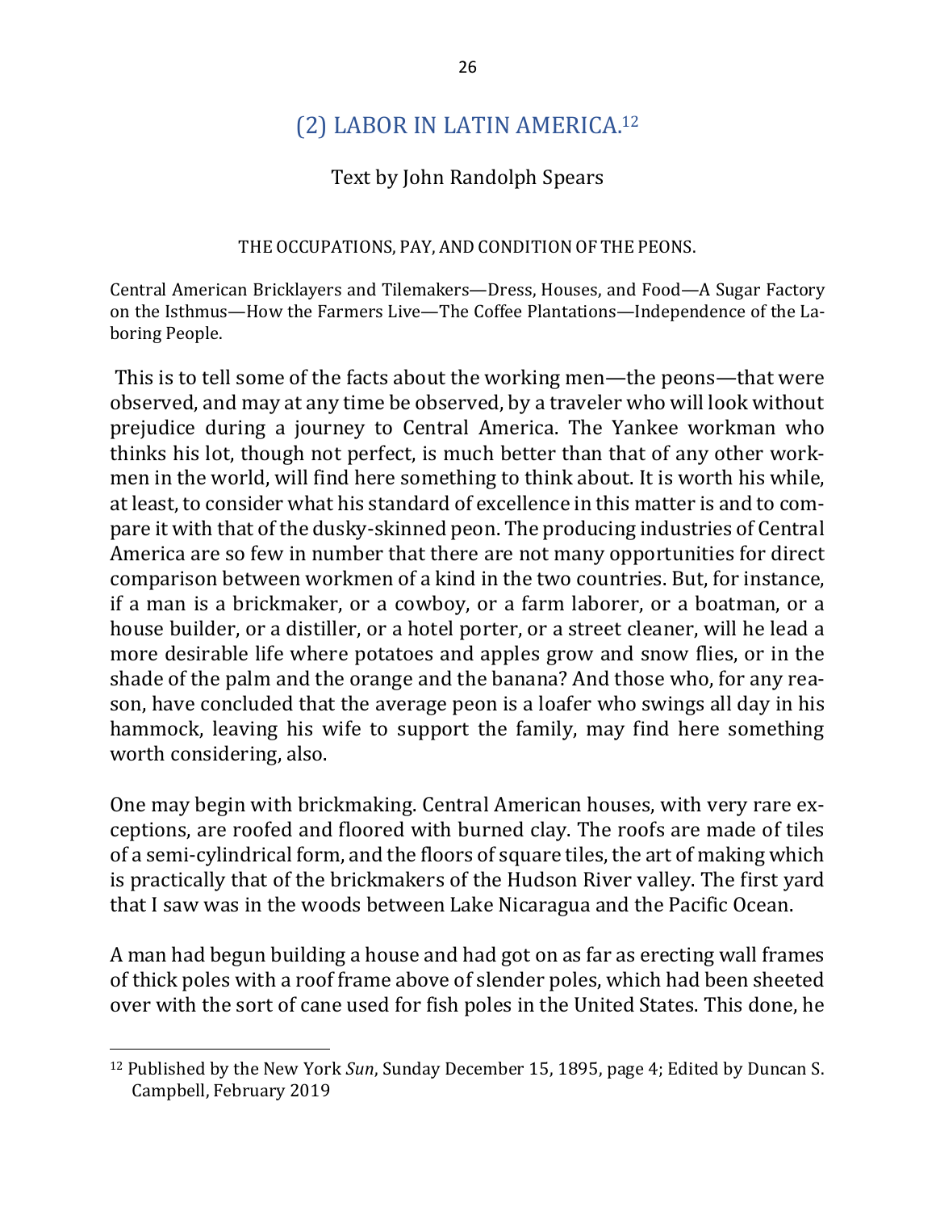## (2) LABOR IN LATIN AMERICA.[12]

Text by John Randolph Spears

THE OCCUPATIONS, PAY, AND CONDITION OF THE PEONS.

Central American Bricklayers and Tilemakers—Dress, Houses, and Food—A Sugar Factory on the Isthmus—How the Farmers Live—The Coffee Plantations—Independence of the Laboring People.

This is to tell some of the facts about the working men—the peons—that were observed, and may at any time be observed, by a traveler who will look without prejudice during a journey to Central America. The Yankee workman who thinks his lot, though not perfect, is much better than that of any other workmen in the world, will find here something to think about. It is worth his while, at least, to consider what his standard of excellence in this matter is and to compare it with that of the dusky-skinned peon. The producing industries of Central America are so few in number that there are not many opportunities for direct comparison between workmen of a kind in the two countries. But, for instance, if a man is a brickmaker, or a cowboy, or a farm laborer, or a boatman, or a house builder, or a distiller, or a hotel porter, or a street cleaner, will he lead a more desirable life where potatoes and apples grow and snow flies, or in the shade of the palm and the orange and the banana? And those who, for any reason, have concluded that the average peon is a loafer who swings all day in his hammock, leaving his wife to support the family, may find here something worth considering, also.

One may begin with brickmaking. Central American houses, with very rare exceptions, are roofed and floored with burned clay. The roofs are made of tiles of a semi-cylindrical form, and the floors of square tiles, the art of making which is practically that of the brickmakers of the Hudson River valley. The first yard that I saw was in the woods between Lake Nicaragua and the Pacific Ocean.

A man had begun building a house and had got on as far as erecting wall frames of thick poles with a roof frame above of slender poles, which had been sheeted over with the sort of cane used for fish poles in the United States. This done, he

[12] Published by the New York *Sun*, Sunday December 15, 1895, page 4; Edited by Duncan S. Campbell, February 2019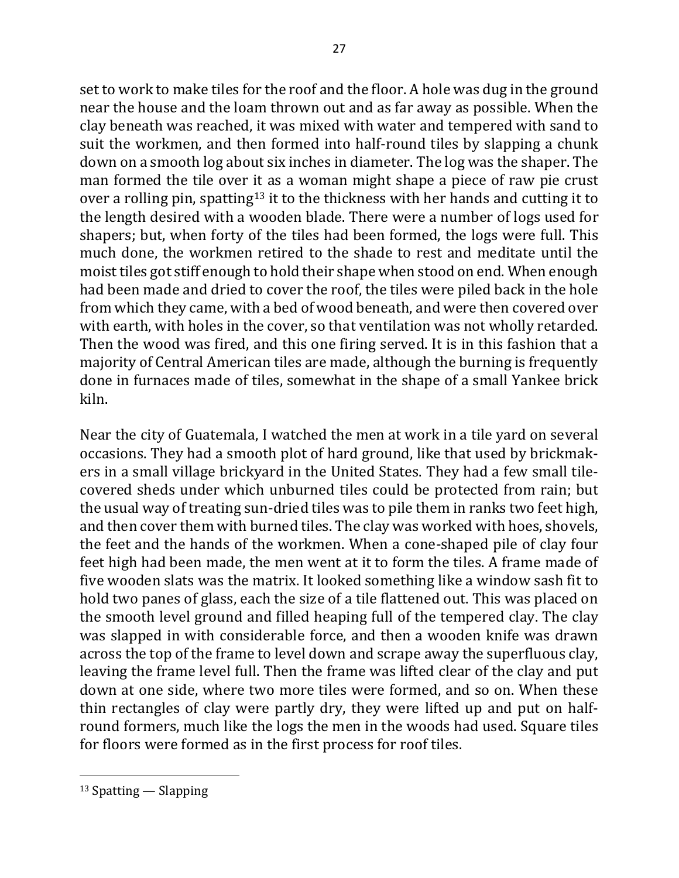set to work to make tiles for the roof and the floor. A hole was dug in the ground near the house and the loam thrown out and as far away as possible. When the clay beneath was reached, it was mixed with water and tempered with sand to suit the workmen, and then formed into half-round tiles by slapping a chunk down on a smooth log about six inches in diameter. The log was the shaper. The man formed the tile over it as a woman might shape a piece of raw pie crust over a rolling pin, spatting[13] it to the thickness with her hands and cutting it to the length desired with a wooden blade. There were a number of logs used for shapers; but, when forty of the tiles had been formed, the logs were full. This much done, the workmen retired to the shade to rest and meditate until the moist tiles got stiff enough to hold their shape when stood on end. When enough had been made and dried to cover the roof, the tiles were piled back in the hole from which they came, with a bed of wood beneath, and were then covered over with earth, with holes in the cover, so that ventilation was not wholly retarded. Then the wood was fired, and this one firing served. It is in this fashion that a majority of Central American tiles are made, although the burning is frequently done in furnaces made of tiles, somewhat in the shape of a small Yankee brick kiln.

Near the city of Guatemala, I watched the men at work in a tile yard on several occasions. They had a smooth plot of hard ground, like that used by brickmakers in a small village brickyard in the United States. They had a few small tile-covered sheds under which unburned tiles could be protected from rain; but the usual way of treating sun-dried tiles was to pile them in ranks two feet high, and then cover them with burned tiles. The clay was worked with hoes, shovels, the feet and the hands of the workmen. When a cone-shaped pile of clay four feet high had been made, the men went at it to form the tiles. A frame made of five wooden slats was the matrix. It looked something like a window sash fit to hold two panes of glass, each the size of a tile flattened out. This was placed on the smooth level ground and filled heaping full of the tempered clay. The clay was slapped in with considerable force, and then a wooden knife was drawn across the top of the frame to level down and scrape away the superfluous clay, leaving the frame level full. Then the frame was lifted clear of the clay and put down at one side, where two more tiles were formed, and so on. When these thin rectangles of clay were partly dry, they were lifted up and put on half-round formers, much like the logs the men in the woods had used. Square tiles for floors were formed as in the first process for roof tiles.

---

[13] Spatting — Slapping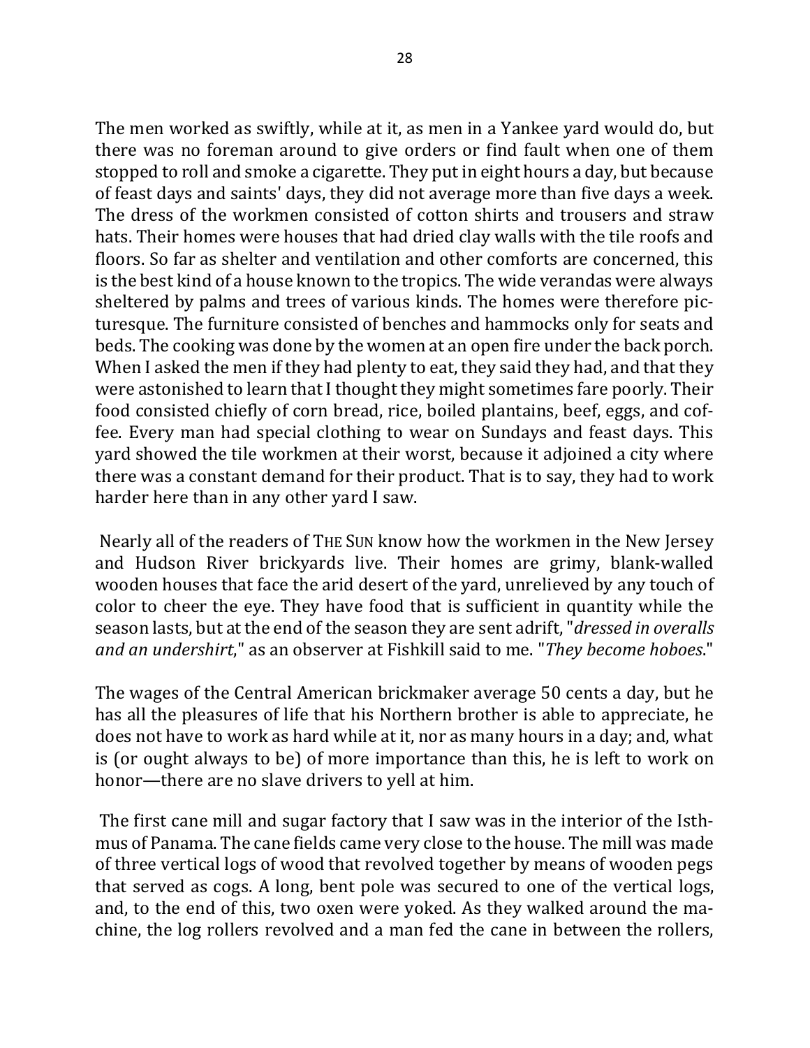The men worked as swiftly, while at it, as men in a Yankee yard would do, but there was no foreman around to give orders or find fault when one of them stopped to roll and smoke a cigarette. They put in eight hours a day, but because of feast days and saints' days, they did not average more than five days a week. The dress of the workmen consisted of cotton shirts and trousers and straw hats. Their homes were houses that had dried clay walls with the tile roofs and floors. So far as shelter and ventilation and other comforts are concerned, this is the best kind of a house known to the tropics. The wide verandas were always sheltered by palms and trees of various kinds. The homes were therefore picturesque. The furniture consisted of benches and hammocks only for seats and beds. The cooking was done by the women at an open fire under the back porch. When I asked the men if they had plenty to eat, they said they had, and that they were astonished to learn that I thought they might sometimes fare poorly. Their food consisted chiefly of corn bread, rice, boiled plantains, beef, eggs, and coffee. Every man had special clothing to wear on Sundays and feast days. This yard showed the tile workmen at their worst, because it adjoined a city where there was a constant demand for their product. That is to say, they had to work harder here than in any other yard I saw.

Nearly all of the readers of THE SUN know how the workmen in the New Jersey and Hudson River brickyards live. Their homes are grimy, blank-walled wooden houses that face the arid desert of the yard, unrelieved by any touch of color to cheer the eye. They have food that is sufficient in quantity while the season lasts, but at the end of the season they are sent adrift, "*dressed in overalls and an undershirt*," as an observer at Fishkill said to me. "*They become hoboes*."

The wages of the Central American brickmaker average 50 cents a day, but he has all the pleasures of life that his Northern brother is able to appreciate, he does not have to work as hard while at it, nor as many hours in a day; and, what is (or ought always to be) of more importance than this, he is left to work on honor—there are no slave drivers to yell at him.

The first cane mill and sugar factory that I saw was in the interior of the Isthmus of Panama. The cane fields came very close to the house. The mill was made of three vertical logs of wood that revolved together by means of wooden pegs that served as cogs. A long, bent pole was secured to one of the vertical logs, and, to the end of this, two oxen were yoked. As they walked around the machine, the log rollers revolved and a man fed the cane in between the rollers,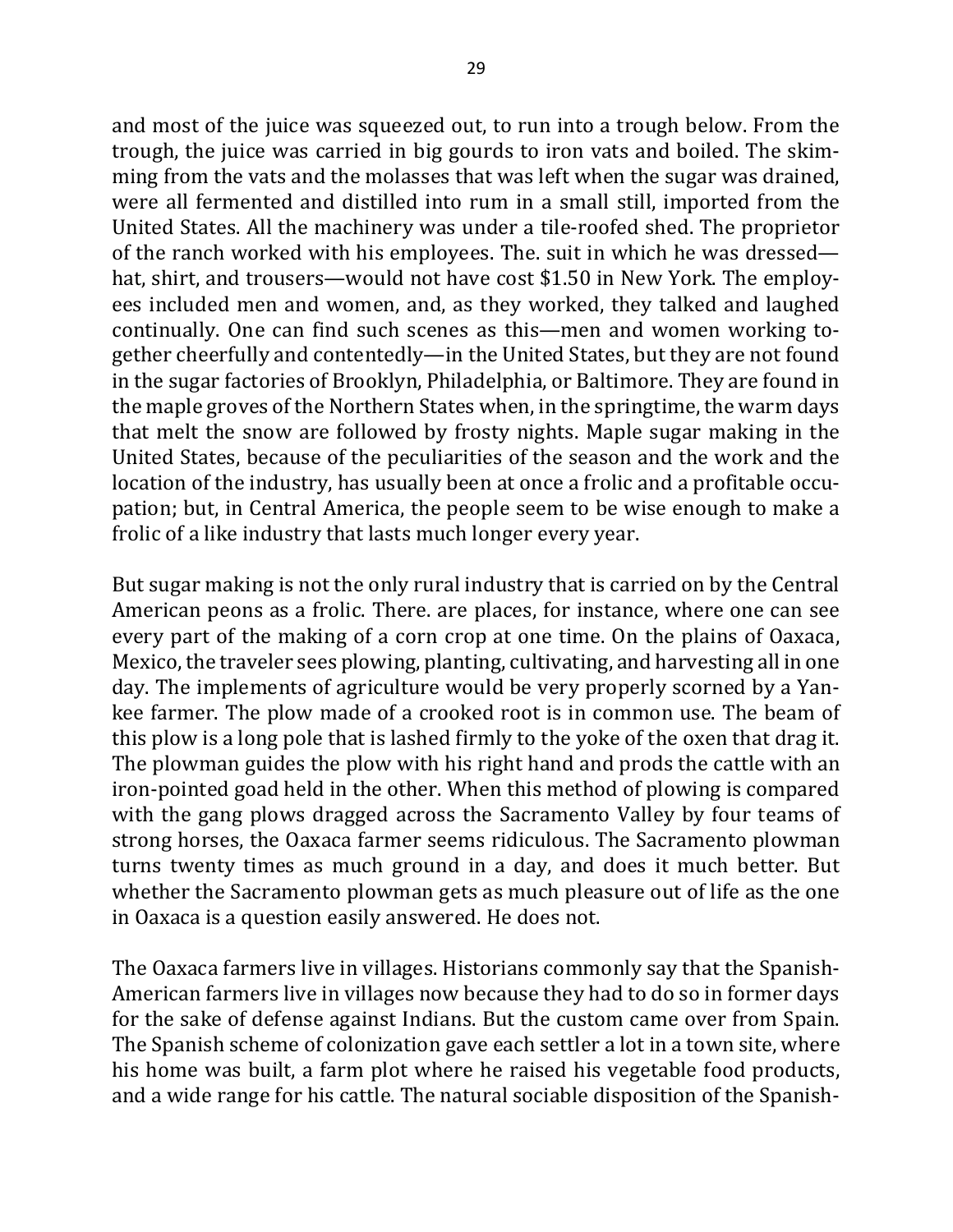and most of the juice was squeezed out, to run into a trough below. From the trough, the juice was carried in big gourds to iron vats and boiled. The skimming from the vats and the molasses that was left when the sugar was drained, were all fermented and distilled into rum in a small still, imported from the United States. All the machinery was under a tile-roofed shed. The proprietor of the ranch worked with his employees. The. suit in which he was dressed—hat, shirt, and trousers—would not have cost $1.50 in New York. The employees included men and women, and, as they worked, they talked and laughed continually. One can find such scenes as this—men and women working together cheerfully and contentedly—in the United States, but they are not found in the sugar factories of Brooklyn, Philadelphia, or Baltimore. They are found in the maple groves of the Northern States when, in the springtime, the warm days that melt the snow are followed by frosty nights. Maple sugar making in the United States, because of the peculiarities of the season and the work and the location of the industry, has usually been at once a frolic and a profitable occupation; but, in Central America, the people seem to be wise enough to make a frolic of a like industry that lasts much longer every year.

But sugar making is not the only rural industry that is carried on by the Central American peons as a frolic. There. are places, for instance, where one can see every part of the making of a corn crop at one time. On the plains of Oaxaca, Mexico, the traveler sees plowing, planting, cultivating, and harvesting all in one day. The implements of agriculture would be very properly scorned by a Yankee farmer. The plow made of a crooked root is in common use. The beam of this plow is a long pole that is lashed firmly to the yoke of the oxen that drag it. The plowman guides the plow with his right hand and prods the cattle with an iron-pointed goad held in the other. When this method of plowing is compared with the gang plows dragged across the Sacramento Valley by four teams of strong horses, the Oaxaca farmer seems ridiculous. The Sacramento plowman turns twenty times as much ground in a day, and does it much better. But whether the Sacramento plowman gets as much pleasure out of life as the one in Oaxaca is a question easily answered. He does not.

The Oaxaca farmers live in villages. Historians commonly say that the Spanish-American farmers live in villages now because they had to do so in former days for the sake of defense against Indians. But the custom came over from Spain. The Spanish scheme of colonization gave each settler a lot in a town site, where his home was built, a farm plot where he raised his vegetable food products, and a wide range for his cattle. The natural sociable disposition of the Spanish-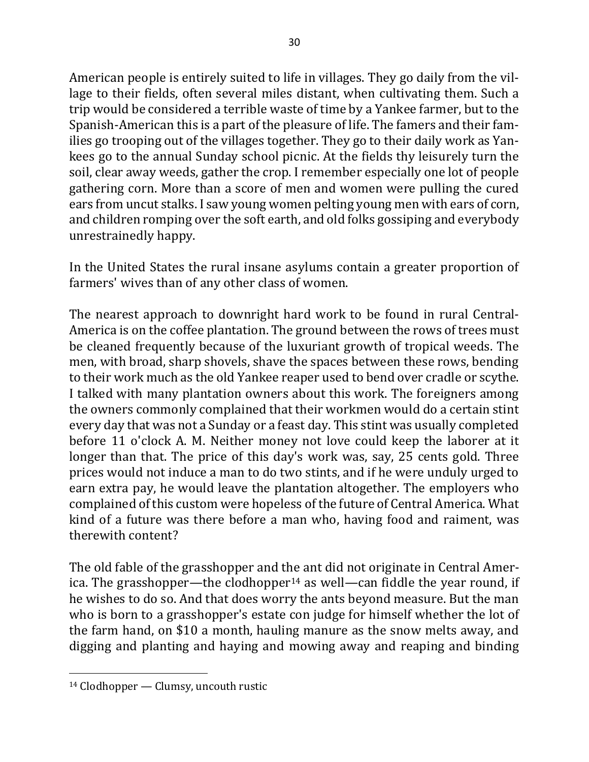American people is entirely suited to life in villages. They go daily from the village to their fields, often several miles distant, when cultivating them. Such a trip would be considered a terrible waste of time by a Yankee farmer, but to the Spanish-American this is a part of the pleasure of life. The famers and their families go trooping out of the villages together. They go to their daily work as Yankees go to the annual Sunday school picnic. At the fields thy leisurely turn the soil, clear away weeds, gather the crop. I remember especially one lot of people gathering corn. More than a score of men and women were pulling the cured ears from uncut stalks. I saw young women pelting young men with ears of corn, and children romping over the soft earth, and old folks gossiping and everybody unrestrainedly happy.

In the United States the rural insane asylums contain a greater proportion of farmers' wives than of any other class of women.

The nearest approach to downright hard work to be found in rural Central-America is on the coffee plantation. The ground between the rows of trees must be cleaned frequently because of the luxuriant growth of tropical weeds. The men, with broad, sharp shovels, shave the spaces between these rows, bending to their work much as the old Yankee reaper used to bend over cradle or scythe. I talked with many plantation owners about this work. The foreigners among the owners commonly complained that their workmen would do a certain stint every day that was not a Sunday or a feast day. This stint was usually completed before 11 o'clock A. M. Neither money not love could keep the laborer at it longer than that. The price of this day's work was, say, 25 cents gold. Three prices would not induce a man to do two stints, and if he were unduly urged to earn extra pay, he would leave the plantation altogether. The employers who complained of this custom were hopeless of the future of Central America. What kind of a future was there before a man who, having food and raiment, was therewith content?

The old fable of the grasshopper and the ant did not originate in Central America. The grasshopper—the clodhopper[14] as well—can fiddle the year round, if he wishes to do so. And that does worry the ants beyond measure. But the man who is born to a grasshopper's estate con judge for himself whether the lot of the farm hand, on $10 a month, hauling manure as the snow melts away, and digging and planting and haying and mowing away and reaping and binding

[14] Clodhopper — Clumsy, uncouth rustic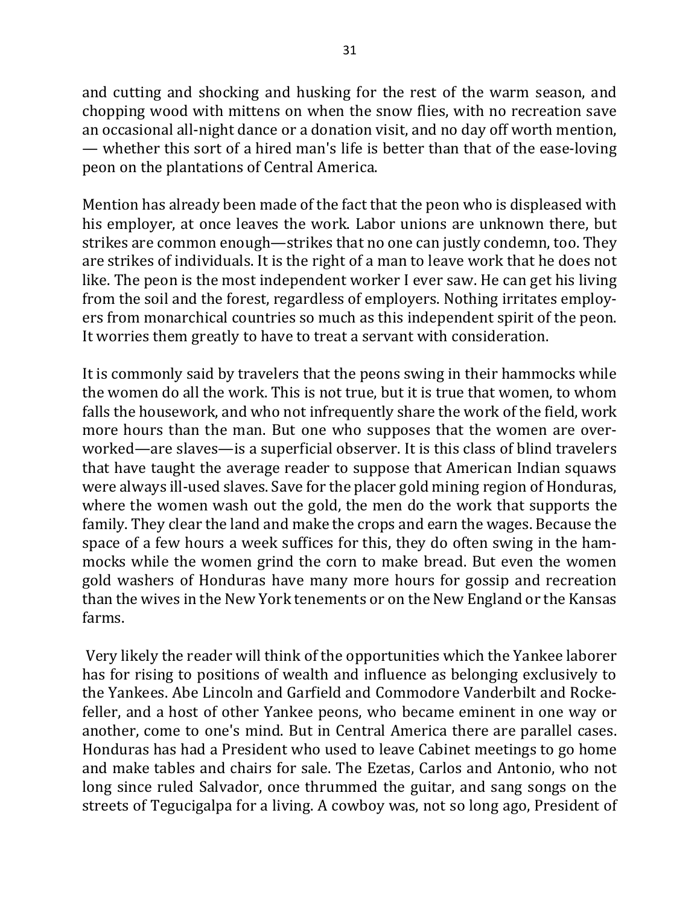and cutting and shocking and husking for the rest of the warm season, and chopping wood with mittens on when the snow flies, with no recreation save an occasional all-night dance or a donation visit, and no day off worth mention, — whether this sort of a hired man's life is better than that of the ease-loving peon on the plantations of Central America.

Mention has already been made of the fact that the peon who is displeased with his employer, at once leaves the work. Labor unions are unknown there, but strikes are common enough—strikes that no one can justly condemn, too. They are strikes of individuals. It is the right of a man to leave work that he does not like. The peon is the most independent worker I ever saw. He can get his living from the soil and the forest, regardless of employers. Nothing irritates employers from monarchical countries so much as this independent spirit of the peon. It worries them greatly to have to treat a servant with consideration.

It is commonly said by travelers that the peons swing in their hammocks while the women do all the work. This is not true, but it is true that women, to whom falls the housework, and who not infrequently share the work of the field, work more hours than the man. But one who supposes that the women are overworked—are slaves—is a superficial observer. It is this class of blind travelers that have taught the average reader to suppose that American Indian squaws were always ill-used slaves. Save for the placer gold mining region of Honduras, where the women wash out the gold, the men do the work that supports the family. They clear the land and make the crops and earn the wages. Because the space of a few hours a week suffices for this, they do often swing in the hammocks while the women grind the corn to make bread. But even the women gold washers of Honduras have many more hours for gossip and recreation than the wives in the New York tenements or on the New England or the Kansas farms.

Very likely the reader will think of the opportunities which the Yankee laborer has for rising to positions of wealth and influence as belonging exclusively to the Yankees. Abe Lincoln and Garfield and Commodore Vanderbilt and Rockefeller, and a host of other Yankee peons, who became eminent in one way or another, come to one's mind. But in Central America there are parallel cases. Honduras has had a President who used to leave Cabinet meetings to go home and make tables and chairs for sale. The Ezetas, Carlos and Antonio, who not long since ruled Salvador, once thrummed the guitar, and sang songs on the streets of Tegucigalpa for a living. A cowboy was, not so long ago, President of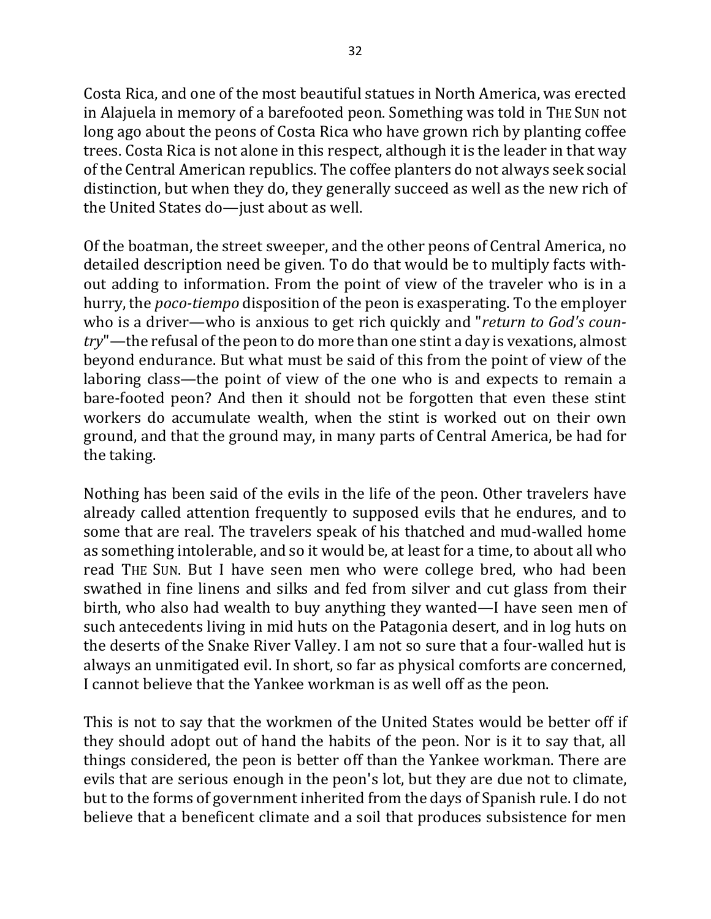Costa Rica, and one of the most beautiful statues in North America, was erected in Alajuela in memory of a barefooted peon. Something was told in THE SUN not long ago about the peons of Costa Rica who have grown rich by planting coffee trees. Costa Rica is not alone in this respect, although it is the leader in that way of the Central American republics. The coffee planters do not always seek social distinction, but when they do, they generally succeed as well as the new rich of the United States do—just about as well.

Of the boatman, the street sweeper, and the other peons of Central America, no detailed description need be given. To do that would be to multiply facts without adding to information. From the point of view of the traveler who is in a hurry, the *poco-tiempo* disposition of the peon is exasperating. To the employer who is a driver—who is anxious to get rich quickly and "*return to God's country*"—the refusal of the peon to do more than one stint a day is vexations, almost beyond endurance. But what must be said of this from the point of view of the laboring class—the point of view of the one who is and expects to remain a bare-footed peon? And then it should not be forgotten that even these stint workers do accumulate wealth, when the stint is worked out on their own ground, and that the ground may, in many parts of Central America, be had for the taking.

Nothing has been said of the evils in the life of the peon. Other travelers have already called attention frequently to supposed evils that he endures, and to some that are real. The travelers speak of his thatched and mud-walled home as something intolerable, and so it would be, at least for a time, to about all who read THE SUN. But I have seen men who were college bred, who had been swathed in fine linens and silks and fed from silver and cut glass from their birth, who also had wealth to buy anything they wanted—I have seen men of such antecedents living in mid huts on the Patagonia desert, and in log huts on the deserts of the Snake River Valley. I am not so sure that a four-walled hut is always an unmitigated evil. In short, so far as physical comforts are concerned, I cannot believe that the Yankee workman is as well off as the peon.

This is not to say that the workmen of the United States would be better off if they should adopt out of hand the habits of the peon. Nor is it to say that, all things considered, the peon is better off than the Yankee workman. There are evils that are serious enough in the peon's lot, but they are due not to climate, but to the forms of government inherited from the days of Spanish rule. I do not believe that a beneficent climate and a soil that produces subsistence for men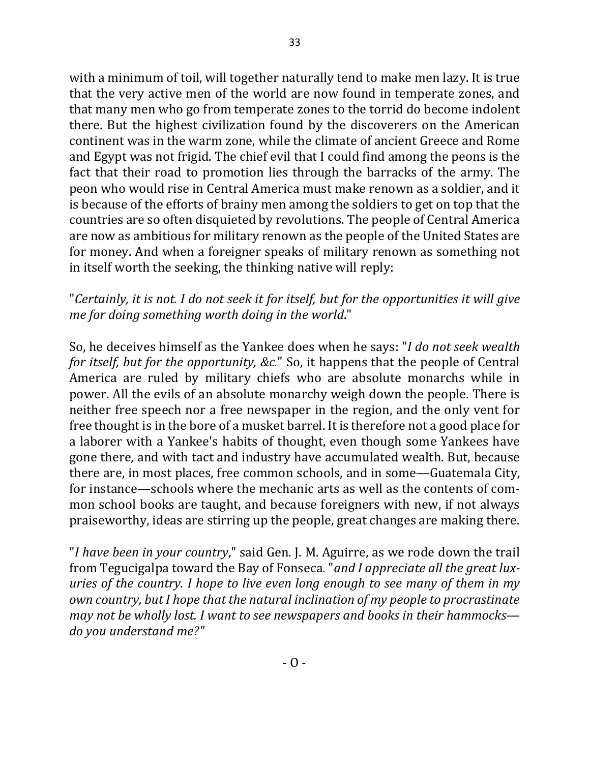with a minimum of toil, will together naturally tend to make men lazy. It is true that the very active men of the world are now found in temperate zones, and that many men who go from temperate zones to the torrid do become indolent there. But the highest civilization found by the discoverers on the American continent was in the warm zone, while the climate of ancient Greece and Rome and Egypt was not frigid. The chief evil that I could find among the peons is the fact that their road to promotion lies through the barracks of the army. The peon who would rise in Central America must make renown as a soldier, and it is because of the efforts of brainy men among the soldiers to get on top that the countries are so often disquieted by revolutions. The people of Central America are now as ambitious for military renown as the people of the United States are for money. And when a foreigner speaks of military renown as something not in itself worth the seeking, the thinking native will reply:

"*Certainly, it is not. I do not seek it for itself, but for the opportunities it will give me for doing something worth doing in the world*."

So, he deceives himself as the Yankee does when he says: "*I do not seek wealth for itself, but for the opportunity, &c.*" So, it happens that the people of Central America are ruled by military chiefs who are absolute monarchs while in power. All the evils of an absolute monarchy weigh down the people. There is neither free speech nor a free newspaper in the region, and the only vent for free thought is in the bore of a musket barrel. It is therefore not a good place for a laborer with a Yankee's habits of thought, even though some Yankees have gone there, and with tact and industry have accumulated wealth. But, because there are, in most places, free common schools, and in some—Guatemala City, for instance—schools where the mechanic arts as well as the contents of common school books are taught, and because foreigners with new, if not always praiseworthy, ideas are stirring up the people, great changes are making there.

"*I have been in your country*," said Gen. J. M. Aguirre, as we rode down the trail from Tegucigalpa toward the Bay of Fonseca. "*and I appreciate all the great luxuries of the country. I hope to live even long enough to see many of them in my own country, but I hope that the natural inclination of my people to procrastinate may not be wholly lost. I want to see newspapers and books in their hammocks—do you understand me?*"

- O -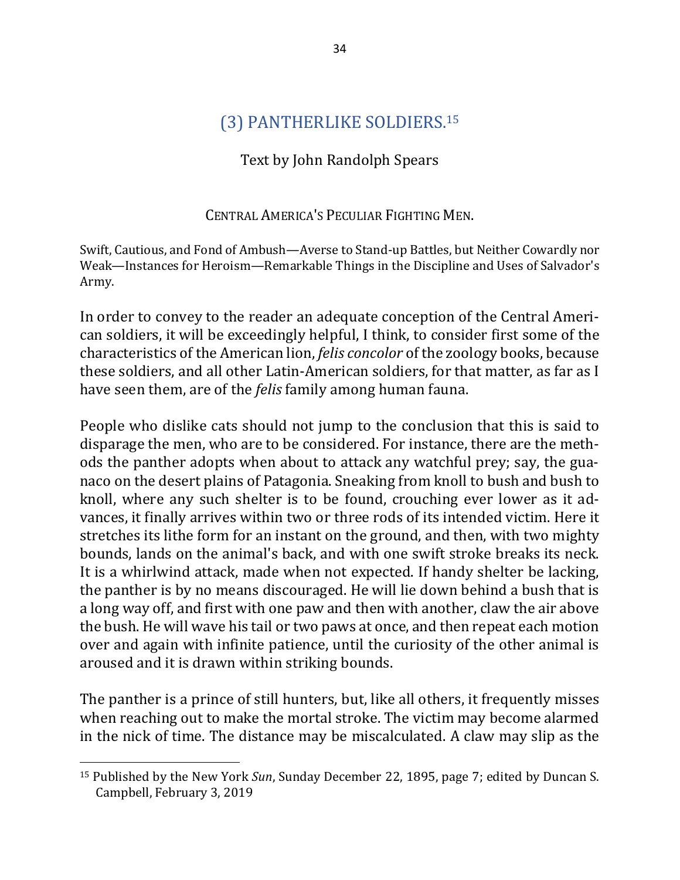## (3) PANTHERLIKE SOLDIERS.[15]

Text by John Randolph Spears

CENTRAL AMERICA'S PECULIAR FIGHTING MEN.

Swift, Cautious, and Fond of Ambush—Averse to Stand-up Battles, but Neither Cowardly nor Weak—Instances for Heroism—Remarkable Things in the Discipline and Uses of Salvador's Army.

In order to convey to the reader an adequate conception of the Central American soldiers, it will be exceedingly helpful, I think, to consider first some of the characteristics of the American lion, *felis concolor* of the zoology books, because these soldiers, and all other Latin-American soldiers, for that matter, as far as I have seen them, are of the *felis* family among human fauna.

People who dislike cats should not jump to the conclusion that this is said to disparage the men, who are to be considered. For instance, there are the methods the panther adopts when about to attack any watchful prey; say, the guanaco on the desert plains of Patagonia. Sneaking from knoll to bush and bush to knoll, where any such shelter is to be found, crouching ever lower as it advances, it finally arrives within two or three rods of its intended victim. Here it stretches its lithe form for an instant on the ground, and then, with two mighty bounds, lands on the animal's back, and with one swift stroke breaks its neck. It is a whirlwind attack, made when not expected. If handy shelter be lacking, the panther is by no means discouraged. He will lie down behind a bush that is a long way off, and first with one paw and then with another, claw the air above the bush. He will wave his tail or two paws at once, and then repeat each motion over and again with infinite patience, until the curiosity of the other animal is aroused and it is drawn within striking bounds.

The panther is a prince of still hunters, but, like all others, it frequently misses when reaching out to make the mortal stroke. The victim may become alarmed in the nick of time. The distance may be miscalculated. A claw may slip as the

[15] Published by the New York *Sun*, Sunday December 22, 1895, page 7; edited by Duncan S. Campbell, February 3, 2019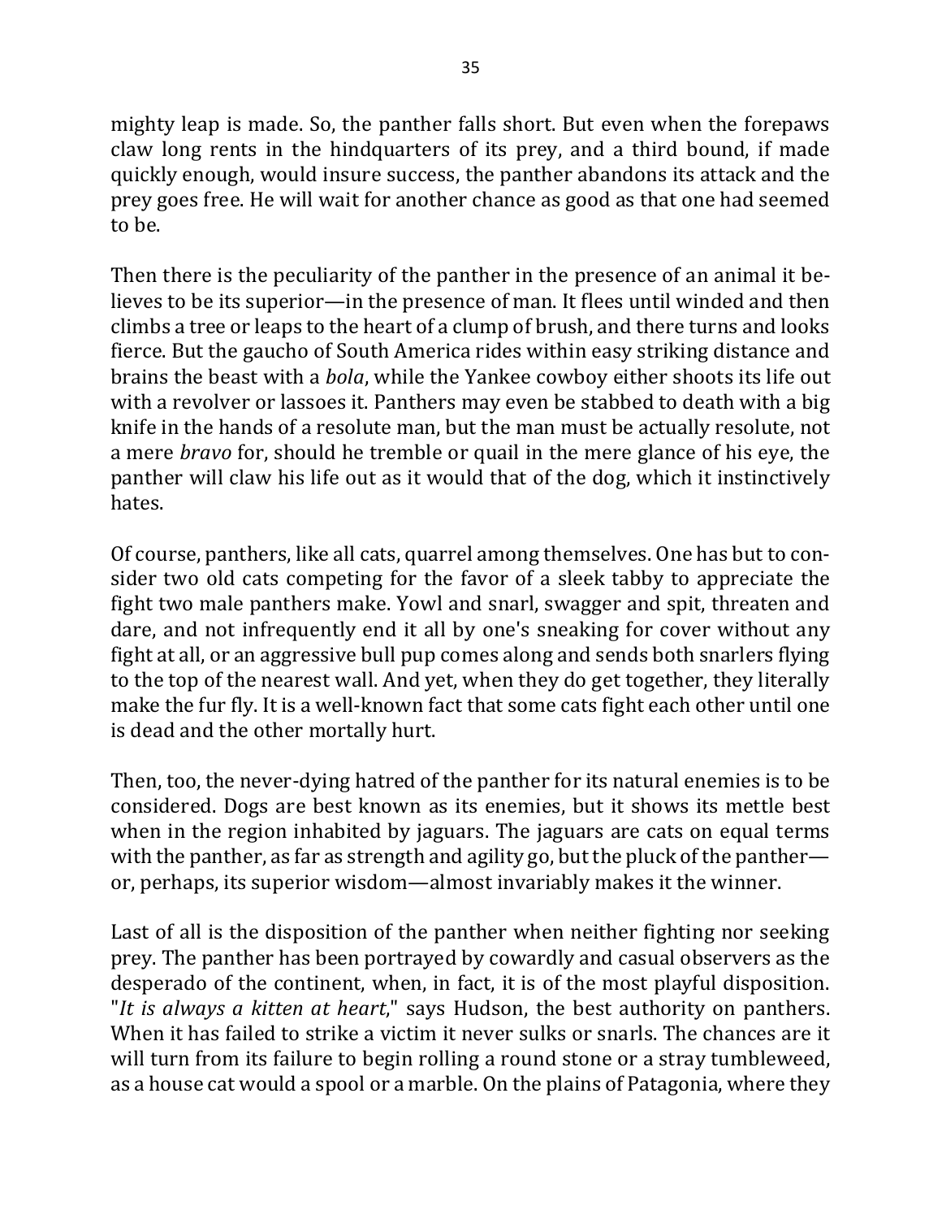mighty leap is made. So, the panther falls short. But even when the forepaws claw long rents in the hindquarters of its prey, and a third bound, if made quickly enough, would insure success, the panther abandons its attack and the prey goes free. He will wait for another chance as good as that one had seemed to be.

Then there is the peculiarity of the panther in the presence of an animal it believes to be its superior—in the presence of man. It flees until winded and then climbs a tree or leaps to the heart of a clump of brush, and there turns and looks fierce. But the gaucho of South America rides within easy striking distance and brains the beast with a *bola*, while the Yankee cowboy either shoots its life out with a revolver or lassoes it. Panthers may even be stabbed to death with a big knife in the hands of a resolute man, but the man must be actually resolute, not a mere *bravo* for, should he tremble or quail in the mere glance of his eye, the panther will claw his life out as it would that of the dog, which it instinctively hates.

Of course, panthers, like all cats, quarrel among themselves. One has but to consider two old cats competing for the favor of a sleek tabby to appreciate the fight two male panthers make. Yowl and snarl, swagger and spit, threaten and dare, and not infrequently end it all by one's sneaking for cover without any fight at all, or an aggressive bull pup comes along and sends both snarlers flying to the top of the nearest wall. And yet, when they do get together, they literally make the fur fly. It is a well-known fact that some cats fight each other until one is dead and the other mortally hurt.

Then, too, the never-dying hatred of the panther for its natural enemies is to be considered. Dogs are best known as its enemies, but it shows its mettle best when in the region inhabited by jaguars. The jaguars are cats on equal terms with the panther, as far as strength and agility go, but the pluck of the panther—or, perhaps, its superior wisdom—almost invariably makes it the winner.

Last of all is the disposition of the panther when neither fighting nor seeking prey. The panther has been portrayed by cowardly and casual observers as the desperado of the continent, when, in fact, it is of the most playful disposition. "*It is always a kitten at heart*," says Hudson, the best authority on panthers. When it has failed to strike a victim it never sulks or snarls. The chances are it will turn from its failure to begin rolling a round stone or a stray tumbleweed, as a house cat would a spool or a marble. On the plains of Patagonia, where they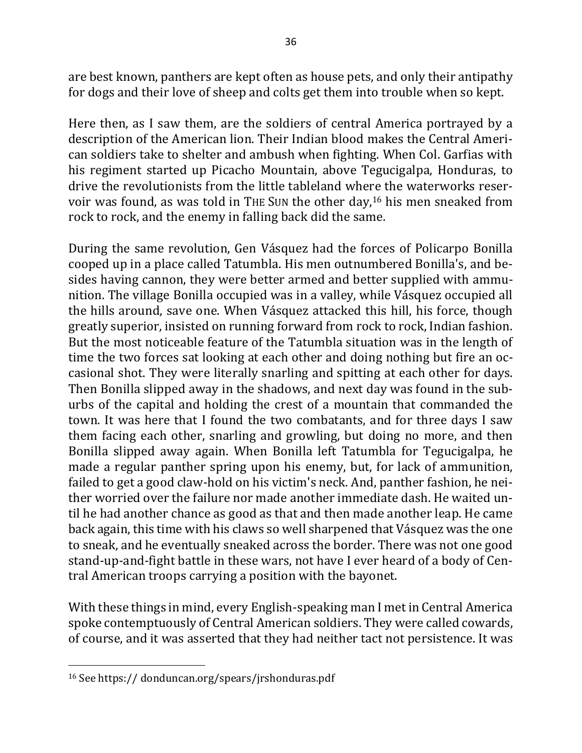are best known, panthers are kept often as house pets, and only their antipathy for dogs and their love of sheep and colts get them into trouble when so kept.

Here then, as I saw them, are the soldiers of central America portrayed by a description of the American lion. Their Indian blood makes the Central American soldiers take to shelter and ambush when fighting. When Col. Garfias with his regiment started up Picacho Mountain, above Tegucigalpa, Honduras, to drive the revolutionists from the little tableland where the waterworks reservoir was found, as was told in THE SUN the other day,[16] his men sneaked from rock to rock, and the enemy in falling back did the same.

During the same revolution, Gen Vásquez had the forces of Policarpo Bonilla cooped up in a place called Tatumbla. His men outnumbered Bonilla's, and besides having cannon, they were better armed and better supplied with ammunition. The village Bonilla occupied was in a valley, while Vásquez occupied all the hills around, save one. When Vásquez attacked this hill, his force, though greatly superior, insisted on running forward from rock to rock, Indian fashion. But the most noticeable feature of the Tatumbla situation was in the length of time the two forces sat looking at each other and doing nothing but fire an occasional shot. They were literally snarling and spitting at each other for days. Then Bonilla slipped away in the shadows, and next day was found in the suburbs of the capital and holding the crest of a mountain that commanded the town. It was here that I found the two combatants, and for three days I saw them facing each other, snarling and growling, but doing no more, and then Bonilla slipped away again. When Bonilla left Tatumbla for Tegucigalpa, he made a regular panther spring upon his enemy, but, for lack of ammunition, failed to get a good claw-hold on his victim's neck. And, panther fashion, he neither worried over the failure nor made another immediate dash. He waited until he had another chance as good as that and then made another leap. He came back again, this time with his claws so well sharpened that Vásquez was the one to sneak, and he eventually sneaked across the border. There was not one good stand-up-and-fight battle in these wars, not have I ever heard of a body of Central American troops carrying a position with the bayonet.

With these things in mind, every English-speaking man I met in Central America spoke contemptuously of Central American soldiers. They were called cowards, of course, and it was asserted that they had neither tact not persistence. It was

[16] See https:// donduncan.org/spears/jrshonduras.pdf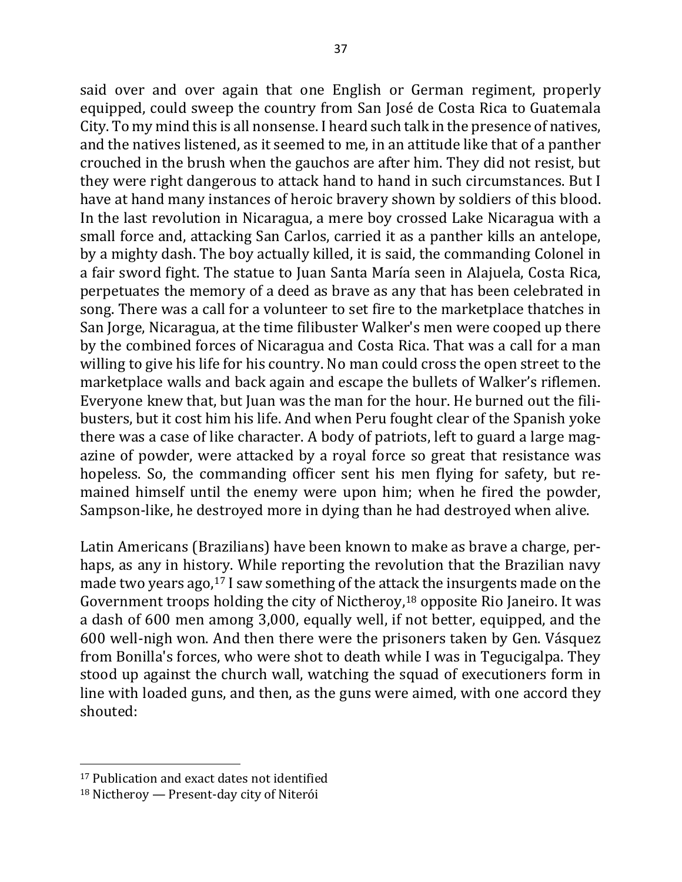said over and over again that one English or German regiment, properly equipped, could sweep the country from San José de Costa Rica to Guatemala City. To my mind this is all nonsense. I heard such talk in the presence of natives, and the natives listened, as it seemed to me, in an attitude like that of a panther crouched in the brush when the gauchos are after him. They did not resist, but they were right dangerous to attack hand to hand in such circumstances. But I have at hand many instances of heroic bravery shown by soldiers of this blood. In the last revolution in Nicaragua, a mere boy crossed Lake Nicaragua with a small force and, attacking San Carlos, carried it as a panther kills an antelope, by a mighty dash. The boy actually killed, it is said, the commanding Colonel in a fair sword fight. The statue to Juan Santa María seen in Alajuela, Costa Rica, perpetuates the memory of a deed as brave as any that has been celebrated in song. There was a call for a volunteer to set fire to the marketplace thatches in San Jorge, Nicaragua, at the time filibuster Walker's men were cooped up there by the combined forces of Nicaragua and Costa Rica. That was a call for a man willing to give his life for his country. No man could cross the open street to the marketplace walls and back again and escape the bullets of Walker's riflemen. Everyone knew that, but Juan was the man for the hour. He burned out the filibusters, but it cost him his life. And when Peru fought clear of the Spanish yoke there was a case of like character. A body of patriots, left to guard a large magazine of powder, were attacked by a royal force so great that resistance was hopeless. So, the commanding officer sent his men flying for safety, but remained himself until the enemy were upon him; when he fired the powder, Sampson-like, he destroyed more in dying than he had destroyed when alive.

Latin Americans (Brazilians) have been known to make as brave a charge, perhaps, as any in history. While reporting the revolution that the Brazilian navy made two years ago,[17] I saw something of the attack the insurgents made on the Government troops holding the city of Nictheroy,[18] opposite Rio Janeiro. It was a dash of 600 men among 3,000, equally well, if not better, equipped, and the 600 well-nigh won. And then there were the prisoners taken by Gen. Vásquez from Bonilla's forces, who were shot to death while I was in Tegucigalpa. They stood up against the church wall, watching the squad of executioners form in line with loaded guns, and then, as the guns were aimed, with one accord they shouted:

---

[17] Publication and exact dates not identified

[18] Nictheroy — Present-day city of Niterói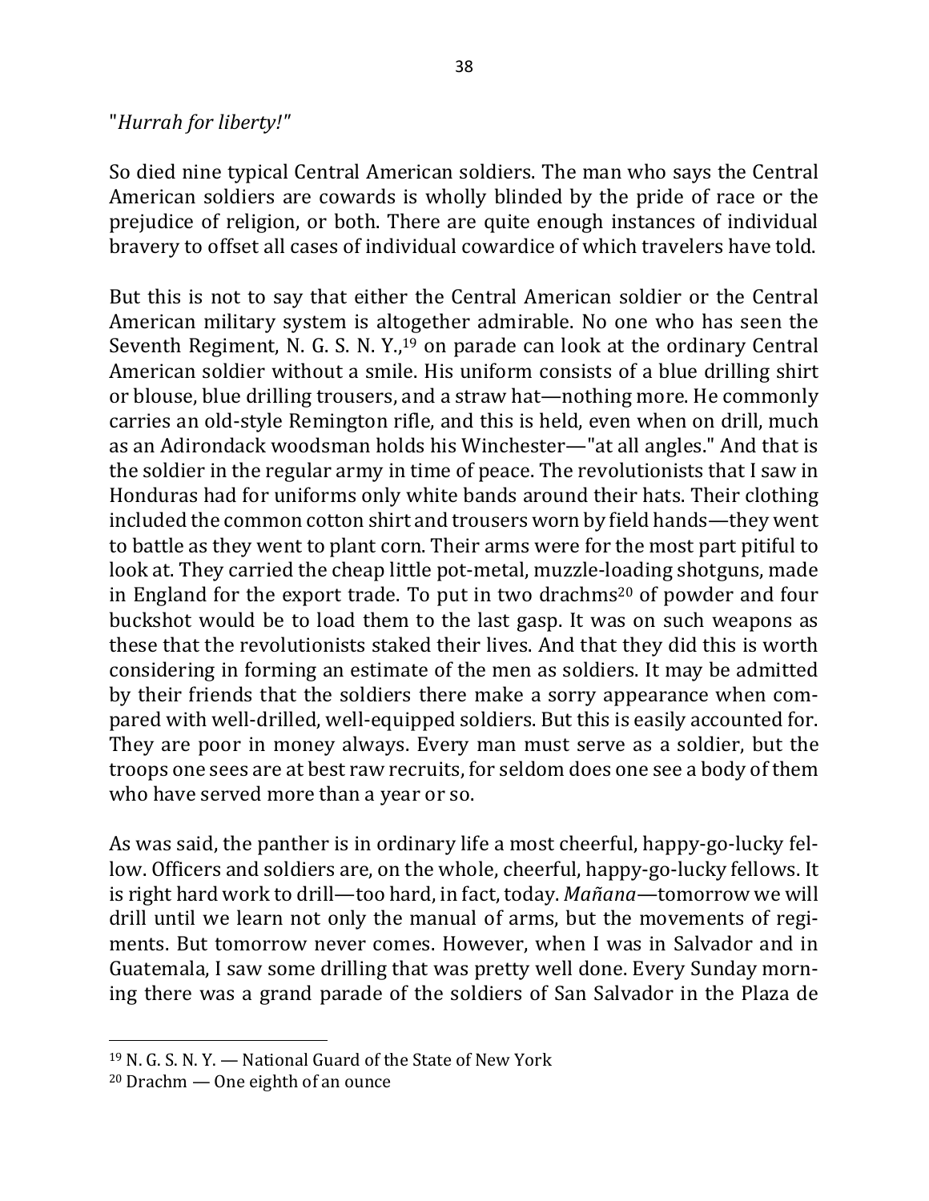"*Hurrah for liberty!*"

So died nine typical Central American soldiers. The man who says the Central American soldiers are cowards is wholly blinded by the pride of race or the prejudice of religion, or both. There are quite enough instances of individual bravery to offset all cases of individual cowardice of which travelers have told.

But this is not to say that either the Central American soldier or the Central American military system is altogether admirable. No one who has seen the Seventh Regiment, N. G. S. N. Y.,[19] on parade can look at the ordinary Central American soldier without a smile. His uniform consists of a blue drilling shirt or blouse, blue drilling trousers, and a straw hat—nothing more. He commonly carries an old-style Remington rifle, and this is held, even when on drill, much as an Adirondack woodsman holds his Winchester—"at all angles." And that is the soldier in the regular army in time of peace. The revolutionists that I saw in Honduras had for uniforms only white bands around their hats. Their clothing included the common cotton shirt and trousers worn by field hands—they went to battle as they went to plant corn. Their arms were for the most part pitiful to look at. They carried the cheap little pot-metal, muzzle-loading shotguns, made in England for the export trade. To put in two drachms[20] of powder and four buckshot would be to load them to the last gasp. It was on such weapons as these that the revolutionists staked their lives. And that they did this is worth considering in forming an estimate of the men as soldiers. It may be admitted by their friends that the soldiers there make a sorry appearance when compared with well-drilled, well-equipped soldiers. But this is easily accounted for. They are poor in money always. Every man must serve as a soldier, but the troops one sees are at best raw recruits, for seldom does one see a body of them who have served more than a year or so.

As was said, the panther is in ordinary life a most cheerful, happy-go-lucky fellow. Officers and soldiers are, on the whole, cheerful, happy-go-lucky fellows. It is right hard work to drill—too hard, in fact, today. *Mañana*—tomorrow we will drill until we learn not only the manual of arms, but the movements of regiments. But tomorrow never comes. However, when I was in Salvador and in Guatemala, I saw some drilling that was pretty well done. Every Sunday morning there was a grand parade of the soldiers of San Salvador in the Plaza de

---

[19] N. G. S. N. Y. — National Guard of the State of New York

[20] Drachm — One eighth of an ounce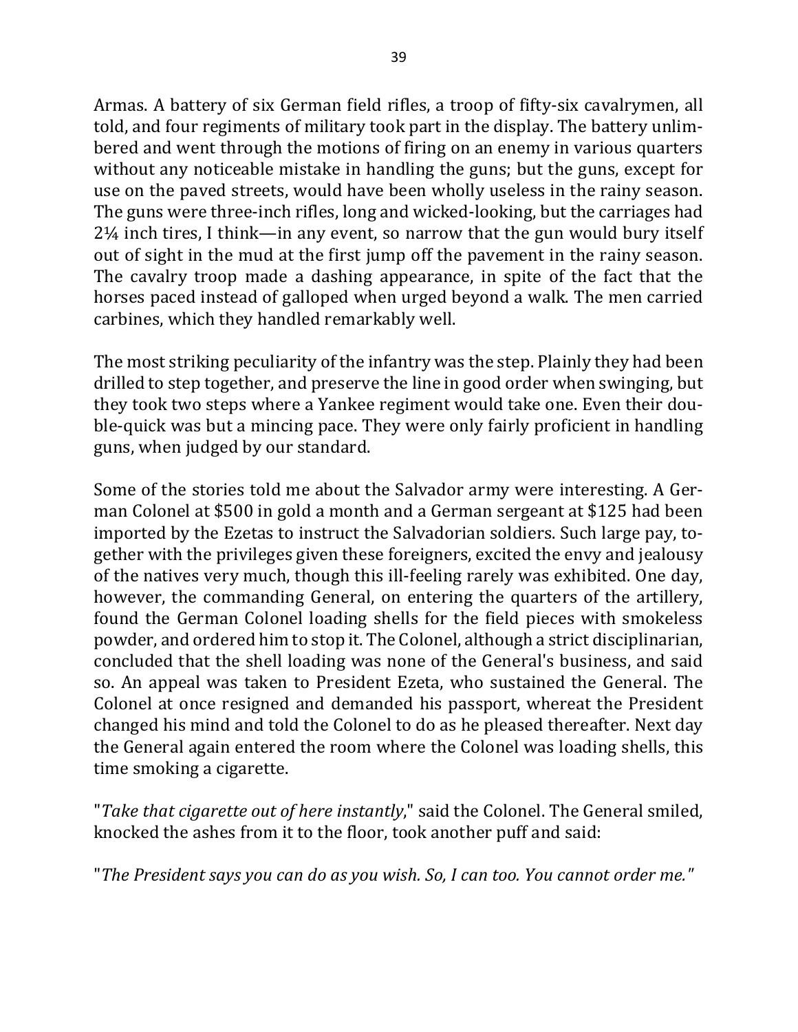Armas. A battery of six German field rifles, a troop of fifty-six cavalrymen, all told, and four regiments of military took part in the display. The battery unlimbered and went through the motions of firing on an enemy in various quarters without any noticeable mistake in handling the guns; but the guns, except for use on the paved streets, would have been wholly useless in the rainy season. The guns were three-inch rifles, long and wicked-looking, but the carriages had 2¼ inch tires, I think—in any event, so narrow that the gun would bury itself out of sight in the mud at the first jump off the pavement in the rainy season. The cavalry troop made a dashing appearance, in spite of the fact that the horses paced instead of galloped when urged beyond a walk. The men carried carbines, which they handled remarkably well.

The most striking peculiarity of the infantry was the step. Plainly they had been drilled to step together, and preserve the line in good order when swinging, but they took two steps where a Yankee regiment would take one. Even their double-quick was but a mincing pace. They were only fairly proficient in handling guns, when judged by our standard.

Some of the stories told me about the Salvador army were interesting. A German Colonel at $500 in gold a month and a German sergeant at $125 had been imported by the Ezetas to instruct the Salvadorian soldiers. Such large pay, together with the privileges given these foreigners, excited the envy and jealousy of the natives very much, though this ill-feeling rarely was exhibited. One day, however, the commanding General, on entering the quarters of the artillery, found the German Colonel loading shells for the field pieces with smokeless powder, and ordered him to stop it. The Colonel, although a strict disciplinarian, concluded that the shell loading was none of the General's business, and said so. An appeal was taken to President Ezeta, who sustained the General. The Colonel at once resigned and demanded his passport, whereat the President changed his mind and told the Colonel to do as he pleased thereafter. Next day the General again entered the room where the Colonel was loading shells, this time smoking a cigarette.

"*Take that cigarette out of here instantly*," said the Colonel. The General smiled, knocked the ashes from it to the floor, took another puff and said:

"*The President says you can do as you wish. So, I can too. You cannot order me.*"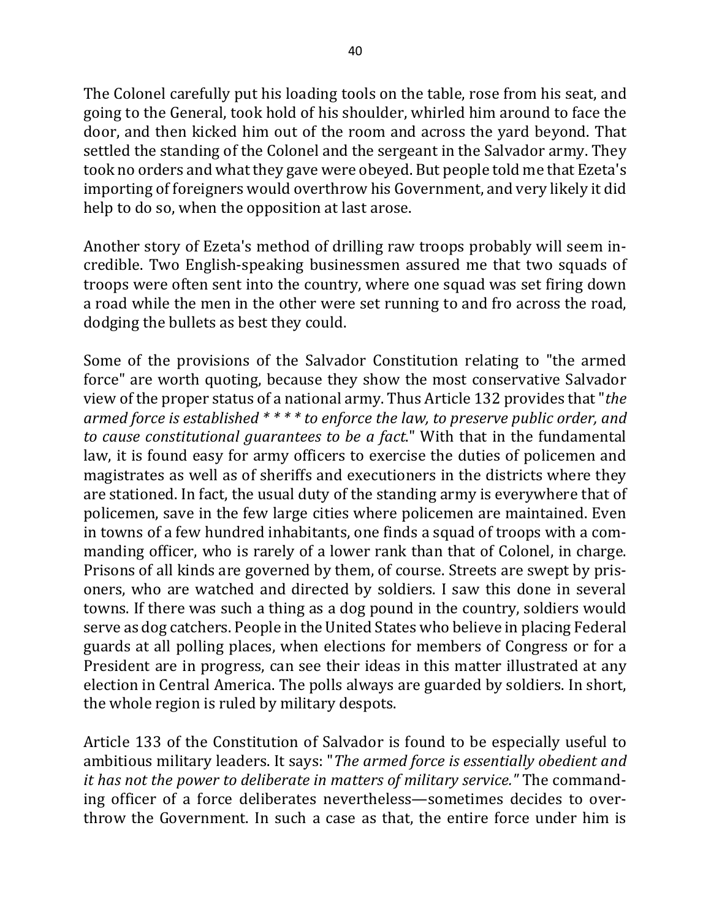The Colonel carefully put his loading tools on the table, rose from his seat, and going to the General, took hold of his shoulder, whirled him around to face the door, and then kicked him out of the room and across the yard beyond. That settled the standing of the Colonel and the sergeant in the Salvador army. They took no orders and what they gave were obeyed. But people told me that Ezeta's importing of foreigners would overthrow his Government, and very likely it did help to do so, when the opposition at last arose.

Another story of Ezeta's method of drilling raw troops probably will seem incredible. Two English-speaking businessmen assured me that two squads of troops were often sent into the country, where one squad was set firing down a road while the men in the other were set running to and fro across the road, dodging the bullets as best they could.

Some of the provisions of the Salvador Constitution relating to "the armed force" are worth quoting, because they show the most conservative Salvador view of the proper status of a national army. Thus Article 132 provides that "*the armed force is established * * * * to enforce the law, to preserve public order, and to cause constitutional guarantees to be a fact*." With that in the fundamental law, it is found easy for army officers to exercise the duties of policemen and magistrates as well as of sheriffs and executioners in the districts where they are stationed. In fact, the usual duty of the standing army is everywhere that of policemen, save in the few large cities where policemen are maintained. Even in towns of a few hundred inhabitants, one finds a squad of troops with a commanding officer, who is rarely of a lower rank than that of Colonel, in charge. Prisons of all kinds are governed by them, of course. Streets are swept by prisoners, who are watched and directed by soldiers. I saw this done in several towns. If there was such a thing as a dog pound in the country, soldiers would serve as dog catchers. People in the United States who believe in placing Federal guards at all polling places, when elections for members of Congress or for a President are in progress, can see their ideas in this matter illustrated at any election in Central America. The polls always are guarded by soldiers. In short, the whole region is ruled by military despots.

Article 133 of the Constitution of Salvador is found to be especially useful to ambitious military leaders. It says: "*The armed force is essentially obedient and it has not the power to deliberate in matters of military service.*" The commanding officer of a force deliberates nevertheless—sometimes decides to overthrow the Government. In such a case as that, the entire force under him is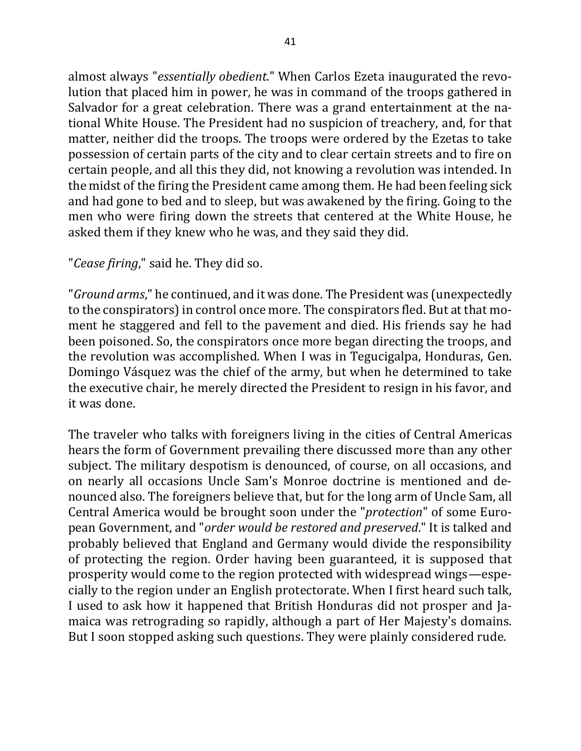almost always "*essentially obedient*." When Carlos Ezeta inaugurated the revolution that placed him in power, he was in command of the troops gathered in Salvador for a great celebration. There was a grand entertainment at the national White House. The President had no suspicion of treachery, and, for that matter, neither did the troops. The troops were ordered by the Ezetas to take possession of certain parts of the city and to clear certain streets and to fire on certain people, and all this they did, not knowing a revolution was intended. In the midst of the firing the President came among them. He had been feeling sick and had gone to bed and to sleep, but was awakened by the firing. Going to the men who were firing down the streets that centered at the White House, he asked them if they knew who he was, and they said they did.

"*Cease firing*," said he. They did so.

"*Ground arms*," he continued, and it was done. The President was (unexpectedly to the conspirators) in control once more. The conspirators fled. But at that moment he staggered and fell to the pavement and died. His friends say he had been poisoned. So, the conspirators once more began directing the troops, and the revolution was accomplished. When I was in Tegucigalpa, Honduras, Gen. Domingo Vásquez was the chief of the army, but when he determined to take the executive chair, he merely directed the President to resign in his favor, and it was done.

The traveler who talks with foreigners living in the cities of Central Americas hears the form of Government prevailing there discussed more than any other subject. The military despotism is denounced, of course, on all occasions, and on nearly all occasions Uncle Sam's Monroe doctrine is mentioned and denounced also. The foreigners believe that, but for the long arm of Uncle Sam, all Central America would be brought soon under the "*protection*" of some European Government, and "*order would be restored and preserved*." It is talked and probably believed that England and Germany would divide the responsibility of protecting the region. Order having been guaranteed, it is supposed that prosperity would come to the region protected with widespread wings—especially to the region under an English protectorate. When I first heard such talk, I used to ask how it happened that British Honduras did not prosper and Jamaica was retrograding so rapidly, although a part of Her Majesty's domains. But I soon stopped asking such questions. They were plainly considered rude.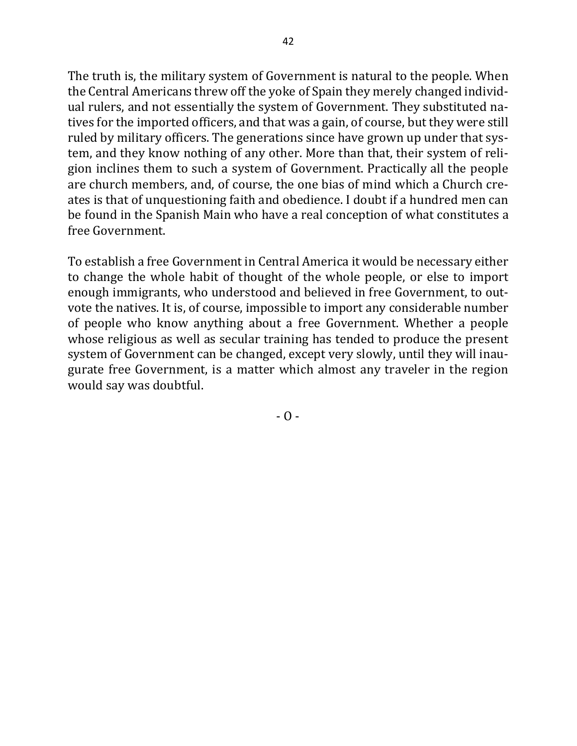The truth is, the military system of Government is natural to the people. When the Central Americans threw off the yoke of Spain they merely changed individual rulers, and not essentially the system of Government. They substituted natives for the imported officers, and that was a gain, of course, but they were still ruled by military officers. The generations since have grown up under that system, and they know nothing of any other. More than that, their system of religion inclines them to such a system of Government. Practically all the people are church members, and, of course, the one bias of mind which a Church creates is that of unquestioning faith and obedience. I doubt if a hundred men can be found in the Spanish Main who have a real conception of what constitutes a free Government.

To establish a free Government in Central America it would be necessary either to change the whole habit of thought of the whole people, or else to import enough immigrants, who understood and believed in free Government, to outvote the natives. It is, of course, impossible to import any considerable number of people who know anything about a free Government. Whether a people whose religious as well as secular training has tended to produce the present system of Government can be changed, except very slowly, until they will inaugurate free Government, is a matter which almost any traveler in the region would say was doubtful.

- O -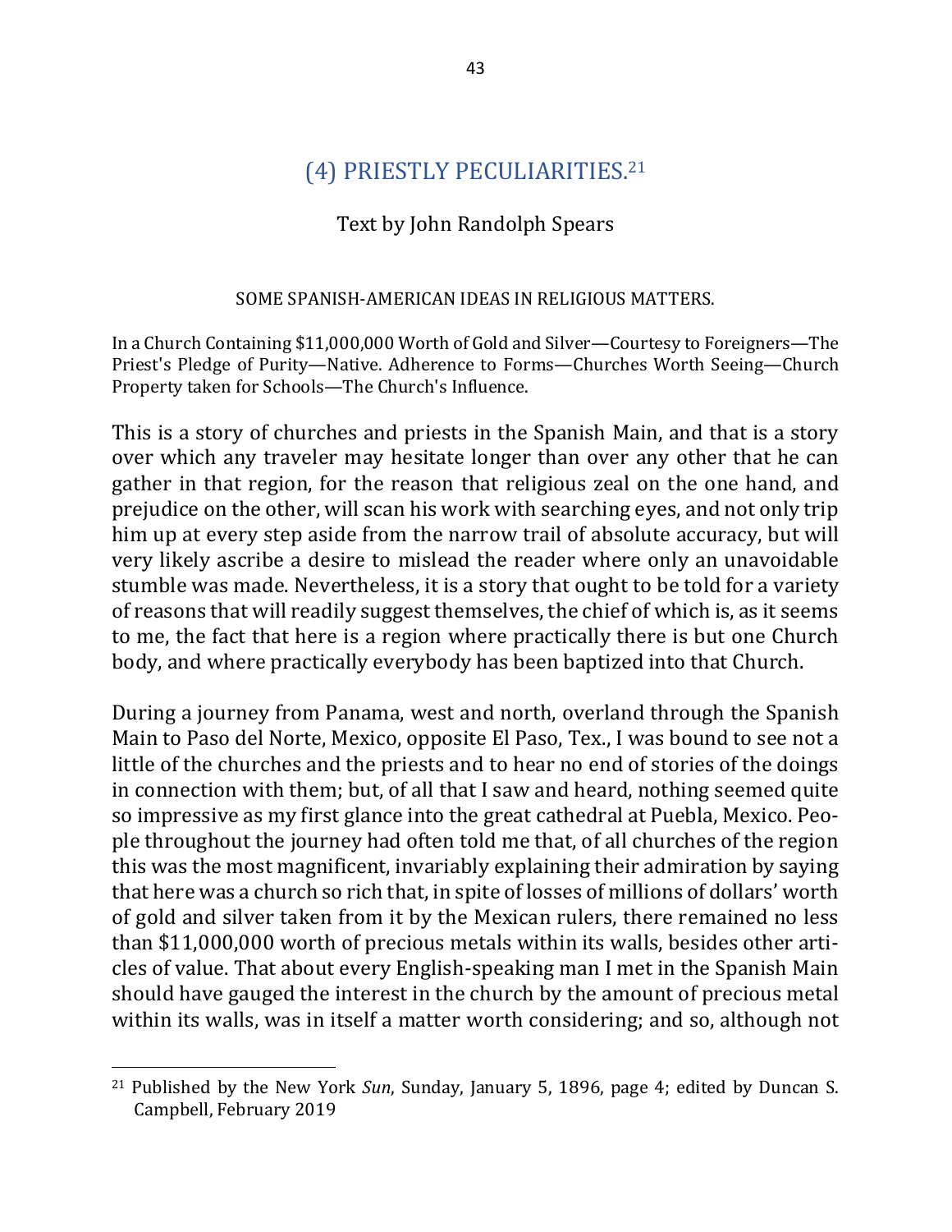## (4) PRIESTLY PECULIARITIES.[21]

Text by John Randolph Spears

SOME SPANISH-AMERICAN IDEAS IN RELIGIOUS MATTERS.

In a Church Containing $11,000,000 Worth of Gold and Silver—Courtesy to Foreigners—The Priest's Pledge of Purity—Native. Adherence to Forms—Churches Worth Seeing—Church Property taken for Schools—The Church's Influence.

This is a story of churches and priests in the Spanish Main, and that is a story over which any traveler may hesitate longer than over any other that he can gather in that region, for the reason that religious zeal on the one hand, and prejudice on the other, will scan his work with searching eyes, and not only trip him up at every step aside from the narrow trail of absolute accuracy, but will very likely ascribe a desire to mislead the reader where only an unavoidable stumble was made. Nevertheless, it is a story that ought to be told for a variety of reasons that will readily suggest themselves, the chief of which is, as it seems to me, the fact that here is a region where practically there is but one Church body, and where practically everybody has been baptized into that Church.

During a journey from Panama, west and north, overland through the Spanish Main to Paso del Norte, Mexico, opposite El Paso, Tex., I was bound to see not a little of the churches and the priests and to hear no end of stories of the doings in connection with them; but, of all that I saw and heard, nothing seemed quite so impressive as my first glance into the great cathedral at Puebla, Mexico. People throughout the journey had often told me that, of all churches of the region this was the most magnificent, invariably explaining their admiration by saying that here was a church so rich that, in spite of losses of millions of dollars' worth of gold and silver taken from it by the Mexican rulers, there remained no less than $11,000,000 worth of precious metals within its walls, besides other articles of value. That about every English-speaking man I met in the Spanish Main should have gauged the interest in the church by the amount of precious metal within its walls, was in itself a matter worth considering; and so, although not

[21] Published by the New York *Sun*, Sunday, January 5, 1896, page 4; edited by Duncan S. Campbell, February 2019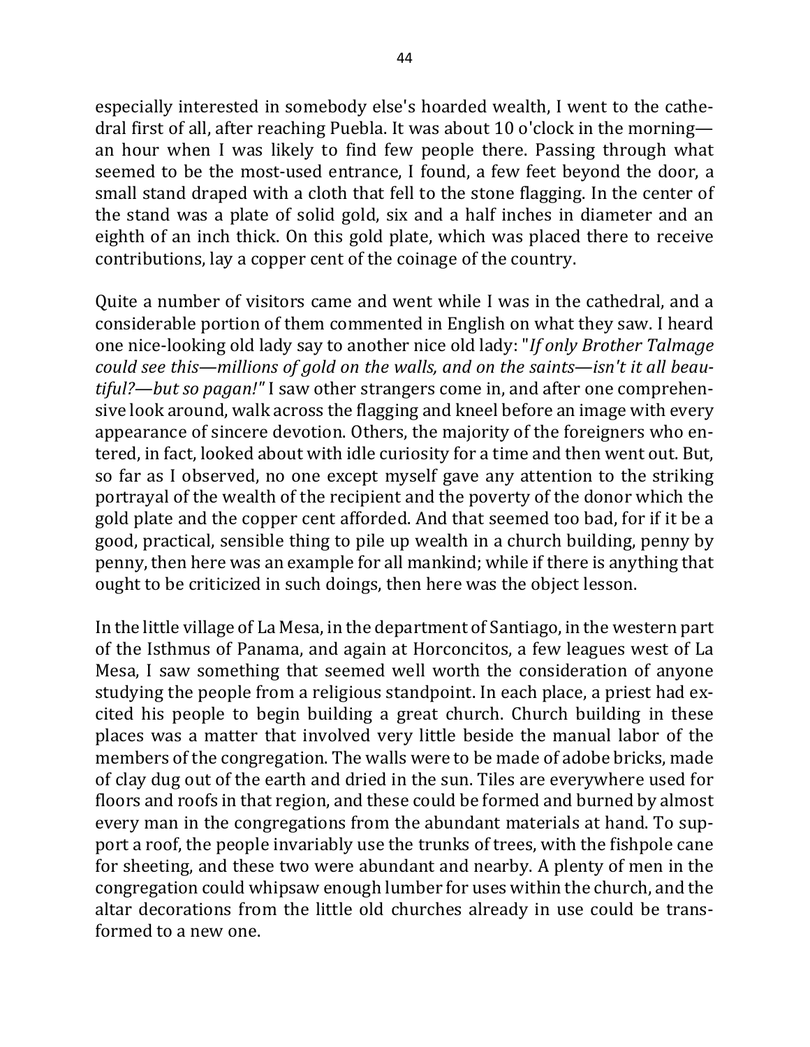especially interested in somebody else's hoarded wealth, I went to the cathedral first of all, after reaching Puebla. It was about 10 o'clock in the morning—an hour when I was likely to find few people there. Passing through what seemed to be the most-used entrance, I found, a few feet beyond the door, a small stand draped with a cloth that fell to the stone flagging. In the center of the stand was a plate of solid gold, six and a half inches in diameter and an eighth of an inch thick. On this gold plate, which was placed there to receive contributions, lay a copper cent of the coinage of the country.

Quite a number of visitors came and went while I was in the cathedral, and a considerable portion of them commented in English on what they saw. I heard one nice-looking old lady say to another nice old lady: "*If only Brother Talmage could see this—millions of gold on the walls, and on the saints—isn't it all beautiful?—but so pagan!*" I saw other strangers come in, and after one comprehensive look around, walk across the flagging and kneel before an image with every appearance of sincere devotion. Others, the majority of the foreigners who entered, in fact, looked about with idle curiosity for a time and then went out. But, so far as I observed, no one except myself gave any attention to the striking portrayal of the wealth of the recipient and the poverty of the donor which the gold plate and the copper cent afforded. And that seemed too bad, for if it be a good, practical, sensible thing to pile up wealth in a church building, penny by penny, then here was an example for all mankind; while if there is anything that ought to be criticized in such doings, then here was the object lesson.

In the little village of La Mesa, in the department of Santiago, in the western part of the Isthmus of Panama, and again at Horconcitos, a few leagues west of La Mesa, I saw something that seemed well worth the consideration of anyone studying the people from a religious standpoint. In each place, a priest had excited his people to begin building a great church. Church building in these places was a matter that involved very little beside the manual labor of the members of the congregation. The walls were to be made of adobe bricks, made of clay dug out of the earth and dried in the sun. Tiles are everywhere used for floors and roofs in that region, and these could be formed and burned by almost every man in the congregations from the abundant materials at hand. To support a roof, the people invariably use the trunks of trees, with the fishpole cane for sheeting, and these two were abundant and nearby. A plenty of men in the congregation could whipsaw enough lumber for uses within the church, and the altar decorations from the little old churches already in use could be transformed to a new one.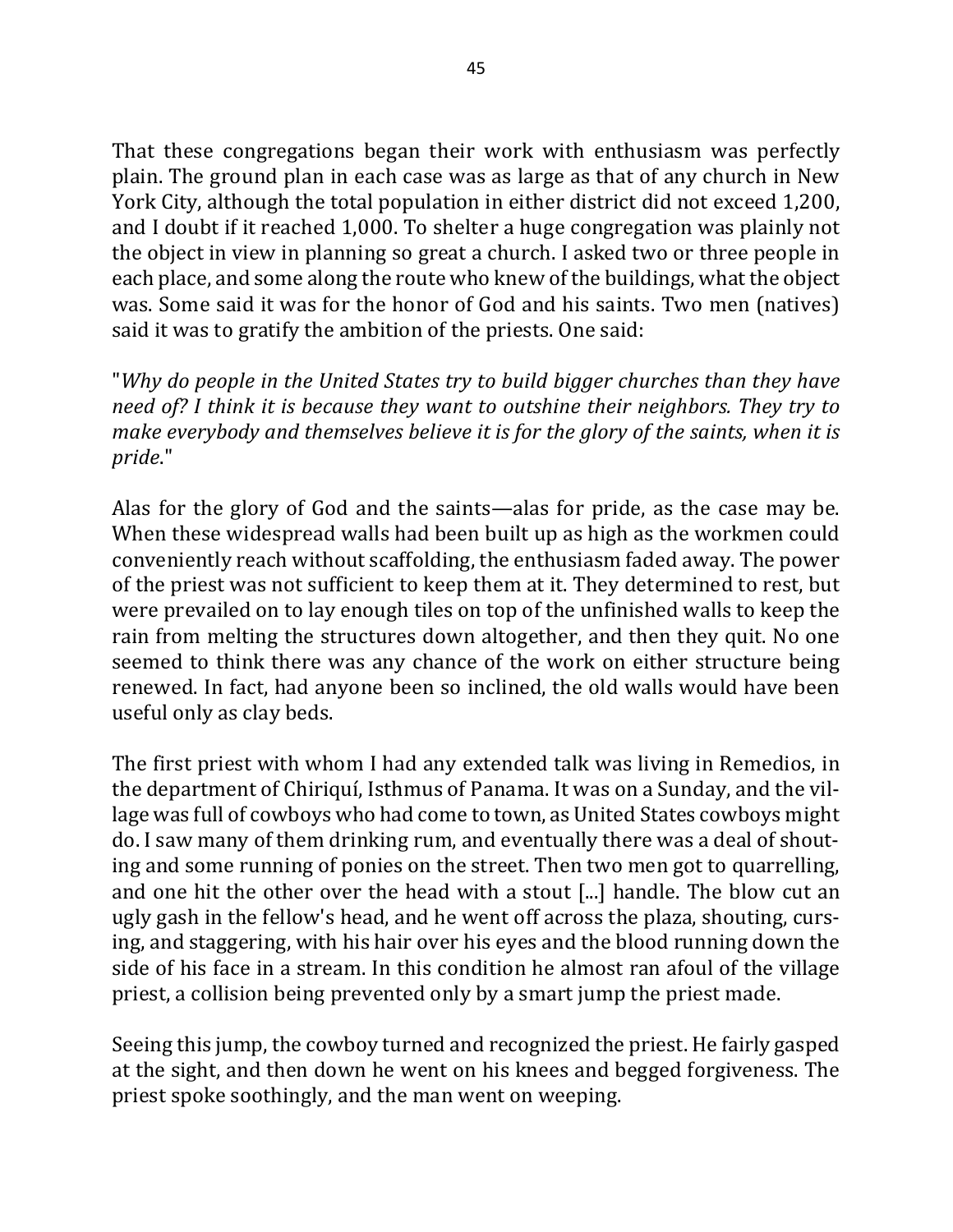That these congregations began their work with enthusiasm was perfectly plain. The ground plan in each case was as large as that of any church in New York City, although the total population in either district did not exceed 1,200, and I doubt if it reached 1,000. To shelter a huge congregation was plainly not the object in view in planning so great a church. I asked two or three people in each place, and some along the route who knew of the buildings, what the object was. Some said it was for the honor of God and his saints. Two men (natives) said it was to gratify the ambition of the priests. One said:

"*Why do people in the United States try to build bigger churches than they have need of? I think it is because they want to outshine their neighbors. They try to make everybody and themselves believe it is for the glory of the saints, when it is pride.*"

Alas for the glory of God and the saints—alas for pride, as the case may be. When these widespread walls had been built up as high as the workmen could conveniently reach without scaffolding, the enthusiasm faded away. The power of the priest was not sufficient to keep them at it. They determined to rest, but were prevailed on to lay enough tiles on top of the unfinished walls to keep the rain from melting the structures down altogether, and then they quit. No one seemed to think there was any chance of the work on either structure being renewed. In fact, had anyone been so inclined, the old walls would have been useful only as clay beds.

The first priest with whom I had any extended talk was living in Remedios, in the department of Chiriquí, Isthmus of Panama. It was on a Sunday, and the village was full of cowboys who had come to town, as United States cowboys might do. I saw many of them drinking rum, and eventually there was a deal of shouting and some running of ponies on the street. Then two men got to quarrelling, and one hit the other over the head with a stout [...] handle. The blow cut an ugly gash in the fellow's head, and he went off across the plaza, shouting, cursing, and staggering, with his hair over his eyes and the blood running down the side of his face in a stream. In this condition he almost ran afoul of the village priest, a collision being prevented only by a smart jump the priest made.

Seeing this jump, the cowboy turned and recognized the priest. He fairly gasped at the sight, and then down he went on his knees and begged forgiveness. The priest spoke soothingly, and the man went on weeping.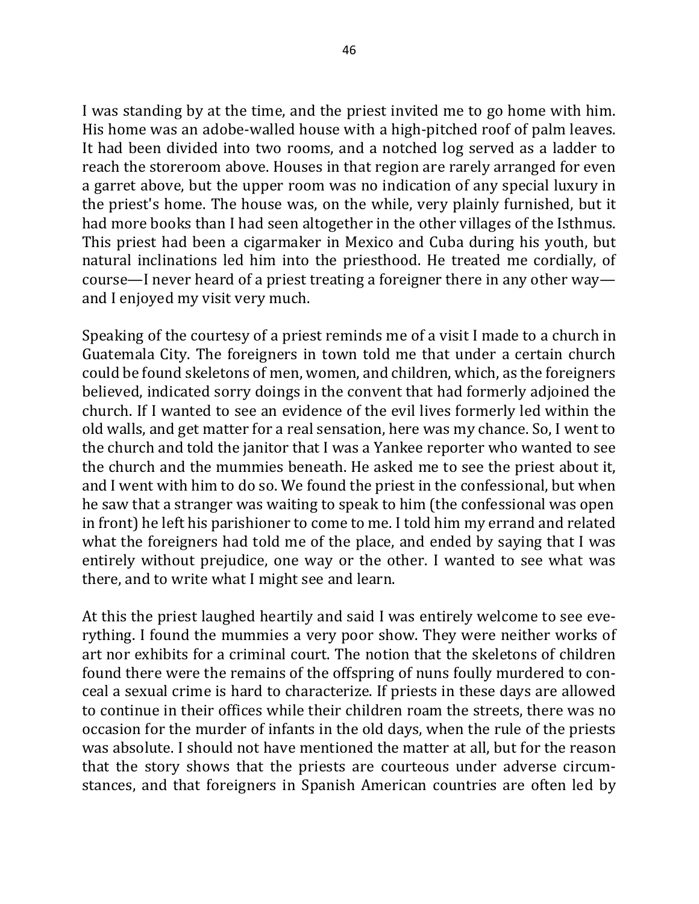I was standing by at the time, and the priest invited me to go home with him. His home was an adobe-walled house with a high-pitched roof of palm leaves. It had been divided into two rooms, and a notched log served as a ladder to reach the storeroom above. Houses in that region are rarely arranged for even a garret above, but the upper room was no indication of any special luxury in the priest's home. The house was, on the while, very plainly furnished, but it had more books than I had seen altogether in the other villages of the Isthmus. This priest had been a cigarmaker in Mexico and Cuba during his youth, but natural inclinations led him into the priesthood. He treated me cordially, of course—I never heard of a priest treating a foreigner there in any other way—and I enjoyed my visit very much.

Speaking of the courtesy of a priest reminds me of a visit I made to a church in Guatemala City. The foreigners in town told me that under a certain church could be found skeletons of men, women, and children, which, as the foreigners believed, indicated sorry doings in the convent that had formerly adjoined the church. If I wanted to see an evidence of the evil lives formerly led within the old walls, and get matter for a real sensation, here was my chance. So, I went to the church and told the janitor that I was a Yankee reporter who wanted to see the church and the mummies beneath. He asked me to see the priest about it, and I went with him to do so. We found the priest in the confessional, but when he saw that a stranger was waiting to speak to him (the confessional was open in front) he left his parishioner to come to me. I told him my errand and related what the foreigners had told me of the place, and ended by saying that I was entirely without prejudice, one way or the other. I wanted to see what was there, and to write what I might see and learn.

At this the priest laughed heartily and said I was entirely welcome to see everything. I found the mummies a very poor show. They were neither works of art nor exhibits for a criminal court. The notion that the skeletons of children found there were the remains of the offspring of nuns foully murdered to conceal a sexual crime is hard to characterize. If priests in these days are allowed to continue in their offices while their children roam the streets, there was no occasion for the murder of infants in the old days, when the rule of the priests was absolute. I should not have mentioned the matter at all, but for the reason that the story shows that the priests are courteous under adverse circumstances, and that foreigners in Spanish American countries are often led by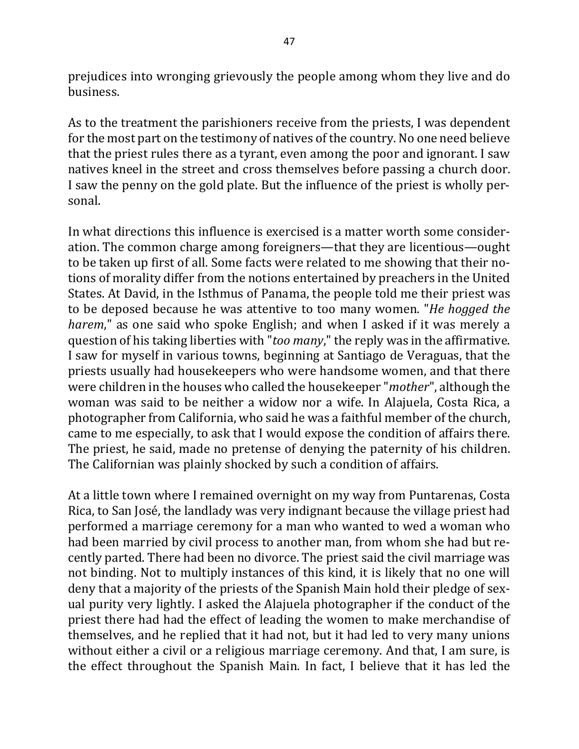prejudices into wronging grievously the people among whom they live and do business.

As to the treatment the parishioners receive from the priests, I was dependent for the most part on the testimony of natives of the country. No one need believe that the priest rules there as a tyrant, even among the poor and ignorant. I saw natives kneel in the street and cross themselves before passing a church door. I saw the penny on the gold plate. But the influence of the priest is wholly personal.

In what directions this influence is exercised is a matter worth some consideration. The common charge among foreigners—that they are licentious—ought to be taken up first of all. Some facts were related to me showing that their notions of morality differ from the notions entertained by preachers in the United States. At David, in the Isthmus of Panama, the people told me their priest was to be deposed because he was attentive to too many women. "*He hogged the harem*," as one said who spoke English; and when I asked if it was merely a question of his taking liberties with "*too many*," the reply was in the affirmative. I saw for myself in various towns, beginning at Santiago de Veraguas, that the priests usually had housekeepers who were handsome women, and that there were children in the houses who called the housekeeper "*mother*", although the woman was said to be neither a widow nor a wife. In Alajuela, Costa Rica, a photographer from California, who said he was a faithful member of the church, came to me especially, to ask that I would expose the condition of affairs there. The priest, he said, made no pretense of denying the paternity of his children. The Californian was plainly shocked by such a condition of affairs.

At a little town where I remained overnight on my way from Puntarenas, Costa Rica, to San José, the landlady was very indignant because the village priest had performed a marriage ceremony for a man who wanted to wed a woman who had been married by civil process to another man, from whom she had but recently parted. There had been no divorce. The priest said the civil marriage was not binding. Not to multiply instances of this kind, it is likely that no one will deny that a majority of the priests of the Spanish Main hold their pledge of sexual purity very lightly. I asked the Alajuela photographer if the conduct of the priest there had had the effect of leading the women to make merchandise of themselves, and he replied that it had not, but it had led to very many unions without either a civil or a religious marriage ceremony. And that, I am sure, is the effect throughout the Spanish Main. In fact, I believe that it has led the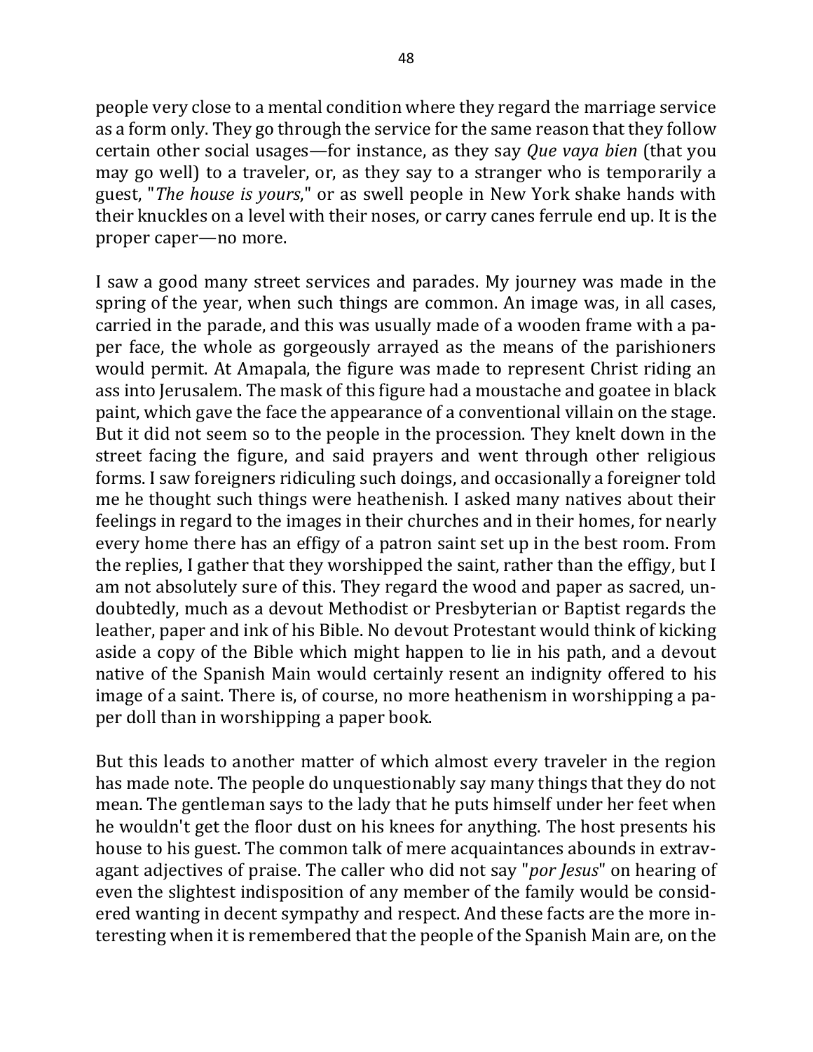people very close to a mental condition where they regard the marriage service as a form only. They go through the service for the same reason that they follow certain other social usages—for instance, as they say *Que vaya bien* (that you may go well) to a traveler, or, as they say to a stranger who is temporarily a guest, "*The house is yours*," or as swell people in New York shake hands with their knuckles on a level with their noses, or carry canes ferrule end up. It is the proper caper—no more.

I saw a good many street services and parades. My journey was made in the spring of the year, when such things are common. An image was, in all cases, carried in the parade, and this was usually made of a wooden frame with a paper face, the whole as gorgeously arrayed as the means of the parishioners would permit. At Amapala, the figure was made to represent Christ riding an ass into Jerusalem. The mask of this figure had a moustache and goatee in black paint, which gave the face the appearance of a conventional villain on the stage. But it did not seem so to the people in the procession. They knelt down in the street facing the figure, and said prayers and went through other religious forms. I saw foreigners ridiculing such doings, and occasionally a foreigner told me he thought such things were heathenish. I asked many natives about their feelings in regard to the images in their churches and in their homes, for nearly every home there has an effigy of a patron saint set up in the best room. From the replies, I gather that they worshipped the saint, rather than the effigy, but I am not absolutely sure of this. They regard the wood and paper as sacred, undoubtedly, much as a devout Methodist or Presbyterian or Baptist regards the leather, paper and ink of his Bible. No devout Protestant would think of kicking aside a copy of the Bible which might happen to lie in his path, and a devout native of the Spanish Main would certainly resent an indignity offered to his image of a saint. There is, of course, no more heathenism in worshipping a paper doll than in worshipping a paper book.

But this leads to another matter of which almost every traveler in the region has made note. The people do unquestionably say many things that they do not mean. The gentleman says to the lady that he puts himself under her feet when he wouldn't get the floor dust on his knees for anything. The host presents his house to his guest. The common talk of mere acquaintances abounds in extravagant adjectives of praise. The caller who did not say "*por Jesus*" on hearing of even the slightest indisposition of any member of the family would be considered wanting in decent sympathy and respect. And these facts are the more interesting when it is remembered that the people of the Spanish Main are, on the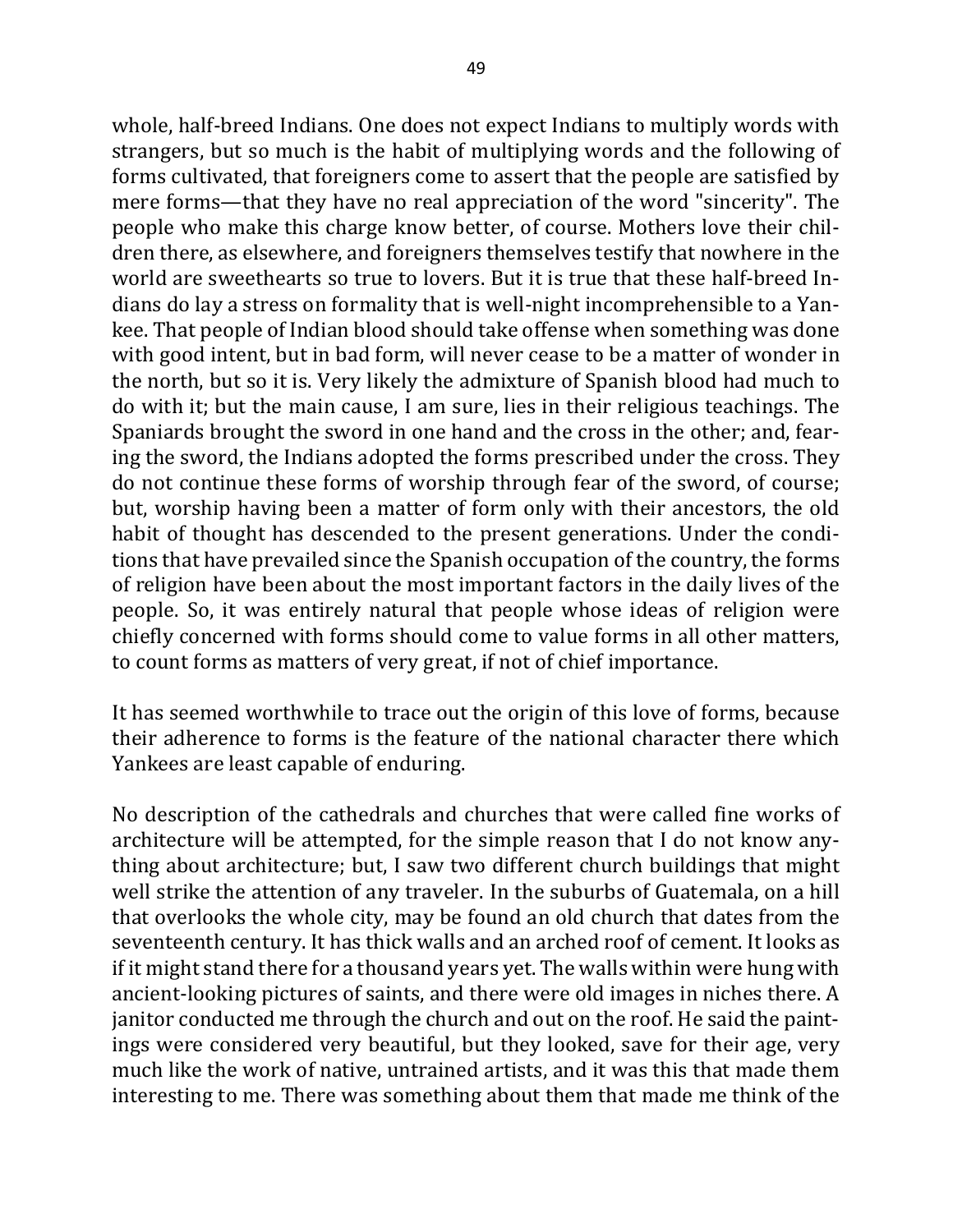whole, half-breed Indians. One does not expect Indians to multiply words with strangers, but so much is the habit of multiplying words and the following of forms cultivated, that foreigners come to assert that the people are satisfied by mere forms—that they have no real appreciation of the word "sincerity". The people who make this charge know better, of course. Mothers love their children there, as elsewhere, and foreigners themselves testify that nowhere in the world are sweethearts so true to lovers. But it is true that these half-breed Indians do lay a stress on formality that is well-night incomprehensible to a Yankee. That people of Indian blood should take offense when something was done with good intent, but in bad form, will never cease to be a matter of wonder in the north, but so it is. Very likely the admixture of Spanish blood had much to do with it; but the main cause, I am sure, lies in their religious teachings. The Spaniards brought the sword in one hand and the cross in the other; and, fearing the sword, the Indians adopted the forms prescribed under the cross. They do not continue these forms of worship through fear of the sword, of course; but, worship having been a matter of form only with their ancestors, the old habit of thought has descended to the present generations. Under the conditions that have prevailed since the Spanish occupation of the country, the forms of religion have been about the most important factors in the daily lives of the people. So, it was entirely natural that people whose ideas of religion were chiefly concerned with forms should come to value forms in all other matters, to count forms as matters of very great, if not of chief importance.

It has seemed worthwhile to trace out the origin of this love of forms, because their adherence to forms is the feature of the national character there which Yankees are least capable of enduring.

No description of the cathedrals and churches that were called fine works of architecture will be attempted, for the simple reason that I do not know anything about architecture; but, I saw two different church buildings that might well strike the attention of any traveler. In the suburbs of Guatemala, on a hill that overlooks the whole city, may be found an old church that dates from the seventeenth century. It has thick walls and an arched roof of cement. It looks as if it might stand there for a thousand years yet. The walls within were hung with ancient-looking pictures of saints, and there were old images in niches there. A janitor conducted me through the church and out on the roof. He said the paintings were considered very beautiful, but they looked, save for their age, very much like the work of native, untrained artists, and it was this that made them interesting to me. There was something about them that made me think of the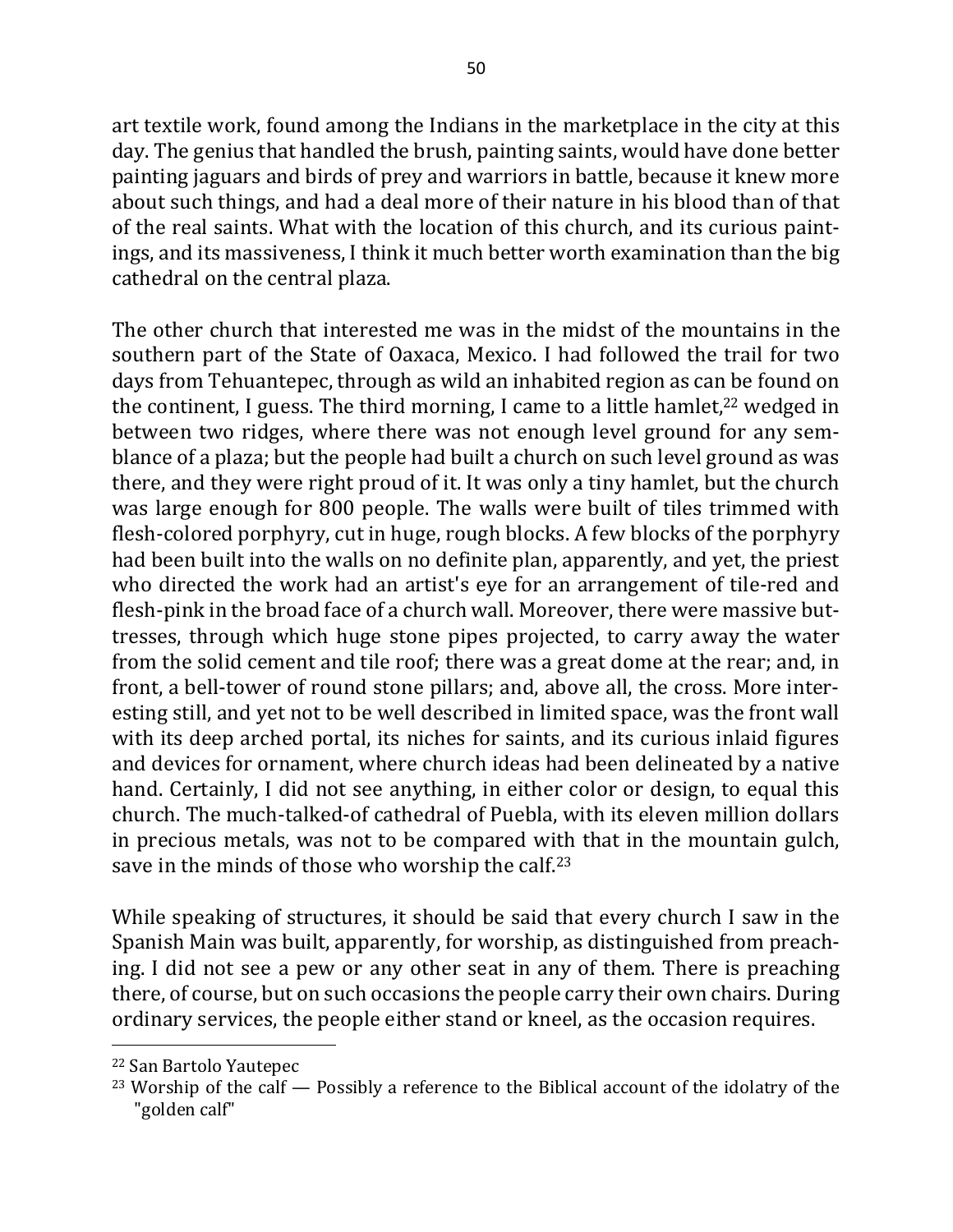art textile work, found among the Indians in the marketplace in the city at this day. The genius that handled the brush, painting saints, would have done better painting jaguars and birds of prey and warriors in battle, because it knew more about such things, and had a deal more of their nature in his blood than of that of the real saints. What with the location of this church, and its curious paintings, and its massiveness, I think it much better worth examination than the big cathedral on the central plaza.

The other church that interested me was in the midst of the mountains in the southern part of the State of Oaxaca, Mexico. I had followed the trail for two days from Tehuantepec, through as wild an inhabited region as can be found on the continent, I guess. The third morning, I came to a little hamlet,[22] wedged in between two ridges, where there was not enough level ground for any semblance of a plaza; but the people had built a church on such level ground as was there, and they were right proud of it. It was only a tiny hamlet, but the church was large enough for 800 people. The walls were built of tiles trimmed with flesh-colored porphyry, cut in huge, rough blocks. A few blocks of the porphyry had been built into the walls on no definite plan, apparently, and yet, the priest who directed the work had an artist's eye for an arrangement of tile-red and flesh-pink in the broad face of a church wall. Moreover, there were massive buttresses, through which huge stone pipes projected, to carry away the water from the solid cement and tile roof; there was a great dome at the rear; and, in front, a bell-tower of round stone pillars; and, above all, the cross. More interesting still, and yet not to be well described in limited space, was the front wall with its deep arched portal, its niches for saints, and its curious inlaid figures and devices for ornament, where church ideas had been delineated by a native hand. Certainly, I did not see anything, in either color or design, to equal this church. The much-talked-of cathedral of Puebla, with its eleven million dollars in precious metals, was not to be compared with that in the mountain gulch, save in the minds of those who worship the calf.[23]

While speaking of structures, it should be said that every church I saw in the Spanish Main was built, apparently, for worship, as distinguished from preaching. I did not see a pew or any other seat in any of them. There is preaching there, of course, but on such occasions the people carry their own chairs. During ordinary services, the people either stand or kneel, as the occasion requires.

---

[22] San Bartolo Yautepec

[23] Worship of the calf — Possibly a reference to the Biblical account of the idolatry of the "golden calf"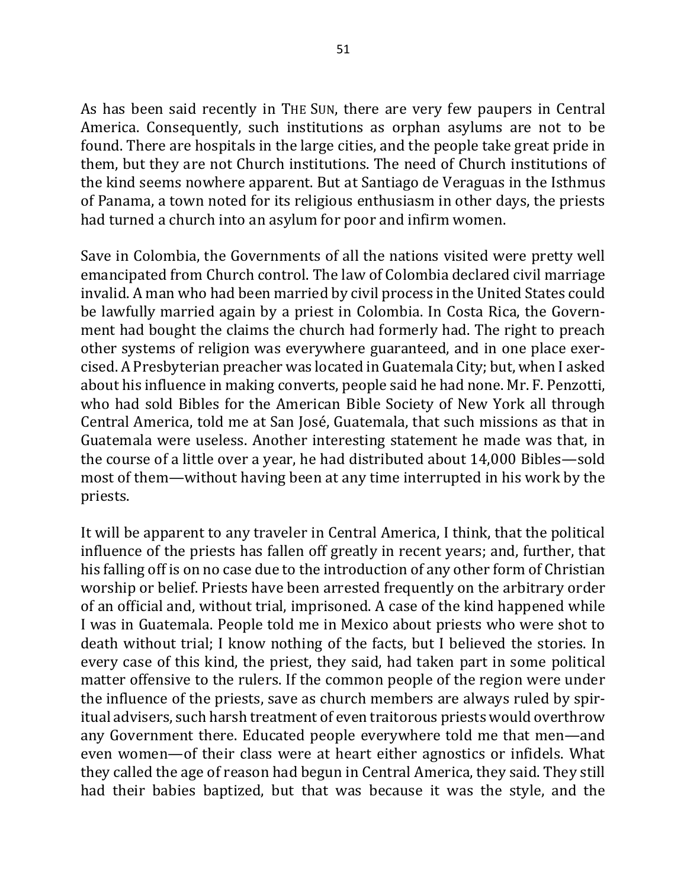As has been said recently in THE SUN, there are very few paupers in Central America. Consequently, such institutions as orphan asylums are not to be found. There are hospitals in the large cities, and the people take great pride in them, but they are not Church institutions. The need of Church institutions of the kind seems nowhere apparent. But at Santiago de Veraguas in the Isthmus of Panama, a town noted for its religious enthusiasm in other days, the priests had turned a church into an asylum for poor and infirm women.

Save in Colombia, the Governments of all the nations visited were pretty well emancipated from Church control. The law of Colombia declared civil marriage invalid. A man who had been married by civil process in the United States could be lawfully married again by a priest in Colombia. In Costa Rica, the Government had bought the claims the church had formerly had. The right to preach other systems of religion was everywhere guaranteed, and in one place exercised. A Presbyterian preacher was located in Guatemala City; but, when I asked about his influence in making converts, people said he had none. Mr. F. Penzotti, who had sold Bibles for the American Bible Society of New York all through Central America, told me at San José, Guatemala, that such missions as that in Guatemala were useless. Another interesting statement he made was that, in the course of a little over a year, he had distributed about 14,000 Bibles—sold most of them—without having been at any time interrupted in his work by the priests.

It will be apparent to any traveler in Central America, I think, that the political influence of the priests has fallen off greatly in recent years; and, further, that his falling off is on no case due to the introduction of any other form of Christian worship or belief. Priests have been arrested frequently on the arbitrary order of an official and, without trial, imprisoned. A case of the kind happened while I was in Guatemala. People told me in Mexico about priests who were shot to death without trial; I know nothing of the facts, but I believed the stories. In every case of this kind, the priest, they said, had taken part in some political matter offensive to the rulers. If the common people of the region were under the influence of the priests, save as church members are always ruled by spiritual advisers, such harsh treatment of even traitorous priests would overthrow any Government there. Educated people everywhere told me that men—and even women—of their class were at heart either agnostics or infidels. What they called the age of reason had begun in Central America, they said. They still had their babies baptized, but that was because it was the style, and the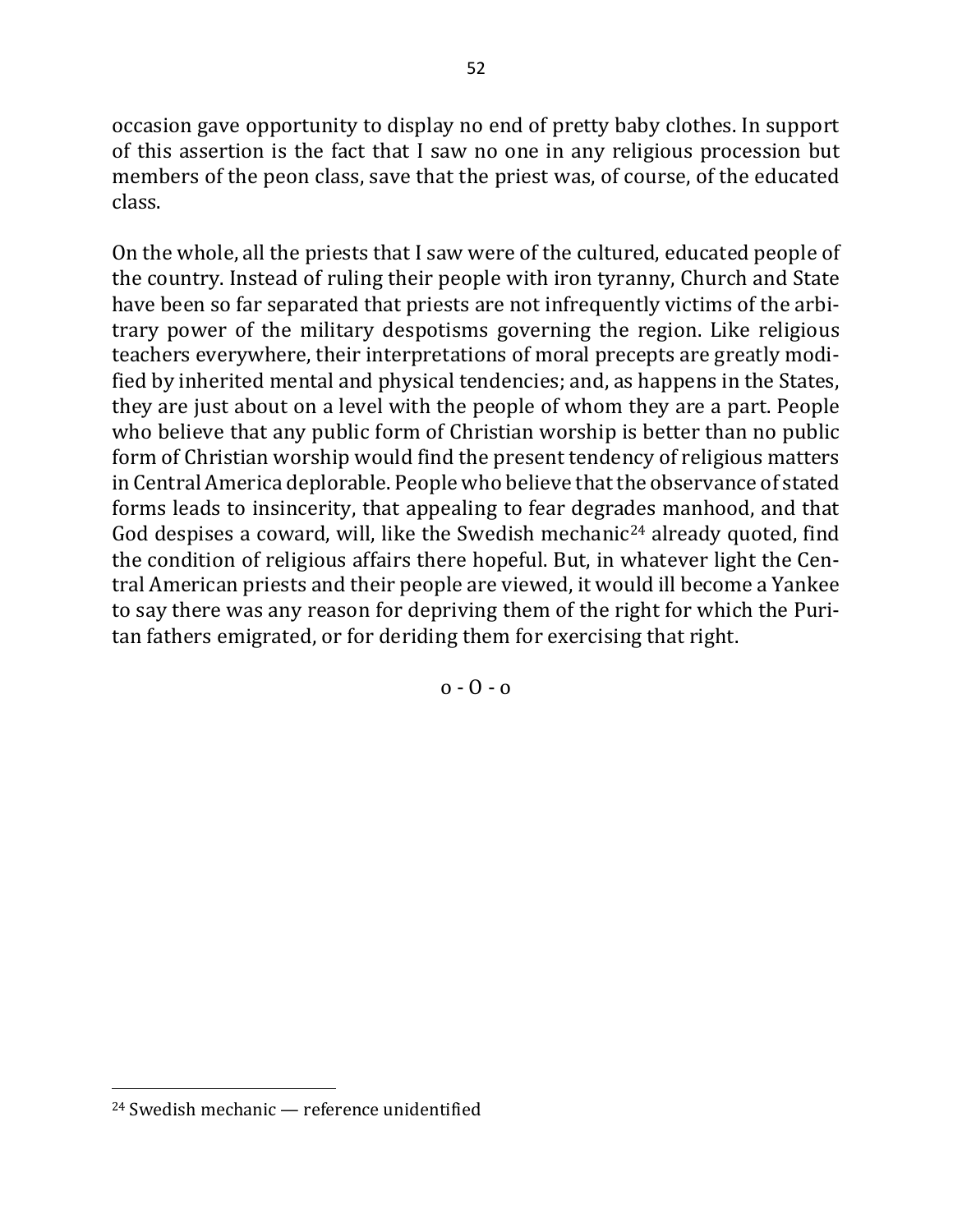occasion gave opportunity to display no end of pretty baby clothes. In support of this assertion is the fact that I saw no one in any religious procession but members of the peon class, save that the priest was, of course, of the educated class.

On the whole, all the priests that I saw were of the cultured, educated people of the country. Instead of ruling their people with iron tyranny, Church and State have been so far separated that priests are not infrequently victims of the arbitrary power of the military despotisms governing the region. Like religious teachers everywhere, their interpretations of moral precepts are greatly modified by inherited mental and physical tendencies; and, as happens in the States, they are just about on a level with the people of whom they are a part. People who believe that any public form of Christian worship is better than no public form of Christian worship would find the present tendency of religious matters in Central America deplorable. People who believe that the observance of stated forms leads to insincerity, that appealing to fear degrades manhood, and that God despises a coward, will, like the Swedish mechanic[24] already quoted, find the condition of religious affairs there hopeful. But, in whatever light the Central American priests and their people are viewed, it would ill become a Yankee to say there was any reason for depriving them of the right for which the Puritan fathers emigrated, or for deriding them for exercising that right.

o - O - o

[24] Swedish mechanic — reference unidentified